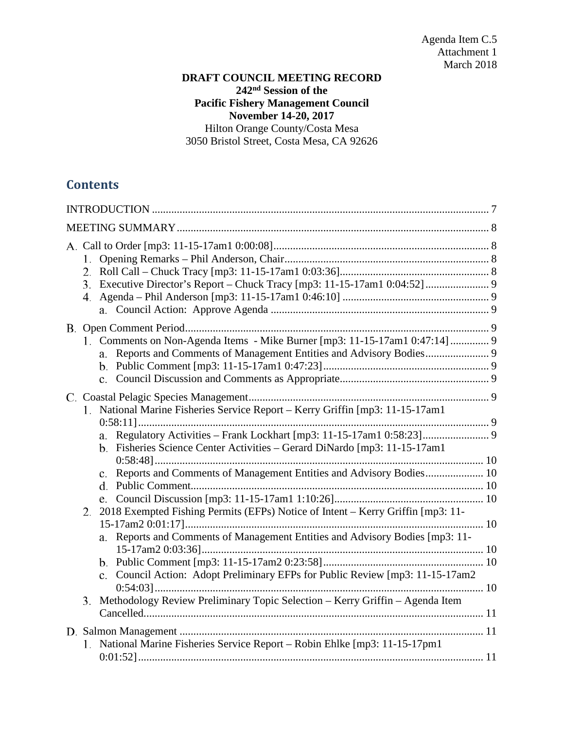Agenda Item C.5
Attachment 1
March 2018

**DRAFT COUNCIL MEETING RECORD**
**242nd Session of the**
**Pacific Fishery Management Council**
**November 14-20, 2017**
Hilton Orange County/Costa Mesa
3050 Bristol Street, Costa Mesa, CA 92626

## Contents

INTRODUCTION ........................................................................ 7

MEETING SUMMARY ................................................................... 8

A. Call to Order [mp3: 11-15-17am1 0:00:08] ......................................... 8
  1. Opening Remarks – Phil Anderson, Chair ...................................... 8
  2. Roll Call – Chuck Tracy [mp3: 11-15-17am1 0:03:36] .......................... 8
  3. Executive Director's Report – Chuck Tracy [mp3: 11-15-17am1 0:04:52] ....... 9
  4. Agenda – Phil Anderson [mp3: 11-15-17am1 0:46:10] .......................... 9
    a. Council Action: Approve Agenda .......................................... 9

B. Open Comment Period ............................................................ 9
  1. Comments on Non-Agenda Items - Mike Burner [mp3: 11-15-17am1 0:47:14] ....... 9
    a. Reports and Comments of Management Entities and Advisory Bodies .......... 9
    b. Public Comment [mp3: 11-15-17am1 0:47:23] ............................... 9
    c. Council Discussion and Comments as Appropriate ........................... 9

C. Coastal Pelagic Species Management ............................................. 9
  1. National Marine Fisheries Service Report – Kerry Griffin [mp3: 11-15-17am1 0:58:11] ... 9
    a. Regulatory Activities – Frank Lockhart [mp3: 11-15-17am1 0:58:23] ........ 9
    b. Fisheries Science Center Activities – Gerard DiNardo [mp3: 11-15-17am1 0:58:48] ... 10
    c. Reports and Comments of Management Entities and Advisory Bodies .......... 10
    d. Public Comment ........................................................... 10
    e. Council Discussion [mp3: 11-15-17am1 1:10:26] ............................ 10
  2. 2018 Exempted Fishing Permits (EFPs) Notice of Intent – Kerry Griffin [mp3: 11-15-17am2 0:01:17] ... 10
    a. Reports and Comments of Management Entities and Advisory Bodies [mp3: 11-15-17am2 0:03:36] ... 10
    b. Public Comment [mp3: 11-15-17am2 0:23:58] ............................... 10
    c. Council Action: Adopt Preliminary EFPs for Public Review [mp3: 11-15-17am2 0:54:03] ... 10
  3. Methodology Review Preliminary Topic Selection – Kerry Griffin – Agenda Item Cancelled ... 11

D. Salmon Management ............................................................. 11
  1. National Marine Fisheries Service Report – Robin Ehlke [mp3: 11-15-17pm1 0:01:52] ... 11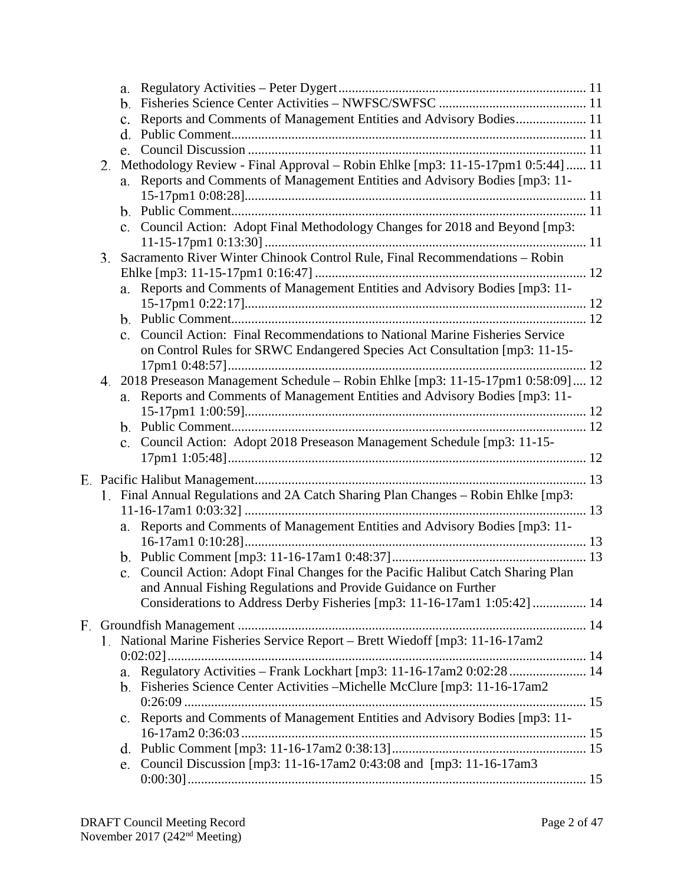a. Regulatory Activities – Peter Dygert ......................................................................... 11
b. Fisheries Science Center Activities – NWFSC/SWFSC ........................................... 11
c. Reports and Comments of Management Entities and Advisory Bodies..................... 11
d. Public Comment......................................................................................................... 11
e. Council Discussion .................................................................................................... 11

2. Methodology Review - Final Approval – Robin Ehlke [mp3: 11-15-17pm1 0:5:44] ...... 11
   a. Reports and Comments of Management Entities and Advisory Bodies [mp3: 11-15-17pm1 0:08:28]..................................................................................................... 11
   b. Public Comment......................................................................................................... 11
   c. Council Action: Adopt Final Methodology Changes for 2018 and Beyond [mp3: 11-15-17pm1 0:13:30] ............................................................................................... 11

3. Sacramento River Winter Chinook Control Rule, Final Recommendations – Robin Ehlke [mp3: 11-15-17pm1 0:16:47] ................................................................................ 12
   a. Reports and Comments of Management Entities and Advisory Bodies [mp3: 11-15-17pm1 0:22:17]..................................................................................................... 12
   b. Public Comment......................................................................................................... 12
   c. Council Action: Final Recommendations to National Marine Fisheries Service on Control Rules for SRWC Endangered Species Act Consultation [mp3: 11-15-17pm1 0:48:57].......................................................................................................... 12

4. 2018 Preseason Management Schedule – Robin Ehlke [mp3: 11-15-17pm1 0:58:09].... 12
   a. Reports and Comments of Management Entities and Advisory Bodies [mp3: 11-15-17pm1 1:00:59]..................................................................................................... 12
   b. Public Comment......................................................................................................... 12
   c. Council Action: Adopt 2018 Preseason Management Schedule [mp3: 11-15-17pm1 1:05:48].......................................................................................................... 12

E. Pacific Halibut Management................................................................................................ 13

1. Final Annual Regulations and 2A Catch Sharing Plan Changes – Robin Ehlke [mp3: 11-16-17am1 0:03:32] ..................................................................................................... 13
   a. Reports and Comments of Management Entities and Advisory Bodies [mp3: 11-16-17am1 0:10:28]..................................................................................................... 13
   b. Public Comment [mp3: 11-16-17am1 0:48:37].......................................................... 13
   c. Council Action: Adopt Final Changes for the Pacific Halibut Catch Sharing Plan and Annual Fishing Regulations and Provide Guidance on Further Considerations to Address Derby Fisheries [mp3: 11-16-17am1 1:05:42] ................ 14

F. Groundfish Management ...................................................................................................... 14

1. National Marine Fisheries Service Report – Brett Wiedoff [mp3: 11-16-17am2 0:02:02]............................................................................................................................ 14
   a. Regulatory Activities – Frank Lockhart [mp3: 11-16-17am2 0:02:28 ....................... 14
   b. Fisheries Science Center Activities –Michelle McClure [mp3: 11-16-17am2 0:26:09 ....................................................................................................................... 15
   c. Reports and Comments of Management Entities and Advisory Bodies [mp3: 11-16-17am2 0:36:03 ...................................................................................................... 15
   d. Public Comment [mp3: 11-16-17am2 0:38:13].......................................................... 15
   e. Council Discussion [mp3: 11-16-17am2 0:43:08 and [mp3: 11-16-17am3 0:00:30]...................................................................................................................... 15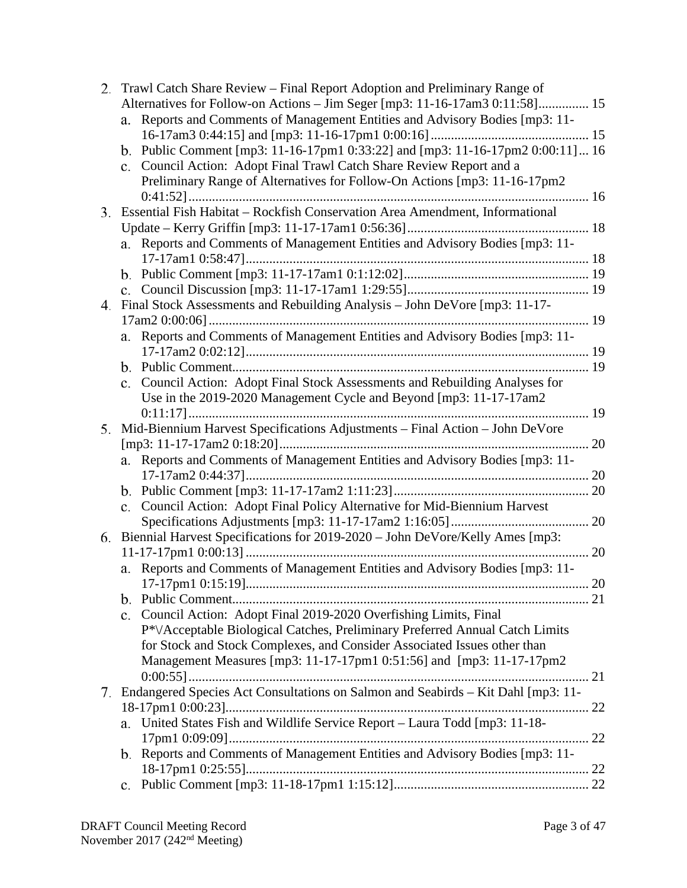2. Trawl Catch Share Review – Final Report Adoption and Preliminary Range of Alternatives for Follow-on Actions – Jim Seger [mp3: 11-16-17am3 0:11:58]............... 15
   a. Reports and Comments of Management Entities and Advisory Bodies [mp3: 11-16-17am3 0:44:15] and [mp3: 11-16-17pm1 0:00:16]............................................... 15
   b. Public Comment [mp3: 11-16-17pm1 0:33:22] and [mp3: 11-16-17pm2 0:00:11]... 16
   c. Council Action: Adopt Final Trawl Catch Share Review Report and a Preliminary Range of Alternatives for Follow-On Actions [mp3: 11-16-17pm2 0:41:52]....................................................................................................... 16
3. Essential Fish Habitat – Rockfish Conservation Area Amendment, Informational Update – Kerry Griffin [mp3: 11-17-17am1 0:56:36]...................................................... 18
   a. Reports and Comments of Management Entities and Advisory Bodies [mp3: 11-17-17am1 0:58:47]..................................................................................................... 18
   b. Public Comment [mp3: 11-17-17am1 0:1:12:02]....................................................... 19
   c. Council Discussion [mp3: 11-17-17am1 1:29:55]...................................................... 19
4. Final Stock Assessments and Rebuilding Analysis – John DeVore [mp3: 11-17-17am2 0:00:06]................................................................................................................. 19
   a. Reports and Comments of Management Entities and Advisory Bodies [mp3: 11-17-17am2 0:02:12]...................................................................................................... 19
   b. Public Comment.......................................................................................................... 19
   c. Council Action: Adopt Final Stock Assessments and Rebuilding Analyses for Use in the 2019-2020 Management Cycle and Beyond [mp3: 11-17-17am2 0:11:17]...................................................................................................... 19
5. Mid-Biennium Harvest Specifications Adjustments – Final Action – John DeVore [mp3: 11-17-17am2 0:18:20]............................................................................................ 20
   a. Reports and Comments of Management Entities and Advisory Bodies [mp3: 11-17-17am2 0:44:37]...................................................................................................... 20
   b. Public Comment [mp3: 11-17-17am2 1:11:23].......................................................... 20
   c. Council Action: Adopt Final Policy Alternative for Mid-Biennium Harvest Specifications Adjustments [mp3: 11-17-17am2 1:16:05]......................................... 20
6. Biennial Harvest Specifications for 2019-2020 – John DeVore/Kelly Ames [mp3: 11-17-17pm1 0:00:13]...................................................................................................... 20
   a. Reports and Comments of Management Entities and Advisory Bodies [mp3: 11-17-17pm1 0:15:19]...................................................................................................... 20
   b. Public Comment.......................................................................................................... 21
   c. Council Action: Adopt Final 2019-2020 Overfishing Limits, Final P*\/Acceptable Biological Catches, Preliminary Preferred Annual Catch Limits for Stock and Stock Complexes, and Consider Associated Issues other than Management Measures [mp3: 11-17-17pm1 0:51:56] and [mp3: 11-17-17pm2 0:00:55]....................................................................................................... 21
7. Endangered Species Act Consultations on Salmon and Seabirds – Kit Dahl [mp3: 11-18-17pm1 0:00:23]............................................................................................................ 22
   a. United States Fish and Wildlife Service Report – Laura Todd [mp3: 11-18-17pm1 0:09:09]........................................................................................................... 22
   b. Reports and Comments of Management Entities and Advisory Bodies [mp3: 11-18-17pm1 0:25:55]..................................................................................................... 22
   c. Public Comment [mp3: 11-18-17pm1 1:15:12].......................................................... 22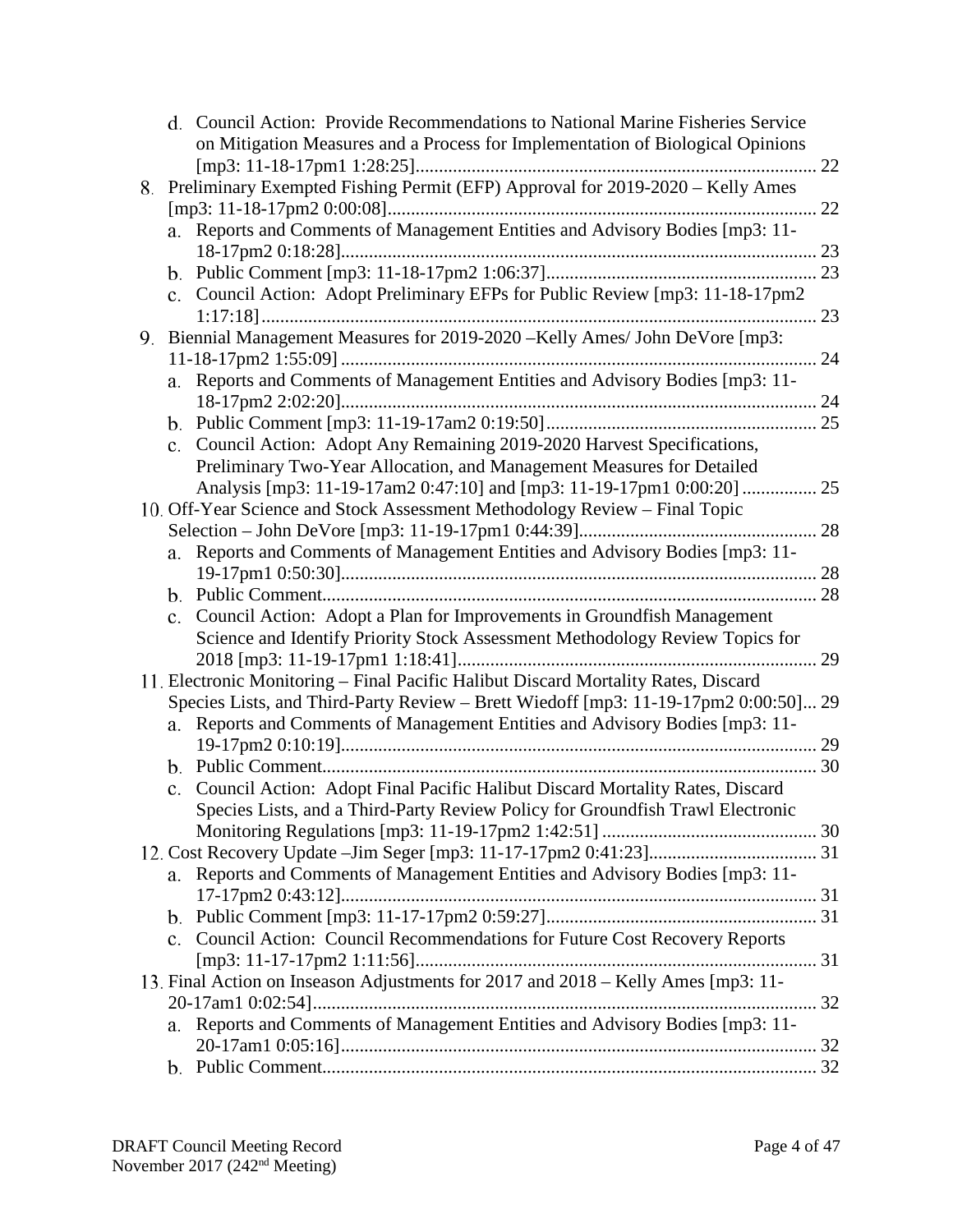d. Council Action: Provide Recommendations to National Marine Fisheries Service on Mitigation Measures and a Process for Implementation of Biological Opinions [mp3: 11-18-17pm1 1:28:25] ..... 22

8. Preliminary Exempted Fishing Permit (EFP) Approval for 2019-2020 – Kelly Ames [mp3: 11-18-17pm2 0:00:08] ..... 22
   a. Reports and Comments of Management Entities and Advisory Bodies [mp3: 11-18-17pm2 0:18:28] ..... 23
   b. Public Comment [mp3: 11-18-17pm2 1:06:37] ..... 23
   c. Council Action: Adopt Preliminary EFPs for Public Review [mp3: 11-18-17pm2 1:17:18] ..... 23

9. Biennial Management Measures for 2019-2020 –Kelly Ames/ John DeVore [mp3: 11-18-17pm2 1:55:09] ..... 24
   a. Reports and Comments of Management Entities and Advisory Bodies [mp3: 11-18-17pm2 2:02:20] ..... 24
   b. Public Comment [mp3: 11-19-17am2 0:19:50] ..... 25
   c. Council Action: Adopt Any Remaining 2019-2020 Harvest Specifications, Preliminary Two-Year Allocation, and Management Measures for Detailed Analysis [mp3: 11-19-17am2 0:47:10] and [mp3: 11-19-17pm1 0:00:20] ..... 25

10. Off-Year Science and Stock Assessment Methodology Review – Final Topic Selection – John DeVore [mp3: 11-19-17pm1 0:44:39] ..... 28
   a. Reports and Comments of Management Entities and Advisory Bodies [mp3: 11-19-17pm1 0:50:30] ..... 28
   b. Public Comment ..... 28
   c. Council Action: Adopt a Plan for Improvements in Groundfish Management Science and Identify Priority Stock Assessment Methodology Review Topics for 2018 [mp3: 11-19-17pm1 1:18:41] ..... 29

11. Electronic Monitoring – Final Pacific Halibut Discard Mortality Rates, Discard Species Lists, and Third-Party Review – Brett Wiedoff [mp3: 11-19-17pm2 0:00:50] ... 29
   a. Reports and Comments of Management Entities and Advisory Bodies [mp3: 11-19-17pm2 0:10:19] ..... 29
   b. Public Comment ..... 30
   c. Council Action: Adopt Final Pacific Halibut Discard Mortality Rates, Discard Species Lists, and a Third-Party Review Policy for Groundfish Trawl Electronic Monitoring Regulations [mp3: 11-19-17pm2 1:42:51] ..... 30

12. Cost Recovery Update –Jim Seger [mp3: 11-17-17pm2 0:41:23] ..... 31
   a. Reports and Comments of Management Entities and Advisory Bodies [mp3: 11-17-17pm2 0:43:12] ..... 31
   b. Public Comment [mp3: 11-17-17pm2 0:59:27] ..... 31
   c. Council Action: Council Recommendations for Future Cost Recovery Reports [mp3: 11-17-17pm2 1:11:56] ..... 31

13. Final Action on Inseason Adjustments for 2017 and 2018 – Kelly Ames [mp3: 11-20-17am1 0:02:54] ..... 32
   a. Reports and Comments of Management Entities and Advisory Bodies [mp3: 11-20-17am1 0:05:16] ..... 32
   b. Public Comment ..... 32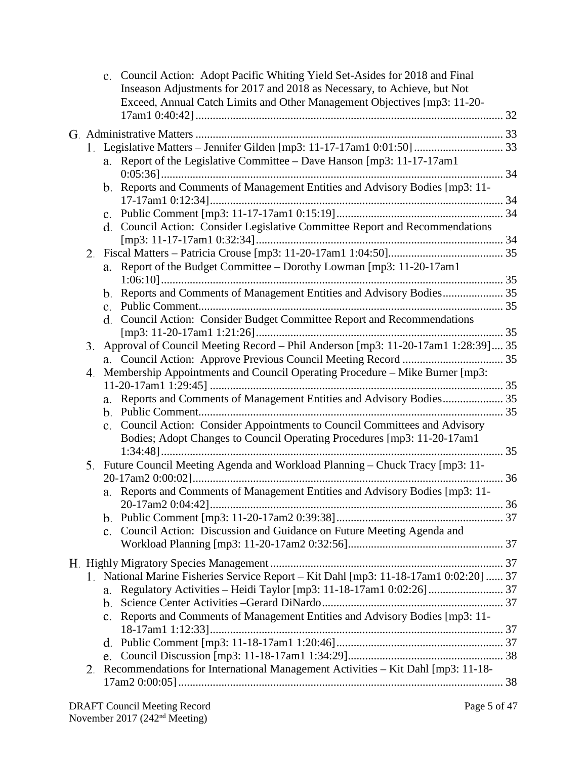c. Council Action: Adopt Pacific Whiting Yield Set-Asides for 2018 and Final Inseason Adjustments for 2017 and 2018 as Necessary, to Achieve, but Not Exceed, Annual Catch Limits and Other Management Objectives [mp3: 11-20-17am1 0:40:42] ........ 32

G. Administrative Matters ........ 33

1. Legislative Matters – Jennifer Gilden [mp3: 11-17-17am1 0:01:50] ........ 33
   - a. Report of the Legislative Committee – Dave Hanson [mp3: 11-17-17am1 0:05:36] ........ 34
   - b. Reports and Comments of Management Entities and Advisory Bodies [mp3: 11-17-17am1 0:12:34] ........ 34
   - c. Public Comment [mp3: 11-17-17am1 0:15:19] ........ 34
   - d. Council Action: Consider Legislative Committee Report and Recommendations [mp3: 11-17-17am1 0:32:34] ........ 34
2. Fiscal Matters – Patricia Crouse [mp3: 11-20-17am1 1:04:50] ........ 35
   - a. Report of the Budget Committee – Dorothy Lowman [mp3: 11-20-17am1 1:06:10] ........ 35
   - b. Reports and Comments of Management Entities and Advisory Bodies ........ 35
   - c. Public Comment ........ 35
   - d. Council Action: Consider Budget Committee Report and Recommendations [mp3: 11-20-17am1 1:21:26] ........ 35
3. Approval of Council Meeting Record – Phil Anderson [mp3: 11-20-17am1 1:28:39] ........ 35
   - a. Council Action: Approve Previous Council Meeting Record ........ 35
4. Membership Appointments and Council Operating Procedure – Mike Burner [mp3: 11-20-17am1 1:29:45] ........ 35
   - a. Reports and Comments of Management Entities and Advisory Bodies ........ 35
   - b. Public Comment ........ 35
   - c. Council Action: Consider Appointments to Council Committees and Advisory Bodies; Adopt Changes to Council Operating Procedures [mp3: 11-20-17am1 1:34:48] ........ 35
5. Future Council Meeting Agenda and Workload Planning – Chuck Tracy [mp3: 11-20-17am2 0:00:02] ........ 36
   - a. Reports and Comments of Management Entities and Advisory Bodies [mp3: 11-20-17am2 0:04:42] ........ 36
   - b. Public Comment [mp3: 11-20-17am2 0:39:38] ........ 37
   - c. Council Action: Discussion and Guidance on Future Meeting Agenda and Workload Planning [mp3: 11-20-17am2 0:32:56] ........ 37

H. Highly Migratory Species Management ........ 37

1. National Marine Fisheries Service Report – Kit Dahl [mp3: 11-18-17am1 0:02:20] ........ 37
   - a. Regulatory Activities – Heidi Taylor [mp3: 11-18-17am1 0:02:26] ........ 37
   - b. Science Center Activities –Gerard DiNardo ........ 37
   - c. Reports and Comments of Management Entities and Advisory Bodies [mp3: 11-18-17am1 1:12:33] ........ 37
   - d. Public Comment [mp3: 11-18-17am1 1:20:46] ........ 37
   - e. Council Discussion [mp3: 11-18-17am1 1:34:29] ........ 38
2. Recommendations for International Management Activities – Kit Dahl [mp3: 11-18-17am2 0:00:05] ........ 38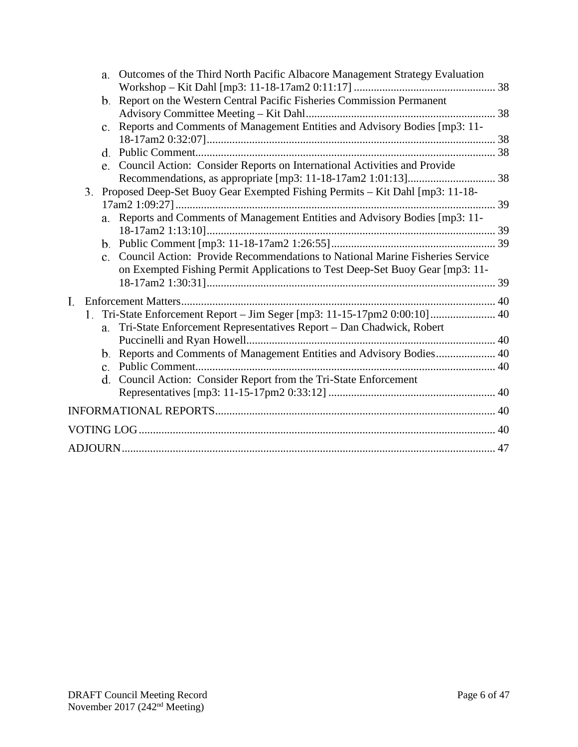a. Outcomes of the Third North Pacific Albacore Management Strategy Evaluation Workshop – Kit Dahl [mp3: 11-18-17am2 0:11:17] .................................................. 38
b. Report on the Western Central Pacific Fisheries Commission Permanent Advisory Committee Meeting – Kit Dahl.................................................................. 38
c. Reports and Comments of Management Entities and Advisory Bodies [mp3: 11-18-17am2 0:32:07]..................................................................................................... 38
d. Public Comment......................................................................................................... 38
e. Council Action: Consider Reports on International Activities and Provide Recommendations, as appropriate [mp3: 11-18-17am2 1:01:13]............................... 38

3. Proposed Deep-Set Buoy Gear Exempted Fishing Permits – Kit Dahl [mp3: 11-18-17am2 1:09:27]................................................................................................................. 39
a. Reports and Comments of Management Entities and Advisory Bodies [mp3: 11-18-17am2 1:13:10]..................................................................................................... 39
b. Public Comment [mp3: 11-18-17am2 1:26:55]......................................................... 39
c. Council Action: Provide Recommendations to National Marine Fisheries Service on Exempted Fishing Permit Applications to Test Deep-Set Buoy Gear [mp3: 11-18-17am2 1:30:31]..................................................................................................... 39

I. Enforcement Matters.............................................................................................................. 40
1. Tri-State Enforcement Report – Jim Seger [mp3: 11-15-17pm2 0:00:10]....................... 40
a. Tri-State Enforcement Representatives Report – Dan Chadwick, Robert Puccinelli and Ryan Howell....................................................................................... 40
b. Reports and Comments of Management Entities and Advisory Bodies..................... 40
c. Public Comment......................................................................................................... 40
d. Council Action: Consider Report from the Tri-State Enforcement Representatives [mp3: 11-15-17pm2 0:33:12] .......................................................... 40

INFORMATIONAL REPORTS.................................................................................................. 40

VOTING LOG............................................................................................................................. 40

ADJOURN................................................................................................................................... 47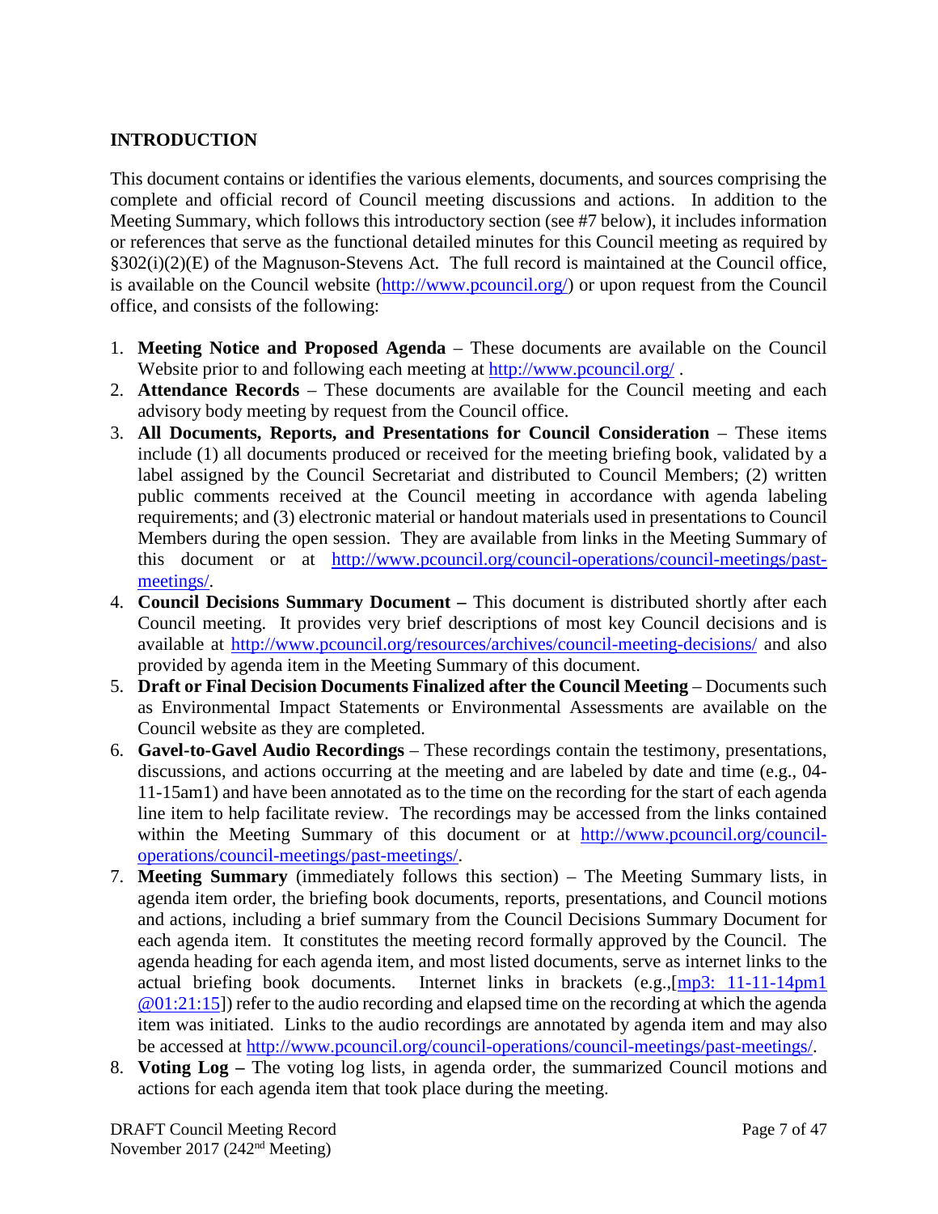## INTRODUCTION

This document contains or identifies the various elements, documents, and sources comprising the complete and official record of Council meeting discussions and actions. In addition to the Meeting Summary, which follows this introductory section (see #7 below), it includes information or references that serve as the functional detailed minutes for this Council meeting as required by §302(i)(2)(E) of the Magnuson-Stevens Act. The full record is maintained at the Council office, is available on the Council website (http://www.pcouncil.org/) or upon request from the Council office, and consists of the following:

1. **Meeting Notice and Proposed Agenda** – These documents are available on the Council Website prior to and following each meeting at http://www.pcouncil.org/ .
2. **Attendance Records** – These documents are available for the Council meeting and each advisory body meeting by request from the Council office.
3. **All Documents, Reports, and Presentations for Council Consideration** – These items include (1) all documents produced or received for the meeting briefing book, validated by a label assigned by the Council Secretariat and distributed to Council Members; (2) written public comments received at the Council meeting in accordance with agenda labeling requirements; and (3) electronic material or handout materials used in presentations to Council Members during the open session. They are available from links in the Meeting Summary of this document or at http://www.pcouncil.org/council-operations/council-meetings/past-meetings/.
4. **Council Decisions Summary Document –** This document is distributed shortly after each Council meeting. It provides very brief descriptions of most key Council decisions and is available at http://www.pcouncil.org/resources/archives/council-meeting-decisions/ and also provided by agenda item in the Meeting Summary of this document.
5. **Draft or Final Decision Documents Finalized after the Council Meeting** – Documents such as Environmental Impact Statements or Environmental Assessments are available on the Council website as they are completed.
6. **Gavel-to-Gavel Audio Recordings** – These recordings contain the testimony, presentations, discussions, and actions occurring at the meeting and are labeled by date and time (e.g., 04-11-15am1) and have been annotated as to the time on the recording for the start of each agenda line item to help facilitate review. The recordings may be accessed from the links contained within the Meeting Summary of this document or at http://www.pcouncil.org/council-operations/council-meetings/past-meetings/.
7. **Meeting Summary** (immediately follows this section) – The Meeting Summary lists, in agenda item order, the briefing book documents, reports, presentations, and Council motions and actions, including a brief summary from the Council Decisions Summary Document for each agenda item. It constitutes the meeting record formally approved by the Council. The agenda heading for each agenda item, and most listed documents, serve as internet links to the actual briefing book documents. Internet links in brackets (e.g.,[mp3: 11-11-14pm1 @01:21:15]) refer to the audio recording and elapsed time on the recording at which the agenda item was initiated. Links to the audio recordings are annotated by agenda item and may also be accessed at http://www.pcouncil.org/council-operations/council-meetings/past-meetings/.
8. **Voting Log –** The voting log lists, in agenda order, the summarized Council motions and actions for each agenda item that took place during the meeting.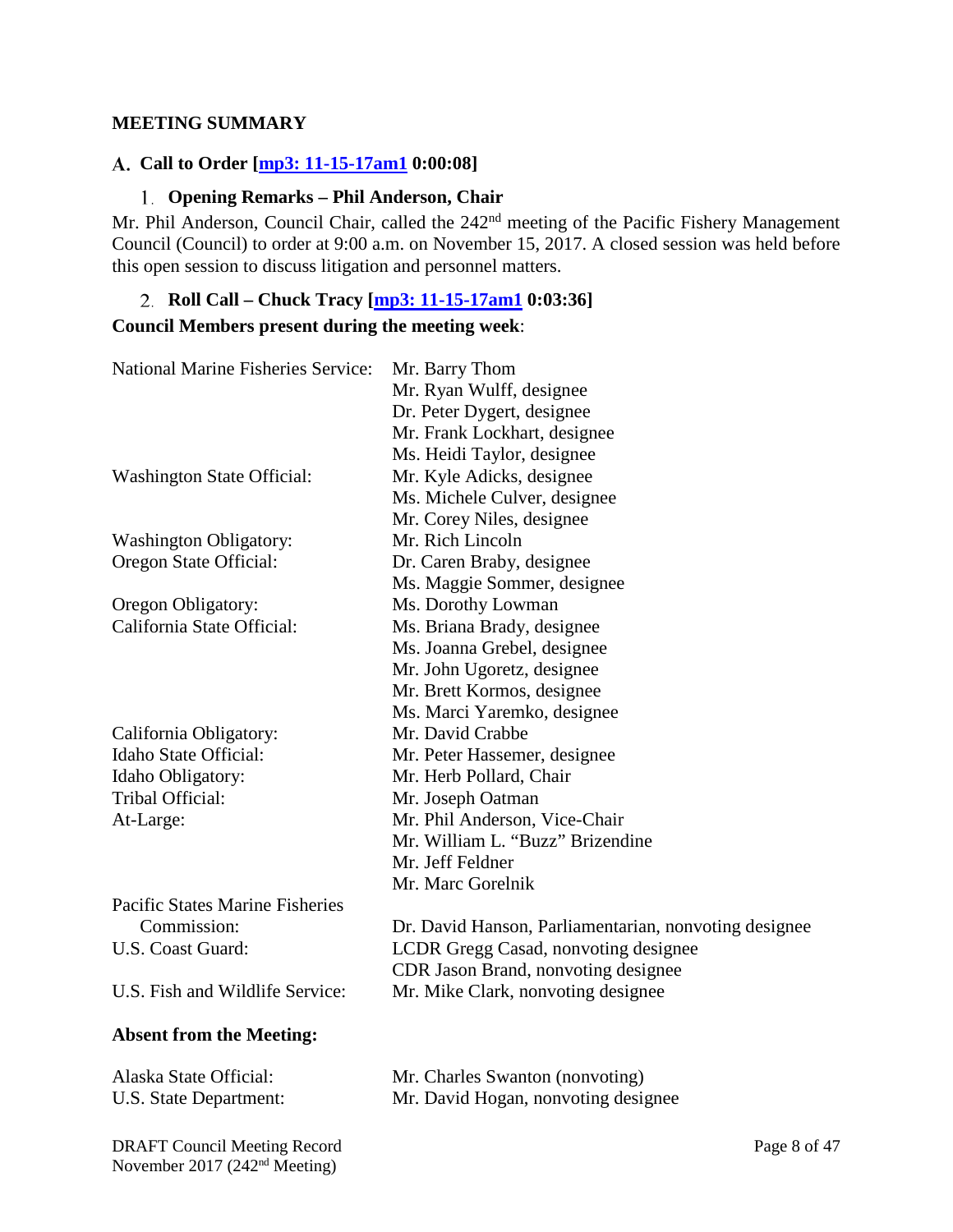## MEETING SUMMARY

### A. Call to Order [mp3: 11-15-17am1 0:00:08]

#### 1. Opening Remarks – Phil Anderson, Chair

Mr. Phil Anderson, Council Chair, called the 242nd meeting of the Pacific Fishery Management Council (Council) to order at 9:00 a.m. on November 15, 2017. A closed session was held before this open session to discuss litigation and personnel matters.

#### 2. Roll Call – Chuck Tracy [mp3: 11-15-17am1 0:03:36]

**Council Members present during the meeting week**:

| | |
|---|---|
| National Marine Fisheries Service: | Mr. Barry Thom |
| | Mr. Ryan Wulff, designee |
| | Dr. Peter Dygert, designee |
| | Mr. Frank Lockhart, designee |
| | Ms. Heidi Taylor, designee |
| Washington State Official: | Mr. Kyle Adicks, designee |
| | Ms. Michele Culver, designee |
| | Mr. Corey Niles, designee |
| Washington Obligatory: | Mr. Rich Lincoln |
| Oregon State Official: | Dr. Caren Braby, designee |
| | Ms. Maggie Sommer, designee |
| Oregon Obligatory: | Ms. Dorothy Lowman |
| California State Official: | Ms. Briana Brady, designee |
| | Ms. Joanna Grebel, designee |
| | Mr. John Ugoretz, designee |
| | Mr. Brett Kormos, designee |
| | Ms. Marci Yaremko, designee |
| California Obligatory: | Mr. David Crabbe |
| Idaho State Official: | Mr. Peter Hassemer, designee |
| Idaho Obligatory: | Mr. Herb Pollard, Chair |
| Tribal Official: | Mr. Joseph Oatman |
| At-Large: | Mr. Phil Anderson, Vice-Chair |
| | Mr. William L. "Buzz" Brizendine |
| | Mr. Jeff Feldner |
| | Mr. Marc Gorelnik |
| Pacific States Marine Fisheries Commission: | Dr. David Hanson, Parliamentarian, nonvoting designee |
| U.S. Coast Guard: | LCDR Gregg Casad, nonvoting designee |
| | CDR Jason Brand, nonvoting designee |
| U.S. Fish and Wildlife Service: | Mr. Mike Clark, nonvoting designee |

**Absent from the Meeting:**

| | |
|---|---|
| Alaska State Official: | Mr. Charles Swanton (nonvoting) |
| U.S. State Department: | Mr. David Hogan, nonvoting designee |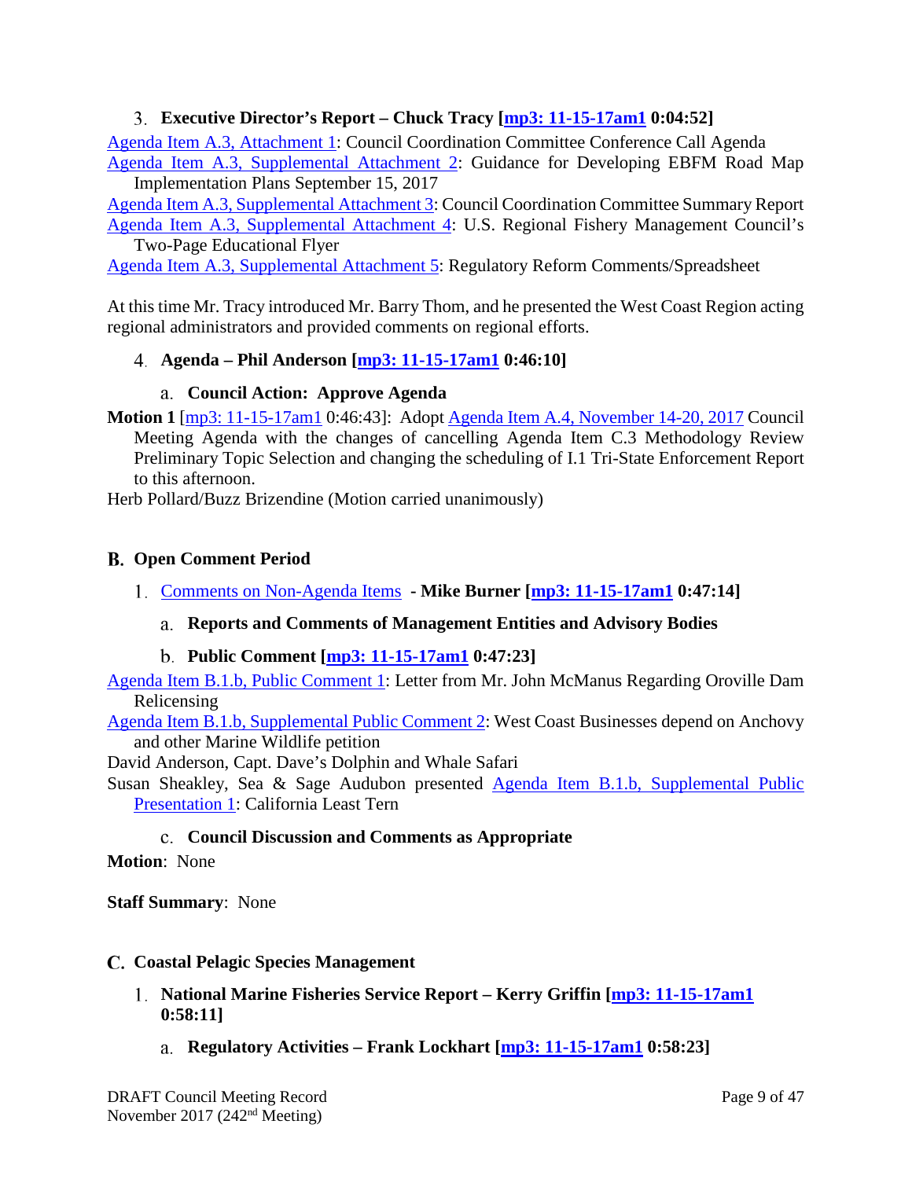### 3. Executive Director's Report – Chuck Tracy [mp3: 11-15-17am1 0:04:52]

Agenda Item A.3, Attachment 1: Council Coordination Committee Conference Call Agenda

Agenda Item A.3, Supplemental Attachment 2: Guidance for Developing EBFM Road Map Implementation Plans September 15, 2017

Agenda Item A.3, Supplemental Attachment 3: Council Coordination Committee Summary Report

Agenda Item A.3, Supplemental Attachment 4: U.S. Regional Fishery Management Council's Two-Page Educational Flyer

Agenda Item A.3, Supplemental Attachment 5: Regulatory Reform Comments/Spreadsheet

At this time Mr. Tracy introduced Mr. Barry Thom, and he presented the West Coast Region acting regional administrators and provided comments on regional efforts.

### 4. Agenda – Phil Anderson [mp3: 11-15-17am1 0:46:10]

#### a. Council Action: Approve Agenda

**Motion 1** [mp3: 11-15-17am1 0:46:43]: Adopt Agenda Item A.4, November 14-20, 2017 Council Meeting Agenda with the changes of cancelling Agenda Item C.3 Methodology Review Preliminary Topic Selection and changing the scheduling of I.1 Tri-State Enforcement Report to this afternoon.

Herb Pollard/Buzz Brizendine (Motion carried unanimously)

## B. Open Comment Period

### 1. Comments on Non-Agenda Items - Mike Burner [mp3: 11-15-17am1 0:47:14]

#### a. Reports and Comments of Management Entities and Advisory Bodies

#### b. Public Comment [mp3: 11-15-17am1 0:47:23]

Agenda Item B.1.b, Public Comment 1: Letter from Mr. John McManus Regarding Oroville Dam Relicensing

Agenda Item B.1.b, Supplemental Public Comment 2: West Coast Businesses depend on Anchovy and other Marine Wildlife petition

David Anderson, Capt. Dave's Dolphin and Whale Safari

Susan Sheakley, Sea & Sage Audubon presented Agenda Item B.1.b, Supplemental Public Presentation 1: California Least Tern

#### c. Council Discussion and Comments as Appropriate

**Motion**: None

**Staff Summary**: None

## C. Coastal Pelagic Species Management

### 1. National Marine Fisheries Service Report – Kerry Griffin [mp3: 11-15-17am1 0:58:11]

#### a. Regulatory Activities – Frank Lockhart [mp3: 11-15-17am1 0:58:23]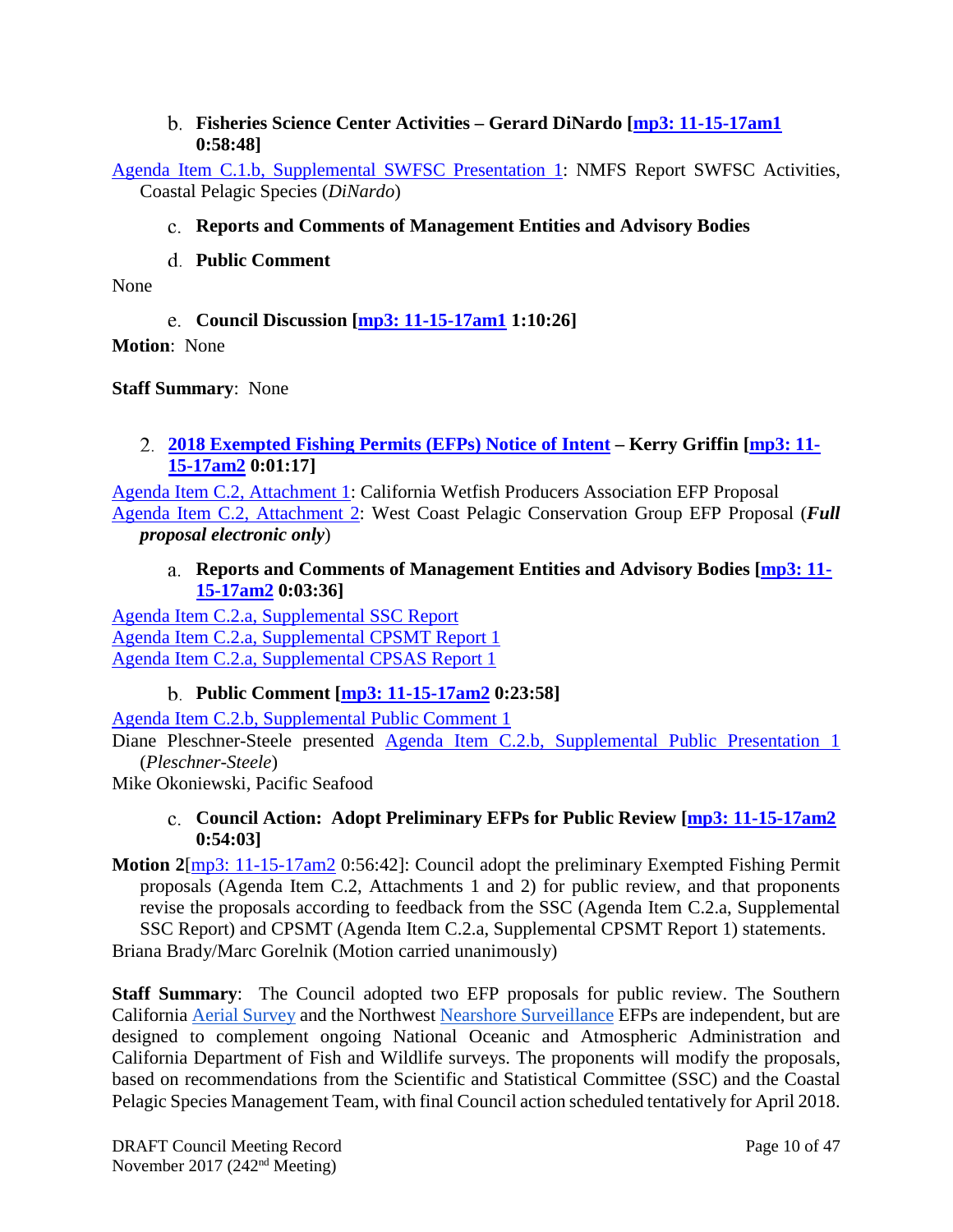#### b. Fisheries Science Center Activities – Gerard DiNardo [mp3: 11-15-17am1 0:58:48]

Agenda Item C.1.b, Supplemental SWFSC Presentation 1: NMFS Report SWFSC Activities, Coastal Pelagic Species (*DiNardo*)

#### c. Reports and Comments of Management Entities and Advisory Bodies

#### d. Public Comment

None

#### e. Council Discussion [mp3: 11-15-17am1 1:10:26]

**Motion**: None

**Staff Summary**: None

### 2. 2018 Exempted Fishing Permits (EFPs) Notice of Intent – Kerry Griffin [mp3: 11-15-17am2 0:01:17]

Agenda Item C.2, Attachment 1: California Wetfish Producers Association EFP Proposal
Agenda Item C.2, Attachment 2: West Coast Pelagic Conservation Group EFP Proposal (***Full proposal electronic only***)

#### a. Reports and Comments of Management Entities and Advisory Bodies [mp3: 11-15-17am2 0:03:36]

Agenda Item C.2.a, Supplemental SSC Report
Agenda Item C.2.a, Supplemental CPSMT Report 1
Agenda Item C.2.a, Supplemental CPSAS Report 1

#### b. Public Comment [mp3: 11-15-17am2 0:23:58]

Agenda Item C.2.b, Supplemental Public Comment 1
Diane Pleschner-Steele presented Agenda Item C.2.b, Supplemental Public Presentation 1 (*Pleschner-Steele*)
Mike Okoniewski, Pacific Seafood

#### c. Council Action: Adopt Preliminary EFPs for Public Review [mp3: 11-15-17am2 0:54:03]

**Motion 2**[mp3: 11-15-17am2 0:56:42]: Council adopt the preliminary Exempted Fishing Permit proposals (Agenda Item C.2, Attachments 1 and 2) for public review, and that proponents revise the proposals according to feedback from the SSC (Agenda Item C.2.a, Supplemental SSC Report) and CPSMT (Agenda Item C.2.a, Supplemental CPSMT Report 1) statements.
Briana Brady/Marc Gorelnik (Motion carried unanimously)

**Staff Summary**: The Council adopted two EFP proposals for public review. The Southern California Aerial Survey and the Northwest Nearshore Surveillance EFPs are independent, but are designed to complement ongoing National Oceanic and Atmospheric Administration and California Department of Fish and Wildlife surveys. The proponents will modify the proposals, based on recommendations from the Scientific and Statistical Committee (SSC) and the Coastal Pelagic Species Management Team, with final Council action scheduled tentatively for April 2018.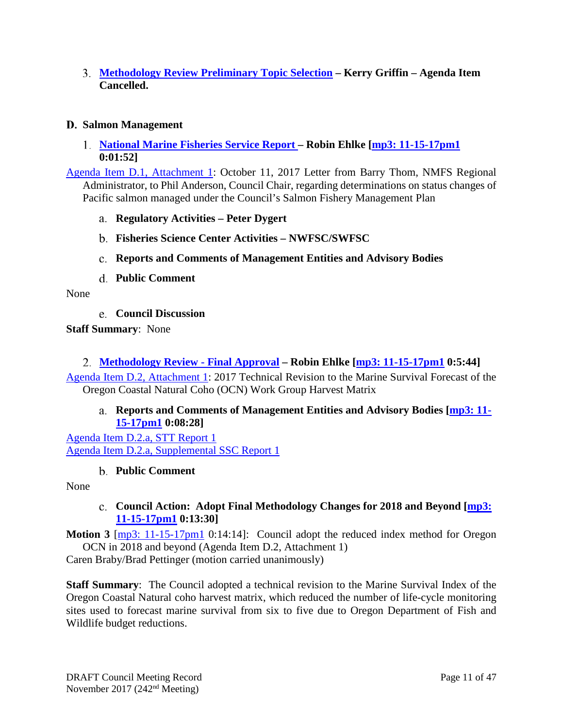3. **Methodology Review Preliminary Topic Selection – Kerry Griffin – Agenda Item Cancelled.**

## D. Salmon Management

1. **National Marine Fisheries Service Report – Robin Ehlke [mp3: 11-15-17pm1 0:01:52]**

Agenda Item D.1, Attachment 1: October 11, 2017 Letter from Barry Thom, NMFS Regional Administrator, to Phil Anderson, Council Chair, regarding determinations on status changes of Pacific salmon managed under the Council's Salmon Fishery Management Plan

a. **Regulatory Activities – Peter Dygert**

b. **Fisheries Science Center Activities – NWFSC/SWFSC**

c. **Reports and Comments of Management Entities and Advisory Bodies**

d. **Public Comment**

None

e. **Council Discussion**

**Staff Summary**: None

2. **Methodology Review - Final Approval – Robin Ehlke [mp3: 11-15-17pm1 0:5:44]**

Agenda Item D.2, Attachment 1: 2017 Technical Revision to the Marine Survival Forecast of the Oregon Coastal Natural Coho (OCN) Work Group Harvest Matrix

a. **Reports and Comments of Management Entities and Advisory Bodies [mp3: 11-15-17pm1 0:08:28]**

Agenda Item D.2.a, STT Report 1
Agenda Item D.2.a, Supplemental SSC Report 1

b. **Public Comment**

None

c. **Council Action: Adopt Final Methodology Changes for 2018 and Beyond [mp3: 11-15-17pm1 0:13:30]**

**Motion 3** [mp3: 11-15-17pm1 0:14:14]: Council adopt the reduced index method for Oregon OCN in 2018 and beyond (Agenda Item D.2, Attachment 1)
Caren Braby/Brad Pettinger (motion carried unanimously)

**Staff Summary**: The Council adopted a technical revision to the Marine Survival Index of the Oregon Coastal Natural coho harvest matrix, which reduced the number of life-cycle monitoring sites used to forecast marine survival from six to five due to Oregon Department of Fish and Wildlife budget reductions.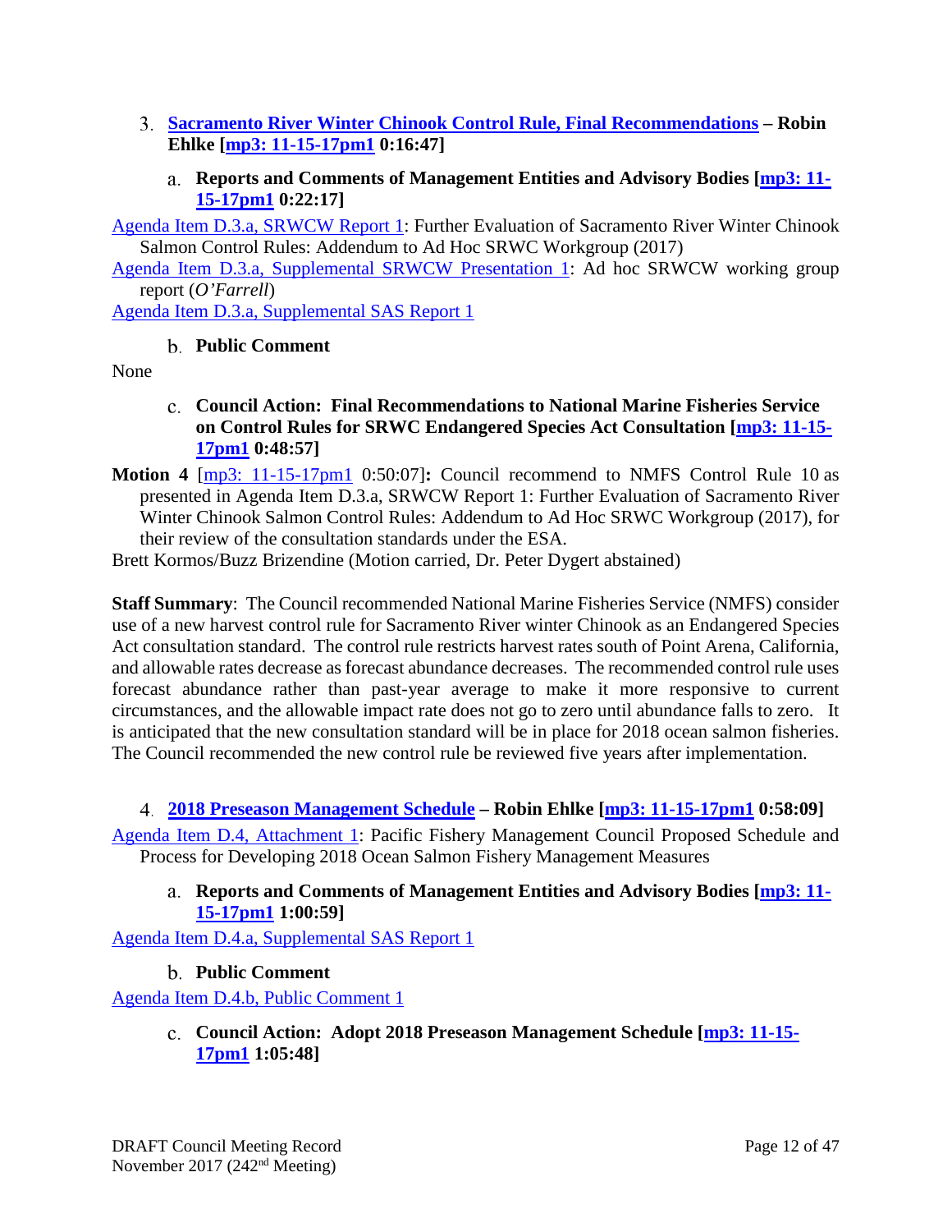3. **Sacramento River Winter Chinook Control Rule, Final Recommendations – Robin Ehlke [mp3: 11-15-17pm1 0:16:47]**

a. **Reports and Comments of Management Entities and Advisory Bodies [mp3: 11-15-17pm1 0:22:17]**

Agenda Item D.3.a, SRWCW Report 1: Further Evaluation of Sacramento River Winter Chinook Salmon Control Rules: Addendum to Ad Hoc SRWC Workgroup (2017)

Agenda Item D.3.a, Supplemental SRWCW Presentation 1: Ad hoc SRWCW working group report (*O'Farrell*)

Agenda Item D.3.a, Supplemental SAS Report 1

b. **Public Comment**

None

c. **Council Action: Final Recommendations to National Marine Fisheries Service on Control Rules for SRWC Endangered Species Act Consultation [mp3: 11-15-17pm1 0:48:57]**

**Motion 4** [mp3: 11-15-17pm1 0:50:07]**:** Council recommend to NMFS Control Rule 10 as presented in Agenda Item D.3.a, SRWCW Report 1: Further Evaluation of Sacramento River Winter Chinook Salmon Control Rules: Addendum to Ad Hoc SRWC Workgroup (2017), for their review of the consultation standards under the ESA.

Brett Kormos/Buzz Brizendine (Motion carried, Dr. Peter Dygert abstained)

**Staff Summary**: The Council recommended National Marine Fisheries Service (NMFS) consider use of a new harvest control rule for Sacramento River winter Chinook as an Endangered Species Act consultation standard. The control rule restricts harvest rates south of Point Arena, California, and allowable rates decrease as forecast abundance decreases. The recommended control rule uses forecast abundance rather than past-year average to make it more responsive to current circumstances, and the allowable impact rate does not go to zero until abundance falls to zero. It is anticipated that the new consultation standard will be in place for 2018 ocean salmon fisheries. The Council recommended the new control rule be reviewed five years after implementation.

4. **2018 Preseason Management Schedule – Robin Ehlke [mp3: 11-15-17pm1 0:58:09]**

Agenda Item D.4, Attachment 1: Pacific Fishery Management Council Proposed Schedule and Process for Developing 2018 Ocean Salmon Fishery Management Measures

a. **Reports and Comments of Management Entities and Advisory Bodies [mp3: 11-15-17pm1 1:00:59]**

Agenda Item D.4.a, Supplemental SAS Report 1

b. **Public Comment**

Agenda Item D.4.b, Public Comment 1

c. **Council Action: Adopt 2018 Preseason Management Schedule [mp3: 11-15-17pm1 1:05:48]**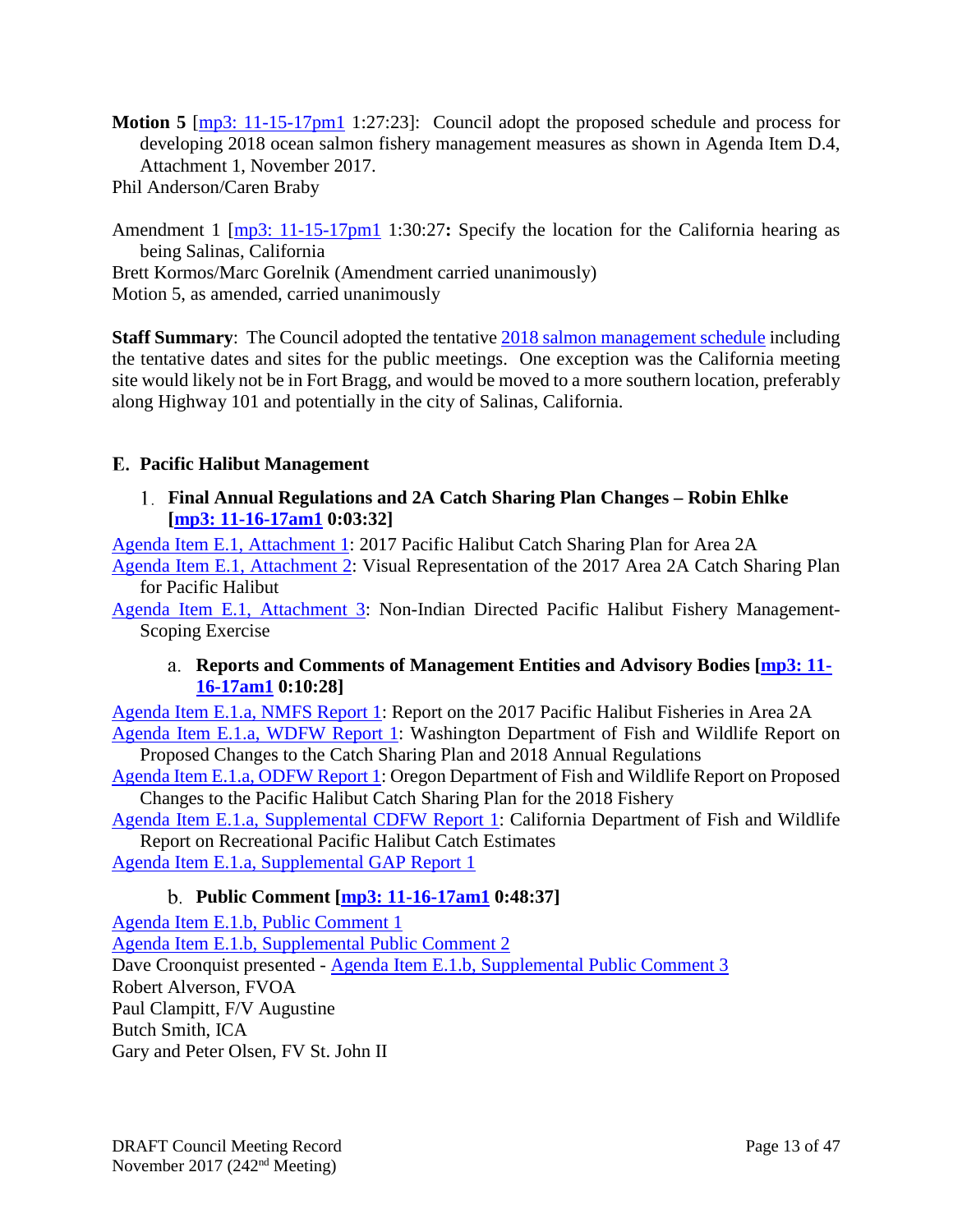**Motion 5** [mp3: 11-15-17pm1 1:27:23]: Council adopt the proposed schedule and process for developing 2018 ocean salmon fishery management measures as shown in Agenda Item D.4, Attachment 1, November 2017.
Phil Anderson/Caren Braby

Amendment 1 [mp3: 11-15-17pm1 1:30:27**:** Specify the location for the California hearing as being Salinas, California
Brett Kormos/Marc Gorelnik (Amendment carried unanimously)
Motion 5, as amended, carried unanimously

**Staff Summary**: The Council adopted the tentative 2018 salmon management schedule including the tentative dates and sites for the public meetings. One exception was the California meeting site would likely not be in Fort Bragg, and would be moved to a more southern location, preferably along Highway 101 and potentially in the city of Salinas, California.

## E. Pacific Halibut Management

### 1. Final Annual Regulations and 2A Catch Sharing Plan Changes – Robin Ehlke [mp3: 11-16-17am1 0:03:32]

Agenda Item E.1, Attachment 1: 2017 Pacific Halibut Catch Sharing Plan for Area 2A
Agenda Item E.1, Attachment 2: Visual Representation of the 2017 Area 2A Catch Sharing Plan for Pacific Halibut
Agenda Item E.1, Attachment 3: Non-Indian Directed Pacific Halibut Fishery Management-Scoping Exercise

#### a. Reports and Comments of Management Entities and Advisory Bodies [mp3: 11-16-17am1 0:10:28]

Agenda Item E.1.a, NMFS Report 1: Report on the 2017 Pacific Halibut Fisheries in Area 2A
Agenda Item E.1.a, WDFW Report 1: Washington Department of Fish and Wildlife Report on Proposed Changes to the Catch Sharing Plan and 2018 Annual Regulations
Agenda Item E.1.a, ODFW Report 1: Oregon Department of Fish and Wildlife Report on Proposed Changes to the Pacific Halibut Catch Sharing Plan for the 2018 Fishery
Agenda Item E.1.a, Supplemental CDFW Report 1: California Department of Fish and Wildlife Report on Recreational Pacific Halibut Catch Estimates
Agenda Item E.1.a, Supplemental GAP Report 1

#### b. Public Comment [mp3: 11-16-17am1 0:48:37]

Agenda Item E.1.b, Public Comment 1
Agenda Item E.1.b, Supplemental Public Comment 2
Dave Croonquist presented - Agenda Item E.1.b, Supplemental Public Comment 3
Robert Alverson, FVOA
Paul Clampitt, F/V Augustine
Butch Smith, ICA
Gary and Peter Olsen, FV St. John II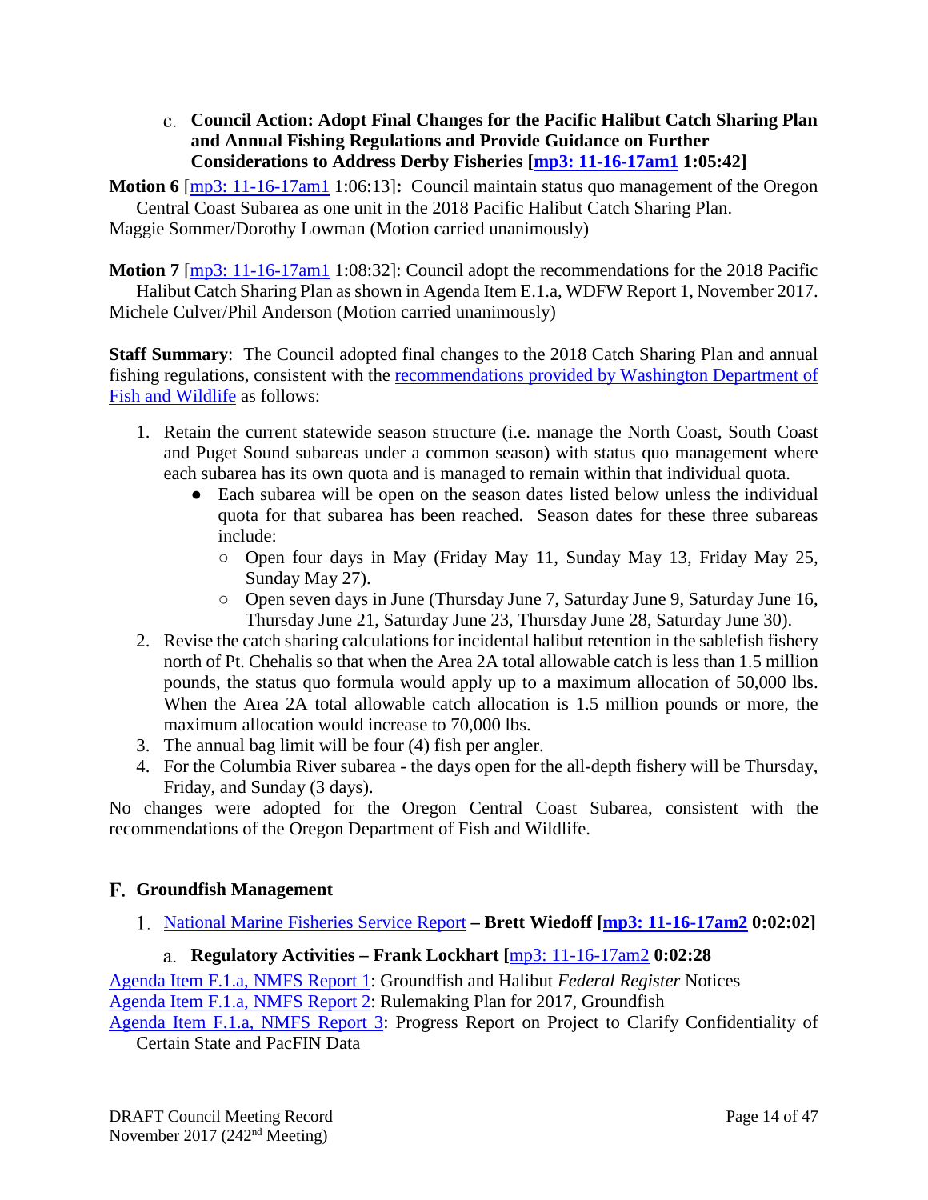c. **Council Action: Adopt Final Changes for the Pacific Halibut Catch Sharing Plan and Annual Fishing Regulations and Provide Guidance on Further Considerations to Address Derby Fisheries [mp3: 11-16-17am1 1:05:42]**

**Motion 6** [mp3: 11-16-17am1 1:06:13]**:** Council maintain status quo management of the Oregon Central Coast Subarea as one unit in the 2018 Pacific Halibut Catch Sharing Plan.
Maggie Sommer/Dorothy Lowman (Motion carried unanimously)

**Motion 7** [mp3: 11-16-17am1 1:08:32]: Council adopt the recommendations for the 2018 Pacific Halibut Catch Sharing Plan as shown in Agenda Item E.1.a, WDFW Report 1, November 2017.
Michele Culver/Phil Anderson (Motion carried unanimously)

**Staff Summary**: The Council adopted final changes to the 2018 Catch Sharing Plan and annual fishing regulations, consistent with the recommendations provided by Washington Department of Fish and Wildlife as follows:

1. Retain the current statewide season structure (i.e. manage the North Coast, South Coast and Puget Sound subareas under a common season) with status quo management where each subarea has its own quota and is managed to remain within that individual quota.
   - Each subarea will be open on the season dates listed below unless the individual quota for that subarea has been reached. Season dates for these three subareas include:
     - Open four days in May (Friday May 11, Sunday May 13, Friday May 25, Sunday May 27).
     - Open seven days in June (Thursday June 7, Saturday June 9, Saturday June 16, Thursday June 21, Saturday June 23, Thursday June 28, Saturday June 30).
2. Revise the catch sharing calculations for incidental halibut retention in the sablefish fishery north of Pt. Chehalis so that when the Area 2A total allowable catch is less than 1.5 million pounds, the status quo formula would apply up to a maximum allocation of 50,000 lbs. When the Area 2A total allowable catch allocation is 1.5 million pounds or more, the maximum allocation would increase to 70,000 lbs.
3. The annual bag limit will be four (4) fish per angler.
4. For the Columbia River subarea - the days open for the all-depth fishery will be Thursday, Friday, and Sunday (3 days).

No changes were adopted for the Oregon Central Coast Subarea, consistent with the recommendations of the Oregon Department of Fish and Wildlife.

## F. Groundfish Management

1. National Marine Fisheries Service Report **– Brett Wiedoff [mp3: 11-16-17am2 0:02:02]**

   a. **Regulatory Activities – Frank Lockhart [**mp3: 11-16-17am2 **0:02:28**

Agenda Item F.1.a, NMFS Report 1: Groundfish and Halibut *Federal Register* Notices
Agenda Item F.1.a, NMFS Report 2: Rulemaking Plan for 2017, Groundfish
Agenda Item F.1.a, NMFS Report 3: Progress Report on Project to Clarify Confidentiality of Certain State and PacFIN Data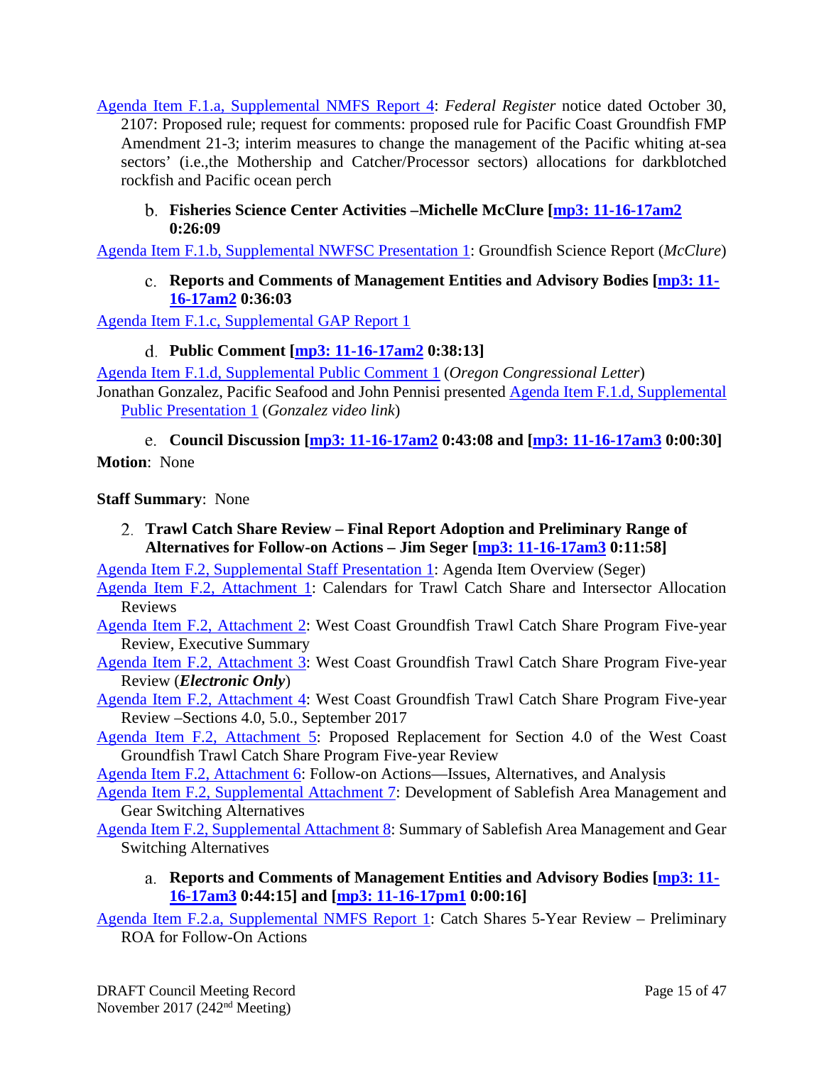Agenda Item F.1.a, Supplemental NMFS Report 4: *Federal Register* notice dated October 30, 2107: Proposed rule; request for comments: proposed rule for Pacific Coast Groundfish FMP Amendment 21-3; interim measures to change the management of the Pacific whiting at-sea sectors' (i.e.,the Mothership and Catcher/Processor sectors) allocations for darkblotched rockfish and Pacific ocean perch

b. **Fisheries Science Center Activities –Michelle McClure [mp3: 11-16-17am2 0:26:09**

Agenda Item F.1.b, Supplemental NWFSC Presentation 1: Groundfish Science Report (*McClure*)

c. **Reports and Comments of Management Entities and Advisory Bodies [mp3: 11-16-17am2 0:36:03**

Agenda Item F.1.c, Supplemental GAP Report 1

d. **Public Comment [mp3: 11-16-17am2 0:38:13]**

Agenda Item F.1.d, Supplemental Public Comment 1 (*Oregon Congressional Letter*)

Jonathan Gonzalez, Pacific Seafood and John Pennisi presented Agenda Item F.1.d, Supplemental Public Presentation 1 (*Gonzalez video link*)

e. **Council Discussion [mp3: 11-16-17am2 0:43:08 and [mp3: 11-16-17am3 0:00:30]**

**Motion**: None

**Staff Summary**: None

2. **Trawl Catch Share Review – Final Report Adoption and Preliminary Range of Alternatives for Follow-on Actions – Jim Seger [mp3: 11-16-17am3 0:11:58]**

Agenda Item F.2, Supplemental Staff Presentation 1: Agenda Item Overview (Seger)

Agenda Item F.2, Attachment 1: Calendars for Trawl Catch Share and Intersector Allocation Reviews

Agenda Item F.2, Attachment 2: West Coast Groundfish Trawl Catch Share Program Five-year Review, Executive Summary

Agenda Item F.2, Attachment 3: West Coast Groundfish Trawl Catch Share Program Five-year Review (***Electronic Only***)

Agenda Item F.2, Attachment 4: West Coast Groundfish Trawl Catch Share Program Five-year Review –Sections 4.0, 5.0., September 2017

Agenda Item F.2, Attachment 5: Proposed Replacement for Section 4.0 of the West Coast Groundfish Trawl Catch Share Program Five-year Review

Agenda Item F.2, Attachment 6: Follow-on Actions—Issues, Alternatives, and Analysis

Agenda Item F.2, Supplemental Attachment 7: Development of Sablefish Area Management and Gear Switching Alternatives

Agenda Item F.2, Supplemental Attachment 8: Summary of Sablefish Area Management and Gear Switching Alternatives

a. **Reports and Comments of Management Entities and Advisory Bodies [mp3: 11-16-17am3 0:44:15] and [mp3: 11-16-17pm1 0:00:16]**

Agenda Item F.2.a, Supplemental NMFS Report 1: Catch Shares 5-Year Review – Preliminary ROA for Follow-On Actions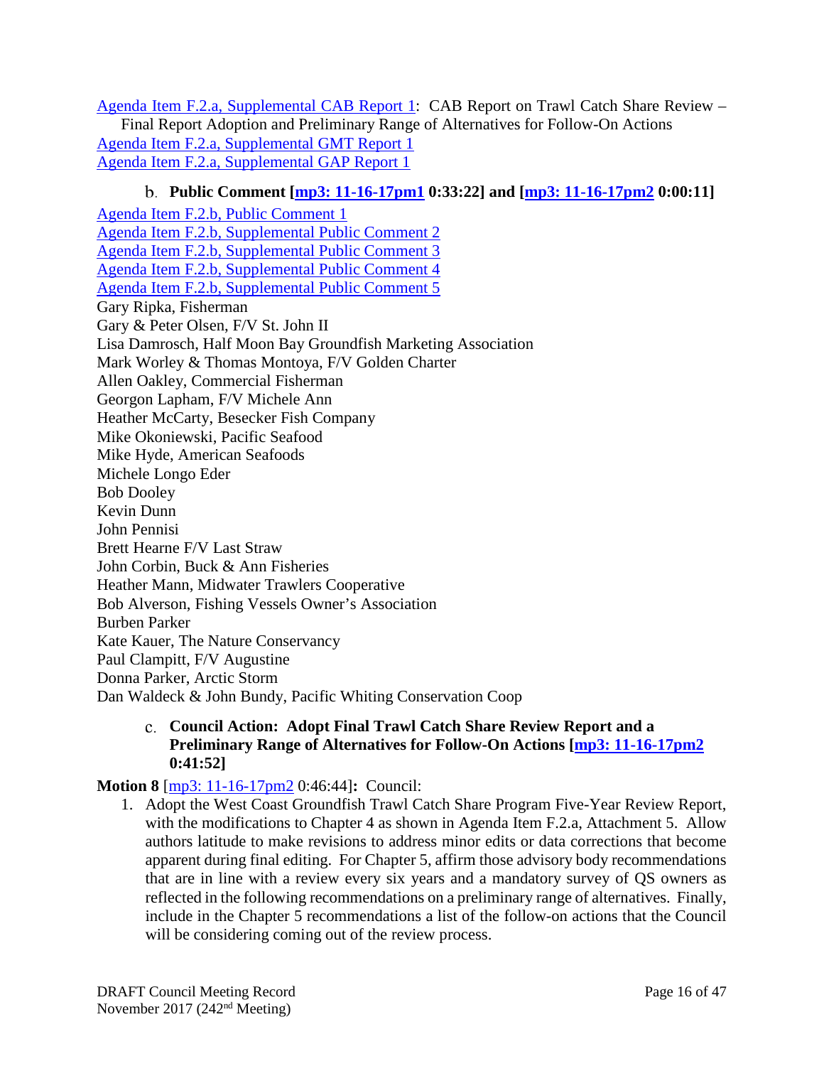[Agenda Item F.2.a, Supplemental CAB Report 1](): CAB Report on Trawl Catch Share Review – Final Report Adoption and Preliminary Range of Alternatives for Follow-On Actions
[Agenda Item F.2.a, Supplemental GMT Report 1]()
[Agenda Item F.2.a, Supplemental GAP Report 1]()

### b. Public Comment [[mp3: 11-16-17pm1]() 0:33:22] and [[mp3: 11-16-17pm2]() 0:00:11]

[Agenda Item F.2.b, Public Comment 1]()
[Agenda Item F.2.b, Supplemental Public Comment 2]()
[Agenda Item F.2.b, Supplemental Public Comment 3]()
[Agenda Item F.2.b, Supplemental Public Comment 4]()
[Agenda Item F.2.b, Supplemental Public Comment 5]()
Gary Ripka, Fisherman
Gary & Peter Olsen, F/V St. John II
Lisa Damrosch, Half Moon Bay Groundfish Marketing Association
Mark Worley & Thomas Montoya, F/V Golden Charter
Allen Oakley, Commercial Fisherman
Georgon Lapham, F/V Michele Ann
Heather McCarty, Besecker Fish Company
Mike Okoniewski, Pacific Seafood
Mike Hyde, American Seafoods
Michele Longo Eder
Bob Dooley
Kevin Dunn
John Pennisi
Brett Hearne F/V Last Straw
John Corbin, Buck & Ann Fisheries
Heather Mann, Midwater Trawlers Cooperative
Bob Alverson, Fishing Vessels Owner's Association
Burben Parker
Kate Kauer, The Nature Conservancy
Paul Clampitt, F/V Augustine
Donna Parker, Arctic Storm
Dan Waldeck & John Bundy, Pacific Whiting Conservation Coop

### c. Council Action: Adopt Final Trawl Catch Share Review Report and a Preliminary Range of Alternatives for Follow-On Actions [[mp3: 11-16-17pm2]() 0:41:52]

**Motion 8** [[mp3: 11-16-17pm2]() 0:46:44]**:** Council:

1. Adopt the West Coast Groundfish Trawl Catch Share Program Five-Year Review Report, with the modifications to Chapter 4 as shown in Agenda Item F.2.a, Attachment 5. Allow authors latitude to make revisions to address minor edits or data corrections that become apparent during final editing. For Chapter 5, affirm those advisory body recommendations that are in line with a review every six years and a mandatory survey of QS owners as reflected in the following recommendations on a preliminary range of alternatives. Finally, include in the Chapter 5 recommendations a list of the follow-on actions that the Council will be considering coming out of the review process.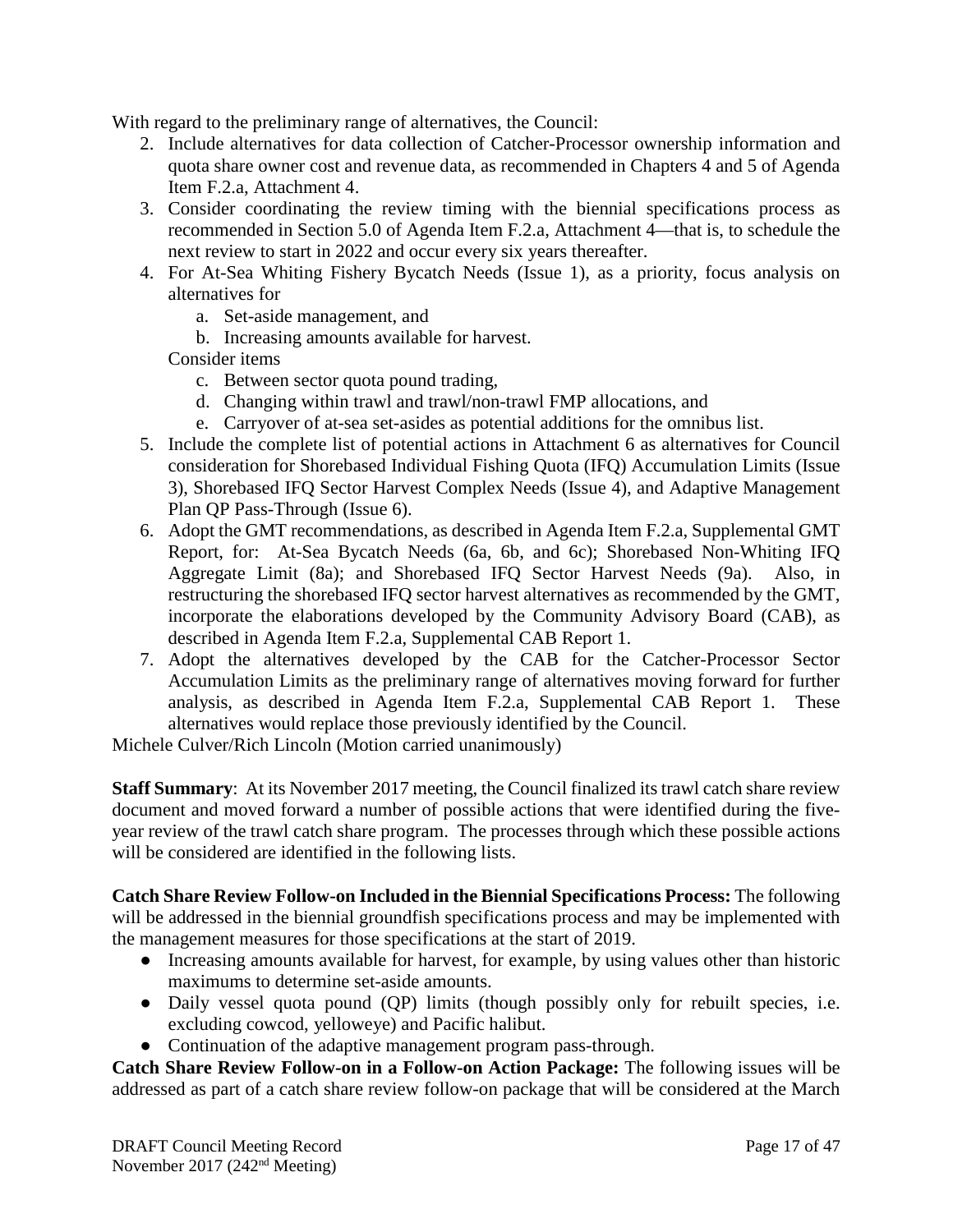With regard to the preliminary range of alternatives, the Council:

2. Include alternatives for data collection of Catcher-Processor ownership information and quota share owner cost and revenue data, as recommended in Chapters 4 and 5 of Agenda Item F.2.a, Attachment 4.
3. Consider coordinating the review timing with the biennial specifications process as recommended in Section 5.0 of Agenda Item F.2.a, Attachment 4—that is, to schedule the next review to start in 2022 and occur every six years thereafter.
4. For At-Sea Whiting Fishery Bycatch Needs (Issue 1), as a priority, focus analysis on alternatives for
   a. Set-aside management, and
   b. Increasing amounts available for harvest.

   Consider items

   c. Between sector quota pound trading,
   d. Changing within trawl and trawl/non-trawl FMP allocations, and
   e. Carryover of at-sea set-asides as potential additions for the omnibus list.
5. Include the complete list of potential actions in Attachment 6 as alternatives for Council consideration for Shorebased Individual Fishing Quota (IFQ) Accumulation Limits (Issue 3), Shorebased IFQ Sector Harvest Complex Needs (Issue 4), and Adaptive Management Plan QP Pass-Through (Issue 6).
6. Adopt the GMT recommendations, as described in Agenda Item F.2.a, Supplemental GMT Report, for: At-Sea Bycatch Needs (6a, 6b, and 6c); Shorebased Non-Whiting IFQ Aggregate Limit (8a); and Shorebased IFQ Sector Harvest Needs (9a). Also, in restructuring the shorebased IFQ sector harvest alternatives as recommended by the GMT, incorporate the elaborations developed by the Community Advisory Board (CAB), as described in Agenda Item F.2.a, Supplemental CAB Report 1.
7. Adopt the alternatives developed by the CAB for the Catcher-Processor Sector Accumulation Limits as the preliminary range of alternatives moving forward for further analysis, as described in Agenda Item F.2.a, Supplemental CAB Report 1. These alternatives would replace those previously identified by the Council.

Michele Culver/Rich Lincoln (Motion carried unanimously)

**Staff Summary**: At its November 2017 meeting, the Council finalized its trawl catch share review document and moved forward a number of possible actions that were identified during the five-year review of the trawl catch share program. The processes through which these possible actions will be considered are identified in the following lists.

**Catch Share Review Follow-on Included in the Biennial Specifications Process:** The following will be addressed in the biennial groundfish specifications process and may be implemented with the management measures for those specifications at the start of 2019.

- Increasing amounts available for harvest, for example, by using values other than historic maximums to determine set-aside amounts.
- Daily vessel quota pound (QP) limits (though possibly only for rebuilt species, i.e. excluding cowcod, yelloweye) and Pacific halibut.
- Continuation of the adaptive management program pass-through.

**Catch Share Review Follow-on in a Follow-on Action Package:** The following issues will be addressed as part of a catch share review follow-on package that will be considered at the March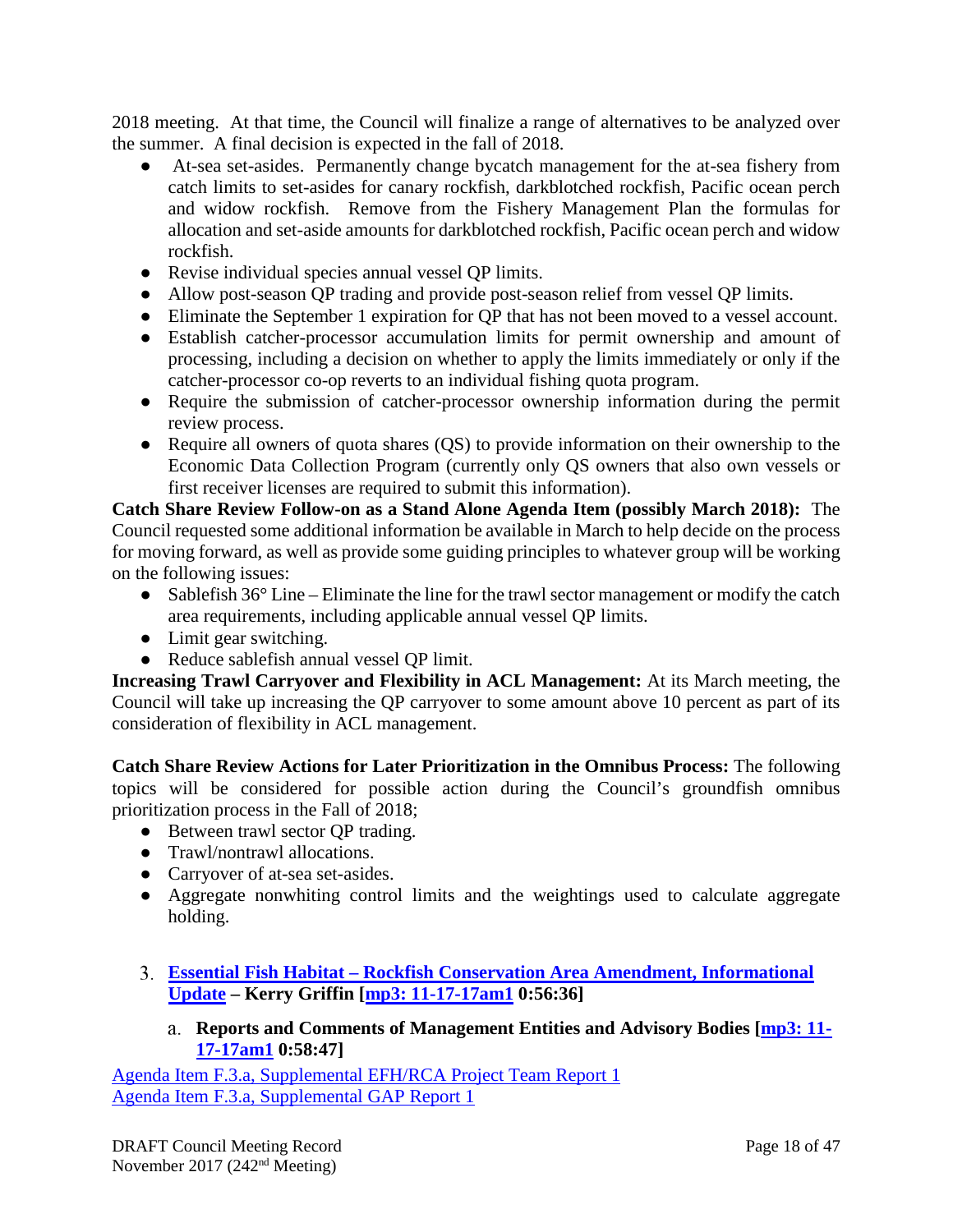2018 meeting. At that time, the Council will finalize a range of alternatives to be analyzed over the summer. A final decision is expected in the fall of 2018.

- At-sea set-asides. Permanently change bycatch management for the at-sea fishery from catch limits to set-asides for canary rockfish, darkblotched rockfish, Pacific ocean perch and widow rockfish. Remove from the Fishery Management Plan the formulas for allocation and set-aside amounts for darkblotched rockfish, Pacific ocean perch and widow rockfish.
- Revise individual species annual vessel QP limits.
- Allow post-season QP trading and provide post-season relief from vessel QP limits.
- Eliminate the September 1 expiration for QP that has not been moved to a vessel account.
- Establish catcher-processor accumulation limits for permit ownership and amount of processing, including a decision on whether to apply the limits immediately or only if the catcher-processor co-op reverts to an individual fishing quota program.
- Require the submission of catcher-processor ownership information during the permit review process.
- Require all owners of quota shares (QS) to provide information on their ownership to the Economic Data Collection Program (currently only QS owners that also own vessels or first receiver licenses are required to submit this information).

**Catch Share Review Follow-on as a Stand Alone Agenda Item (possibly March 2018):** The Council requested some additional information be available in March to help decide on the process for moving forward, as well as provide some guiding principles to whatever group will be working on the following issues:

- Sablefish 36° Line – Eliminate the line for the trawl sector management or modify the catch area requirements, including applicable annual vessel QP limits.
- Limit gear switching.
- Reduce sablefish annual vessel QP limit.

**Increasing Trawl Carryover and Flexibility in ACL Management:** At its March meeting, the Council will take up increasing the QP carryover to some amount above 10 percent as part of its consideration of flexibility in ACL management.

**Catch Share Review Actions for Later Prioritization in the Omnibus Process:** The following topics will be considered for possible action during the Council's groundfish omnibus prioritization process in the Fall of 2018;

- Between trawl sector QP trading.
- Trawl/nontrawl allocations.
- Carryover of at-sea set-asides.
- Aggregate nonwhiting control limits and the weightings used to calculate aggregate holding.

### 3. Essential Fish Habitat – Rockfish Conservation Area Amendment, Informational Update – Kerry Griffin [mp3: 11-17-17am1 0:56:36]

#### a. Reports and Comments of Management Entities and Advisory Bodies [mp3: 11-17-17am1 0:58:47]

Agenda Item F.3.a, Supplemental EFH/RCA Project Team Report 1
Agenda Item F.3.a, Supplemental GAP Report 1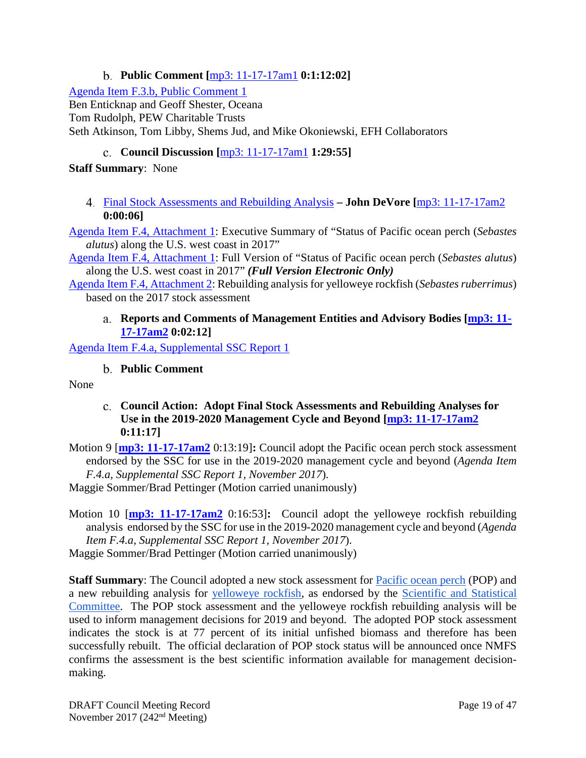b. **Public Comment [**mp3: 11-17-17am1 **0:1:12:02]**

Agenda Item F.3.b, Public Comment 1
Ben Enticknap and Geoff Shester, Oceana
Tom Rudolph, PEW Charitable Trusts
Seth Atkinson, Tom Libby, Shems Jud, and Mike Okoniewski, EFH Collaborators

c. **Council Discussion [**mp3: 11-17-17am1 **1:29:55]**

**Staff Summary**: None

4. Final Stock Assessments and Rebuilding Analysis **– John DeVore [**mp3: 11-17-17am2 **0:00:06]**

Agenda Item F.4, Attachment 1: Executive Summary of "Status of Pacific ocean perch (*Sebastes alutus*) along the U.S. west coast in 2017"

Agenda Item F.4, Attachment 1: Full Version of "Status of Pacific ocean perch (*Sebastes alutus*) along the U.S. west coast in 2017" ***(Full Version Electronic Only)***

Agenda Item F.4, Attachment 2: Rebuilding analysis for yelloweye rockfish (*Sebastes ruberrimus*) based on the 2017 stock assessment

a. **Reports and Comments of Management Entities and Advisory Bodies [mp3: 11-17-17am2 0:02:12]**

Agenda Item F.4.a, Supplemental SSC Report 1

b. **Public Comment**

None

c. **Council Action: Adopt Final Stock Assessments and Rebuilding Analyses for Use in the 2019-2020 Management Cycle and Beyond [mp3: 11-17-17am2 0:11:17]**

Motion 9 [**mp3: 11-17-17am2** 0:13:19]**:** Council adopt the Pacific ocean perch stock assessment endorsed by the SSC for use in the 2019-2020 management cycle and beyond (*Agenda Item F.4.a, Supplemental SSC Report 1, November 2017*).

Maggie Sommer/Brad Pettinger (Motion carried unanimously)

Motion 10 [**mp3: 11-17-17am2** 0:16:53]**:** Council adopt the yelloweye rockfish rebuilding analysis endorsed by the SSC for use in the 2019-2020 management cycle and beyond (*Agenda Item F.4.a, Supplemental SSC Report 1, November 2017*).

Maggie Sommer/Brad Pettinger (Motion carried unanimously)

**Staff Summary**: The Council adopted a new stock assessment for Pacific ocean perch (POP) and a new rebuilding analysis for yelloweye rockfish, as endorsed by the Scientific and Statistical Committee. The POP stock assessment and the yelloweye rockfish rebuilding analysis will be used to inform management decisions for 2019 and beyond. The adopted POP stock assessment indicates the stock is at 77 percent of its initial unfished biomass and therefore has been successfully rebuilt. The official declaration of POP stock status will be announced once NMFS confirms the assessment is the best scientific information available for management decision-making.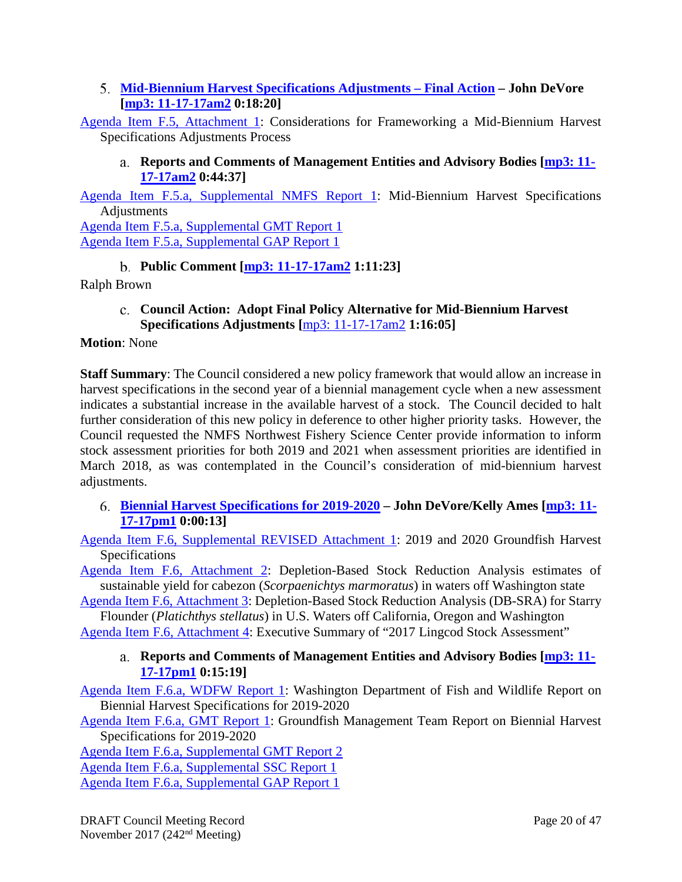### 5. Mid-Biennium Harvest Specifications Adjustments – Final Action – John DeVore [mp3: 11-17-17am2 0:18:20]

Agenda Item F.5, Attachment 1: Considerations for Frameworking a Mid-Biennium Harvest Specifications Adjustments Process

#### a. Reports and Comments of Management Entities and Advisory Bodies [mp3: 11-17-17am2 0:44:37]

Agenda Item F.5.a, Supplemental NMFS Report 1: Mid-Biennium Harvest Specifications Adjustments
Agenda Item F.5.a, Supplemental GMT Report 1
Agenda Item F.5.a, Supplemental GAP Report 1

#### b. Public Comment [mp3: 11-17-17am2 1:11:23]

Ralph Brown

#### c. Council Action: Adopt Final Policy Alternative for Mid-Biennium Harvest Specifications Adjustments [mp3: 11-17-17am2 1:16:05]

**Motion**: None

**Staff Summary**: The Council considered a new policy framework that would allow an increase in harvest specifications in the second year of a biennial management cycle when a new assessment indicates a substantial increase in the available harvest of a stock. The Council decided to halt further consideration of this new policy in deference to other higher priority tasks. However, the Council requested the NMFS Northwest Fishery Science Center provide information to inform stock assessment priorities for both 2019 and 2021 when assessment priorities are identified in March 2018, as was contemplated in the Council's consideration of mid-biennium harvest adjustments.

### 6. Biennial Harvest Specifications for 2019-2020 – John DeVore/Kelly Ames [mp3: 11-17-17pm1 0:00:13]

Agenda Item F.6, Supplemental REVISED Attachment 1: 2019 and 2020 Groundfish Harvest Specifications
Agenda Item F.6, Attachment 2: Depletion-Based Stock Reduction Analysis estimates of sustainable yield for cabezon (*Scorpaenichtys marmoratus*) in waters off Washington state
Agenda Item F.6, Attachment 3: Depletion-Based Stock Reduction Analysis (DB-SRA) for Starry Flounder (*Platichthys stellatus*) in U.S. Waters off California, Oregon and Washington
Agenda Item F.6, Attachment 4: Executive Summary of "2017 Lingcod Stock Assessment"

#### a. Reports and Comments of Management Entities and Advisory Bodies [mp3: 11-17-17pm1 0:15:19]

Agenda Item F.6.a, WDFW Report 1: Washington Department of Fish and Wildlife Report on Biennial Harvest Specifications for 2019-2020
Agenda Item F.6.a, GMT Report 1: Groundfish Management Team Report on Biennial Harvest Specifications for 2019-2020
Agenda Item F.6.a, Supplemental GMT Report 2
Agenda Item F.6.a, Supplemental SSC Report 1
Agenda Item F.6.a, Supplemental GAP Report 1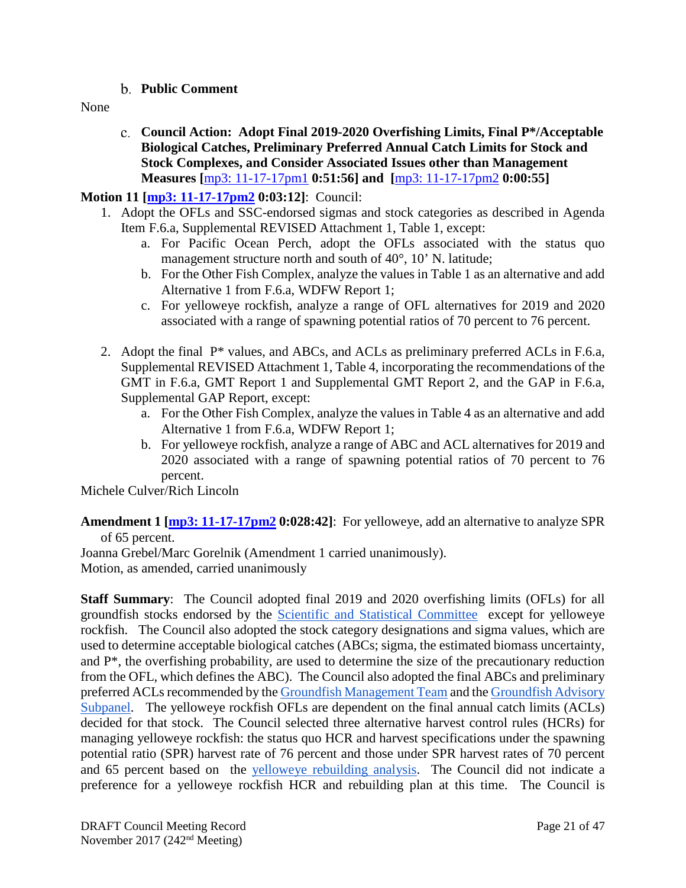### b. Public Comment

None

### c. Council Action: Adopt Final 2019-2020 Overfishing Limits, Final P*/Acceptable Biological Catches, Preliminary Preferred Annual Catch Limits for Stock and Stock Complexes, and Consider Associated Issues other than Management Measures [mp3: 11-17-17pm1 0:51:56] and [mp3: 11-17-17pm2 0:00:55]

**Motion 11 [mp3: 11-17-17pm2 0:03:12]**: Council:

1. Adopt the OFLs and SSC-endorsed sigmas and stock categories as described in Agenda Item F.6.a, Supplemental REVISED Attachment 1, Table 1, except:
   a. For Pacific Ocean Perch, adopt the OFLs associated with the status quo management structure north and south of 40°, 10' N. latitude;
   b. For the Other Fish Complex, analyze the values in Table 1 as an alternative and add Alternative 1 from F.6.a, WDFW Report 1;
   c. For yelloweye rockfish, analyze a range of OFL alternatives for 2019 and 2020 associated with a range of spawning potential ratios of 70 percent to 76 percent.

2. Adopt the final P* values, and ABCs, and ACLs as preliminary preferred ACLs in F.6.a, Supplemental REVISED Attachment 1, Table 4, incorporating the recommendations of the GMT in F.6.a, GMT Report 1 and Supplemental GMT Report 2, and the GAP in F.6.a, Supplemental GAP Report, except:
   a. For the Other Fish Complex, analyze the values in Table 4 as an alternative and add Alternative 1 from F.6.a, WDFW Report 1;
   b. For yelloweye rockfish, analyze a range of ABC and ACL alternatives for 2019 and 2020 associated with a range of spawning potential ratios of 70 percent to 76 percent.

Michele Culver/Rich Lincoln

**Amendment 1 [mp3: 11-17-17pm2 0:028:42]**: For yelloweye, add an alternative to analyze SPR of 65 percent.

Joanna Grebel/Marc Gorelnik (Amendment 1 carried unanimously).
Motion, as amended, carried unanimously

**Staff Summary**: The Council adopted final 2019 and 2020 overfishing limits (OFLs) for all groundfish stocks endorsed by the Scientific and Statistical Committee except for yelloweye rockfish. The Council also adopted the stock category designations and sigma values, which are used to determine acceptable biological catches (ABCs; sigma, the estimated biomass uncertainty, and P*, the overfishing probability, are used to determine the size of the precautionary reduction from the OFL, which defines the ABC). The Council also adopted the final ABCs and preliminary preferred ACLs recommended by the Groundfish Management Team and the Groundfish Advisory Subpanel. The yelloweye rockfish OFLs are dependent on the final annual catch limits (ACLs) decided for that stock. The Council selected three alternative harvest control rules (HCRs) for managing yelloweye rockfish: the status quo HCR and harvest specifications under the spawning potential ratio (SPR) harvest rate of 76 percent and those under SPR harvest rates of 70 percent and 65 percent based on the yelloweye rebuilding analysis. The Council did not indicate a preference for a yelloweye rockfish HCR and rebuilding plan at this time. The Council is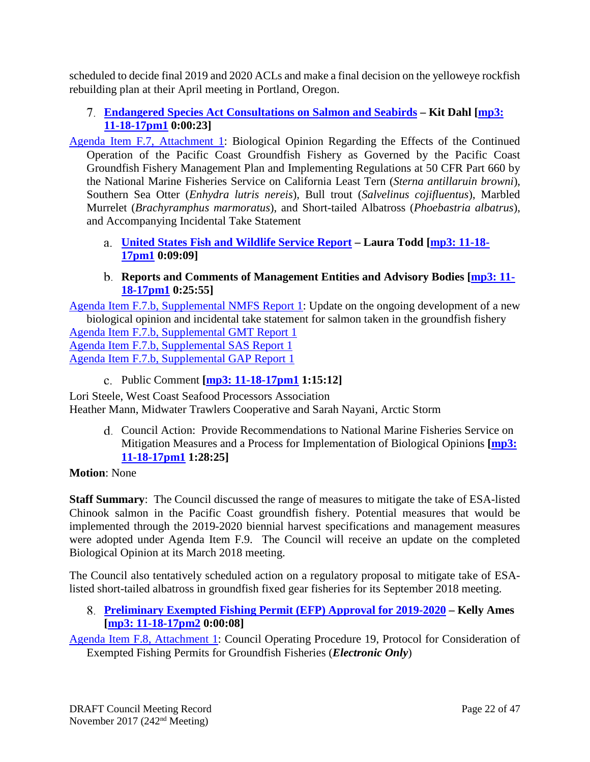scheduled to decide final 2019 and 2020 ACLs and make a final decision on the yelloweye rockfish rebuilding plan at their April meeting in Portland, Oregon.

### 7. Endangered Species Act Consultations on Salmon and Seabirds – Kit Dahl [mp3: 11-18-17pm1 0:00:23]

Agenda Item F.7, Attachment 1: Biological Opinion Regarding the Effects of the Continued Operation of the Pacific Coast Groundfish Fishery as Governed by the Pacific Coast Groundfish Fishery Management Plan and Implementing Regulations at 50 CFR Part 660 by the National Marine Fisheries Service on California Least Tern (*Sterna antillaruin browni*), Southern Sea Otter (*Enhydra lutris nereis*), Bull trout (*Salvelinus cojifluentus*), Marbled Murrelet (*Brachyramphus marmoratus*), and Short-tailed Albatross (*Phoebastria albatrus*), and Accompanying Incidental Take Statement

#### a. United States Fish and Wildlife Service Report – Laura Todd [mp3: 11-18-17pm1 0:09:09]

#### b. Reports and Comments of Management Entities and Advisory Bodies [mp3: 11-18-17pm1 0:25:55]

Agenda Item F.7.b, Supplemental NMFS Report 1: Update on the ongoing development of a new biological opinion and incidental take statement for salmon taken in the groundfish fishery
Agenda Item F.7.b, Supplemental GMT Report 1
Agenda Item F.7.b, Supplemental SAS Report 1
Agenda Item F.7.b, Supplemental GAP Report 1

#### c. Public Comment [mp3: 11-18-17pm1 1:15:12]

Lori Steele, West Coast Seafood Processors Association
Heather Mann, Midwater Trawlers Cooperative and Sarah Nayani, Arctic Storm

#### d. Council Action: Provide Recommendations to National Marine Fisheries Service on Mitigation Measures and a Process for Implementation of Biological Opinions [mp3: 11-18-17pm1 1:28:25]

**Motion**: None

**Staff Summary**: The Council discussed the range of measures to mitigate the take of ESA-listed Chinook salmon in the Pacific Coast groundfish fishery. Potential measures that would be implemented through the 2019-2020 biennial harvest specifications and management measures were adopted under Agenda Item F.9. The Council will receive an update on the completed Biological Opinion at its March 2018 meeting.

The Council also tentatively scheduled action on a regulatory proposal to mitigate take of ESA-listed short-tailed albatross in groundfish fixed gear fisheries for its September 2018 meeting.

### 8. Preliminary Exempted Fishing Permit (EFP) Approval for 2019-2020 – Kelly Ames [mp3: 11-18-17pm2 0:00:08]

Agenda Item F.8, Attachment 1: Council Operating Procedure 19, Protocol for Consideration of Exempted Fishing Permits for Groundfish Fisheries (***Electronic Only***)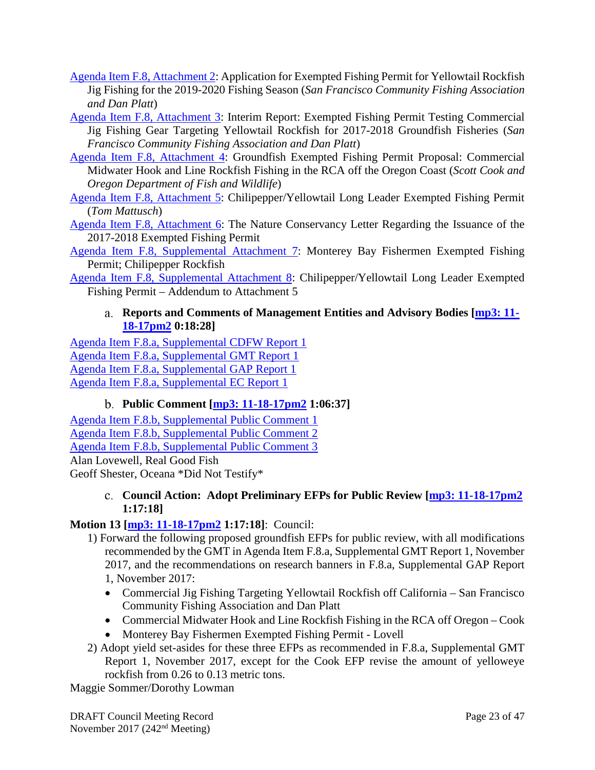Agenda Item F.8, Attachment 2: Application for Exempted Fishing Permit for Yellowtail Rockfish Jig Fishing for the 2019-2020 Fishing Season (*San Francisco Community Fishing Association and Dan Platt*)

Agenda Item F.8, Attachment 3: Interim Report: Exempted Fishing Permit Testing Commercial Jig Fishing Gear Targeting Yellowtail Rockfish for 2017-2018 Groundfish Fisheries (*San Francisco Community Fishing Association and Dan Platt*)

Agenda Item F.8, Attachment 4: Groundfish Exempted Fishing Permit Proposal: Commercial Midwater Hook and Line Rockfish Fishing in the RCA off the Oregon Coast (*Scott Cook and Oregon Department of Fish and Wildlife*)

Agenda Item F.8, Attachment 5: Chilipepper/Yellowtail Long Leader Exempted Fishing Permit (*Tom Mattusch*)

Agenda Item F.8, Attachment 6: The Nature Conservancy Letter Regarding the Issuance of the 2017-2018 Exempted Fishing Permit

Agenda Item F.8, Supplemental Attachment 7: Monterey Bay Fishermen Exempted Fishing Permit; Chilipepper Rockfish

Agenda Item F.8, Supplemental Attachment 8: Chilipepper/Yellowtail Long Leader Exempted Fishing Permit – Addendum to Attachment 5

a. **Reports and Comments of Management Entities and Advisory Bodies [mp3: 11-18-17pm2 0:18:28]**

Agenda Item F.8.a, Supplemental CDFW Report 1
Agenda Item F.8.a, Supplemental GMT Report 1
Agenda Item F.8.a, Supplemental GAP Report 1
Agenda Item F.8.a, Supplemental EC Report 1

b. **Public Comment [mp3: 11-18-17pm2 1:06:37]**

Agenda Item F.8.b, Supplemental Public Comment 1
Agenda Item F.8.b, Supplemental Public Comment 2
Agenda Item F.8.b, Supplemental Public Comment 3
Alan Lovewell, Real Good Fish
Geoff Shester, Oceana *Did Not Testify*

c. **Council Action: Adopt Preliminary EFPs for Public Review [mp3: 11-18-17pm2 1:17:18]**

**Motion 13 [mp3: 11-18-17pm2 1:17:18]**: Council:

1) Forward the following proposed groundfish EFPs for public review, with all modifications recommended by the GMT in Agenda Item F.8.a, Supplemental GMT Report 1, November 2017, and the recommendations on research banners in F.8.a, Supplemental GAP Report 1, November 2017:
   - Commercial Jig Fishing Targeting Yellowtail Rockfish off California – San Francisco Community Fishing Association and Dan Platt
   - Commercial Midwater Hook and Line Rockfish Fishing in the RCA off Oregon – Cook
   - Monterey Bay Fishermen Exempted Fishing Permit - Lovell
2) Adopt yield set-asides for these three EFPs as recommended in F.8.a, Supplemental GMT Report 1, November 2017, except for the Cook EFP revise the amount of yelloweye rockfish from 0.26 to 0.13 metric tons.

Maggie Sommer/Dorothy Lowman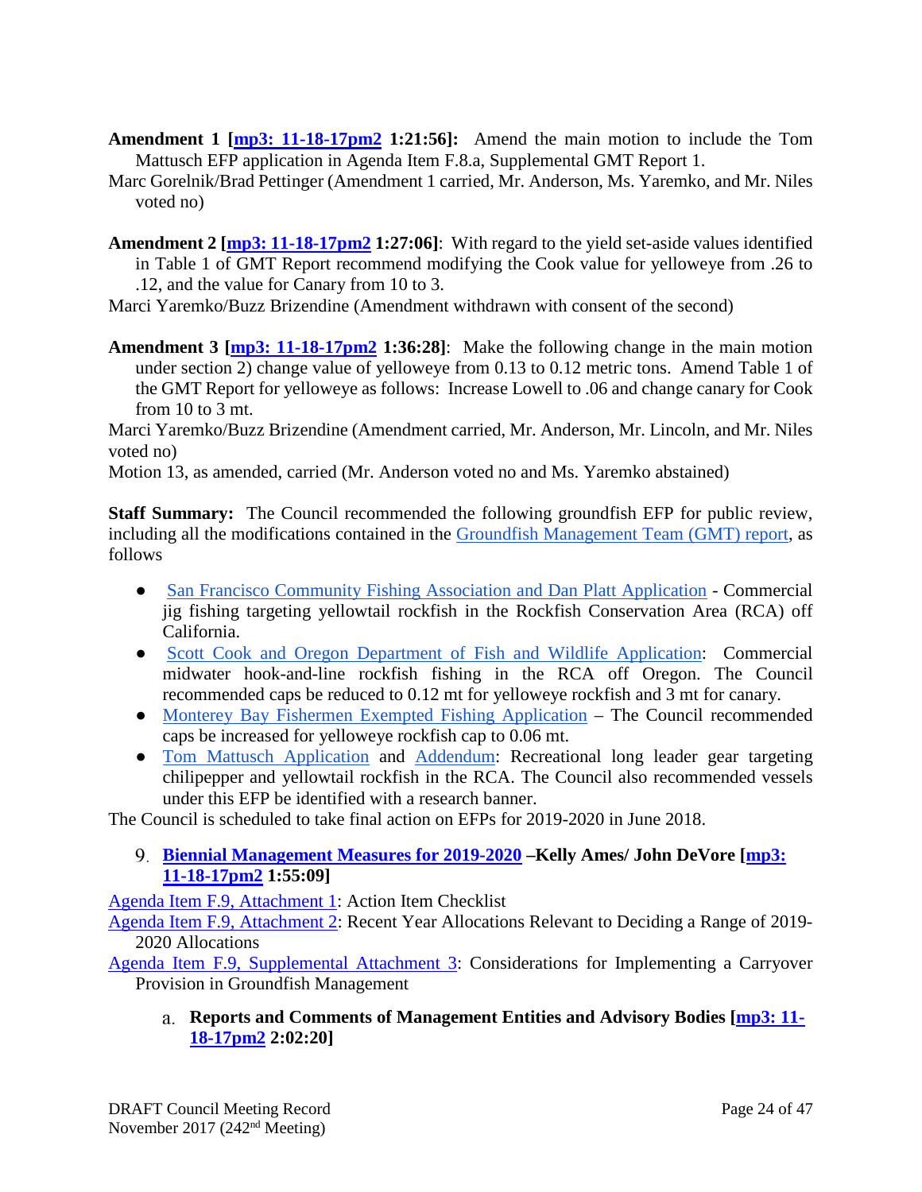**Amendment 1 [mp3: 11-18-17pm2 1:21:56]:** Amend the main motion to include the Tom Mattusch EFP application in Agenda Item F.8.a, Supplemental GMT Report 1.

Marc Gorelnik/Brad Pettinger (Amendment 1 carried, Mr. Anderson, Ms. Yaremko, and Mr. Niles voted no)

**Amendment 2 [mp3: 11-18-17pm2 1:27:06]**: With regard to the yield set-aside values identified in Table 1 of GMT Report recommend modifying the Cook value for yelloweye from .26 to .12, and the value for Canary from 10 to 3.

Marci Yaremko/Buzz Brizendine (Amendment withdrawn with consent of the second)

**Amendment 3 [mp3: 11-18-17pm2 1:36:28]**: Make the following change in the main motion under section 2) change value of yelloweye from 0.13 to 0.12 metric tons. Amend Table 1 of the GMT Report for yelloweye as follows: Increase Lowell to .06 and change canary for Cook from 10 to 3 mt.

Marci Yaremko/Buzz Brizendine (Amendment carried, Mr. Anderson, Mr. Lincoln, and Mr. Niles voted no)

Motion 13, as amended, carried (Mr. Anderson voted no and Ms. Yaremko abstained)

**Staff Summary:** The Council recommended the following groundfish EFP for public review, including all the modifications contained in the Groundfish Management Team (GMT) report, as follows

- San Francisco Community Fishing Association and Dan Platt Application - Commercial jig fishing targeting yellowtail rockfish in the Rockfish Conservation Area (RCA) off California.
- Scott Cook and Oregon Department of Fish and Wildlife Application: Commercial midwater hook-and-line rockfish fishing in the RCA off Oregon. The Council recommended caps be reduced to 0.12 mt for yelloweye rockfish and 3 mt for canary.
- Monterey Bay Fishermen Exempted Fishing Application – The Council recommended caps be increased for yelloweye rockfish cap to 0.06 mt.
- Tom Mattusch Application and Addendum: Recreational long leader gear targeting chilipepper and yellowtail rockfish in the RCA. The Council also recommended vessels under this EFP be identified with a research banner.

The Council is scheduled to take final action on EFPs for 2019-2020 in June 2018.

9. **Biennial Management Measures for 2019-2020 –Kelly Ames/ John DeVore [mp3: 11-18-17pm2 1:55:09]**

Agenda Item F.9, Attachment 1: Action Item Checklist

Agenda Item F.9, Attachment 2: Recent Year Allocations Relevant to Deciding a Range of 2019-2020 Allocations

Agenda Item F.9, Supplemental Attachment 3: Considerations for Implementing a Carryover Provision in Groundfish Management

a. **Reports and Comments of Management Entities and Advisory Bodies [mp3: 11-18-17pm2 2:02:20]**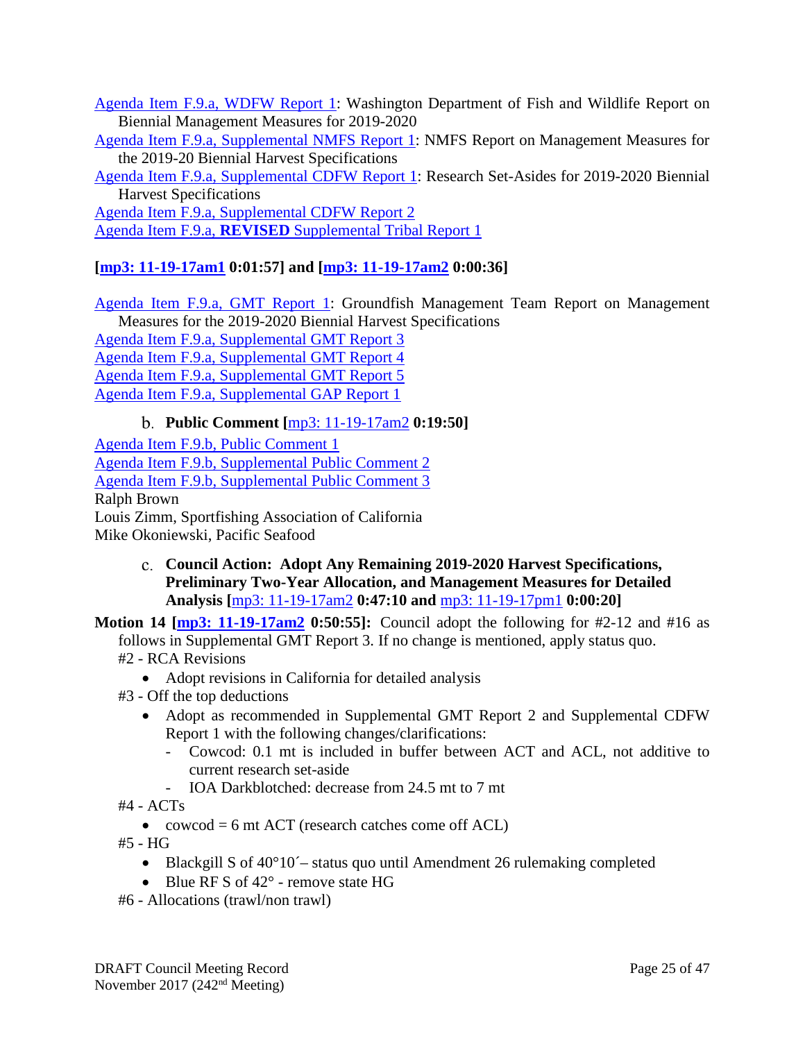Agenda Item F.9.a, WDFW Report 1: Washington Department of Fish and Wildlife Report on Biennial Management Measures for 2019-2020

Agenda Item F.9.a, Supplemental NMFS Report 1: NMFS Report on Management Measures for the 2019-20 Biennial Harvest Specifications

Agenda Item F.9.a, Supplemental CDFW Report 1: Research Set-Asides for 2019-2020 Biennial Harvest Specifications

Agenda Item F.9.a, Supplemental CDFW Report 2

Agenda Item F.9.a, **REVISED** Supplemental Tribal Report 1

**[mp3: 11-19-17am1 0:01:57] and [mp3: 11-19-17am2 0:00:36]**

Agenda Item F.9.a, GMT Report 1: Groundfish Management Team Report on Management Measures for the 2019-2020 Biennial Harvest Specifications

Agenda Item F.9.a, Supplemental GMT Report 3

Agenda Item F.9.a, Supplemental GMT Report 4

Agenda Item F.9.a, Supplemental GMT Report 5

Agenda Item F.9.a, Supplemental GAP Report 1

b. **Public Comment [**mp3: 11-19-17am2 **0:19:50]**

Agenda Item F.9.b, Public Comment 1

Agenda Item F.9.b, Supplemental Public Comment 2

Agenda Item F.9.b, Supplemental Public Comment 3

Ralph Brown

Louis Zimm, Sportfishing Association of California

Mike Okoniewski, Pacific Seafood

c. **Council Action: Adopt Any Remaining 2019-2020 Harvest Specifications, Preliminary Two-Year Allocation, and Management Measures for Detailed Analysis [**mp3: 11-19-17am2 **0:47:10 and** mp3: 11-19-17pm1 **0:00:20]**

**Motion 14 [mp3: 11-19-17am2 0:50:55]:** Council adopt the following for #2-12 and #16 as follows in Supplemental GMT Report 3. If no change is mentioned, apply status quo.

#2 - RCA Revisions

- Adopt revisions in California for detailed analysis

#3 - Off the top deductions

- Adopt as recommended in Supplemental GMT Report 2 and Supplemental CDFW Report 1 with the following changes/clarifications:
  - Cowcod: 0.1 mt is included in buffer between ACT and ACL, not additive to current research set-aside
  - IOA Darkblotched: decrease from 24.5 mt to 7 mt

#4 - ACTs

- cowcod = 6 mt ACT (research catches come off ACL)

#5 - HG

- Blackgill S of 40°10´– status quo until Amendment 26 rulemaking completed
- Blue RF S of 42° - remove state HG

#6 - Allocations (trawl/non trawl)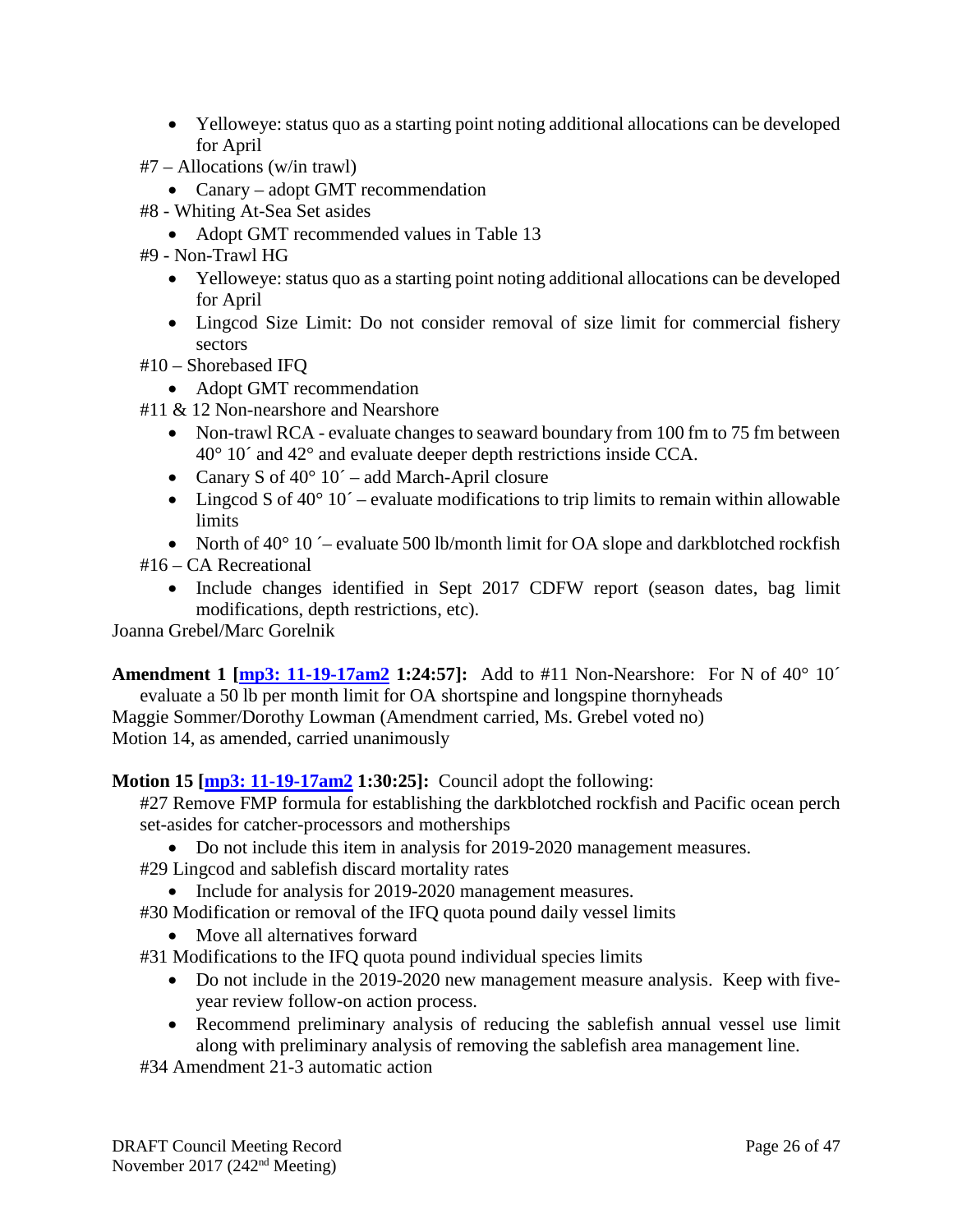- Yelloweye: status quo as a starting point noting additional allocations can be developed for April

#7 – Allocations (w/in trawl)

- Canary – adopt GMT recommendation

#8 - Whiting At-Sea Set asides

- Adopt GMT recommended values in Table 13

#9 - Non-Trawl HG

- Yelloweye: status quo as a starting point noting additional allocations can be developed for April
- Lingcod Size Limit: Do not consider removal of size limit for commercial fishery sectors

#10 – Shorebased IFQ

- Adopt GMT recommendation

#11 & 12 Non-nearshore and Nearshore

- Non-trawl RCA - evaluate changes to seaward boundary from 100 fm to 75 fm between 40° 10´ and 42° and evaluate deeper depth restrictions inside CCA.
- Canary S of 40° 10´ – add March-April closure
- Lingcod S of 40° 10´ – evaluate modifications to trip limits to remain within allowable limits
- North of 40° 10 ´– evaluate 500 lb/month limit for OA slope and darkblotched rockfish

#16 – CA Recreational

- Include changes identified in Sept 2017 CDFW report (season dates, bag limit modifications, depth restrictions, etc).

Joanna Grebel/Marc Gorelnik

**Amendment 1 [mp3: 11-19-17am2 1:24:57]:** Add to #11 Non-Nearshore: For N of 40° 10´ evaluate a 50 lb per month limit for OA shortspine and longspine thornyheads

Maggie Sommer/Dorothy Lowman (Amendment carried, Ms. Grebel voted no)

Motion 14, as amended, carried unanimously

**Motion 15 [mp3: 11-19-17am2 1:30:25]:** Council adopt the following:

#27 Remove FMP formula for establishing the darkblotched rockfish and Pacific ocean perch set-asides for catcher-processors and motherships

- Do not include this item in analysis for 2019-2020 management measures.

#29 Lingcod and sablefish discard mortality rates

- Include for analysis for 2019-2020 management measures.

#30 Modification or removal of the IFQ quota pound daily vessel limits

- Move all alternatives forward

#31 Modifications to the IFQ quota pound individual species limits

- Do not include in the 2019-2020 new management measure analysis. Keep with five-year review follow-on action process.
- Recommend preliminary analysis of reducing the sablefish annual vessel use limit along with preliminary analysis of removing the sablefish area management line.

#34 Amendment 21-3 automatic action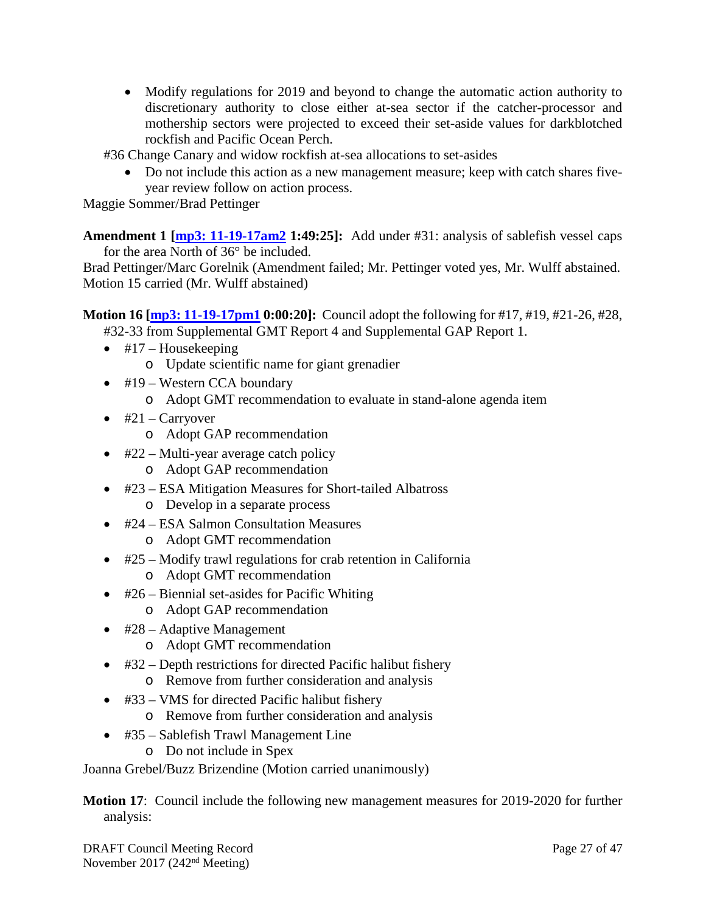- Modify regulations for 2019 and beyond to change the automatic action authority to discretionary authority to close either at-sea sector if the catcher-processor and mothership sectors were projected to exceed their set-aside values for darkblotched rockfish and Pacific Ocean Perch.

#36 Change Canary and widow rockfish at-sea allocations to set-asides

- Do not include this action as a new management measure; keep with catch shares five-year review follow on action process.

Maggie Sommer/Brad Pettinger

**Amendment 1 [mp3: 11-19-17am2 1:49:25]:** Add under #31: analysis of sablefish vessel caps for the area North of 36° be included.

Brad Pettinger/Marc Gorelnik (Amendment failed; Mr. Pettinger voted yes, Mr. Wulff abstained. Motion 15 carried (Mr. Wulff abstained)

**Motion 16 [mp3: 11-19-17pm1 0:00:20]:** Council adopt the following for #17, #19, #21-26, #28, #32-33 from Supplemental GMT Report 4 and Supplemental GAP Report 1.

- #17 – Housekeeping
  - Update scientific name for giant grenadier
- #19 – Western CCA boundary
  - Adopt GMT recommendation to evaluate in stand-alone agenda item
- #21 – Carryover
  - Adopt GAP recommendation
- #22 – Multi-year average catch policy
  - Adopt GAP recommendation
- #23 – ESA Mitigation Measures for Short-tailed Albatross
  - Develop in a separate process
- #24 – ESA Salmon Consultation Measures
  - Adopt GMT recommendation
- #25 – Modify trawl regulations for crab retention in California
  - Adopt GMT recommendation
- #26 – Biennial set-asides for Pacific Whiting
  - Adopt GAP recommendation
- #28 – Adaptive Management
  - Adopt GMT recommendation
- #32 – Depth restrictions for directed Pacific halibut fishery
  - Remove from further consideration and analysis
- #33 – VMS for directed Pacific halibut fishery
  - Remove from further consideration and analysis
- #35 – Sablefish Trawl Management Line
  - Do not include in Spex

Joanna Grebel/Buzz Brizendine (Motion carried unanimously)

**Motion 17**: Council include the following new management measures for 2019-2020 for further analysis: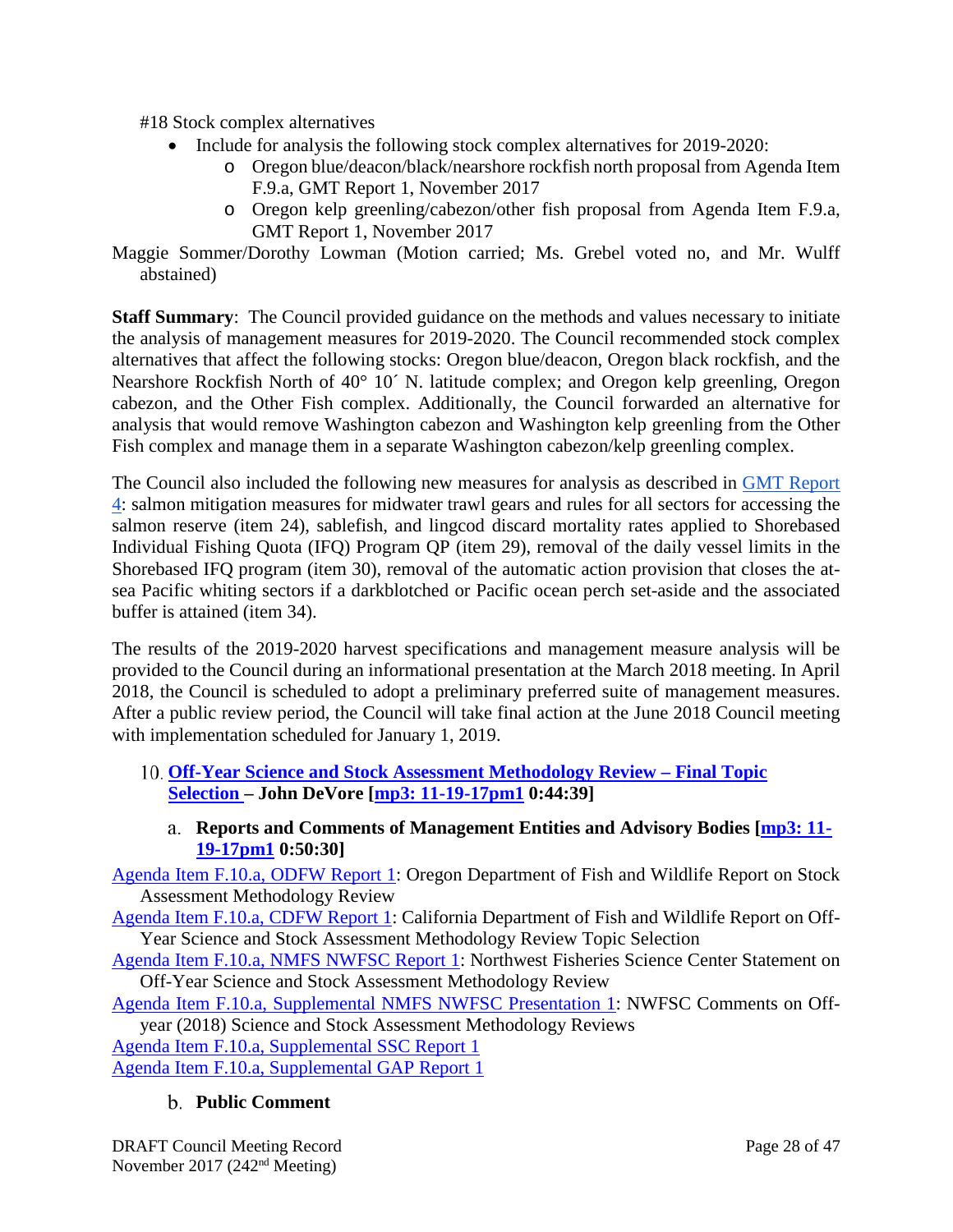#18 Stock complex alternatives

- Include for analysis the following stock complex alternatives for 2019-2020:
    - Oregon blue/deacon/black/nearshore rockfish north proposal from Agenda Item F.9.a, GMT Report 1, November 2017
    - Oregon kelp greenling/cabezon/other fish proposal from Agenda Item F.9.a, GMT Report 1, November 2017

Maggie Sommer/Dorothy Lowman (Motion carried; Ms. Grebel voted no, and Mr. Wulff abstained)

**Staff Summary**: The Council provided guidance on the methods and values necessary to initiate the analysis of management measures for 2019-2020. The Council recommended stock complex alternatives that affect the following stocks: Oregon blue/deacon, Oregon black rockfish, and the Nearshore Rockfish North of 40° 10´ N. latitude complex; and Oregon kelp greenling, Oregon cabezon, and the Other Fish complex. Additionally, the Council forwarded an alternative for analysis that would remove Washington cabezon and Washington kelp greenling from the Other Fish complex and manage them in a separate Washington cabezon/kelp greenling complex.

The Council also included the following new measures for analysis as described in GMT Report 4: salmon mitigation measures for midwater trawl gears and rules for all sectors for accessing the salmon reserve (item 24), sablefish, and lingcod discard mortality rates applied to Shorebased Individual Fishing Quota (IFQ) Program QP (item 29), removal of the daily vessel limits in the Shorebased IFQ program (item 30), removal of the automatic action provision that closes the at-sea Pacific whiting sectors if a darkblotched or Pacific ocean perch set-aside and the associated buffer is attained (item 34).

The results of the 2019-2020 harvest specifications and management measure analysis will be provided to the Council during an informational presentation at the March 2018 meeting. In April 2018, the Council is scheduled to adopt a preliminary preferred suite of management measures. After a public review period, the Council will take final action at the June 2018 Council meeting with implementation scheduled for January 1, 2019.

### 10. Off-Year Science and Stock Assessment Methodology Review – Final Topic Selection – John DeVore [mp3: 11-19-17pm1 0:44:39]

#### a. Reports and Comments of Management Entities and Advisory Bodies [mp3: 11-19-17pm1 0:50:30]

Agenda Item F.10.a, ODFW Report 1: Oregon Department of Fish and Wildlife Report on Stock Assessment Methodology Review

Agenda Item F.10.a, CDFW Report 1: California Department of Fish and Wildlife Report on Off-Year Science and Stock Assessment Methodology Review Topic Selection

Agenda Item F.10.a, NMFS NWFSC Report 1: Northwest Fisheries Science Center Statement on Off-Year Science and Stock Assessment Methodology Review

Agenda Item F.10.a, Supplemental NMFS NWFSC Presentation 1: NWFSC Comments on Off-year (2018) Science and Stock Assessment Methodology Reviews

Agenda Item F.10.a, Supplemental SSC Report 1

Agenda Item F.10.a, Supplemental GAP Report 1

#### b. Public Comment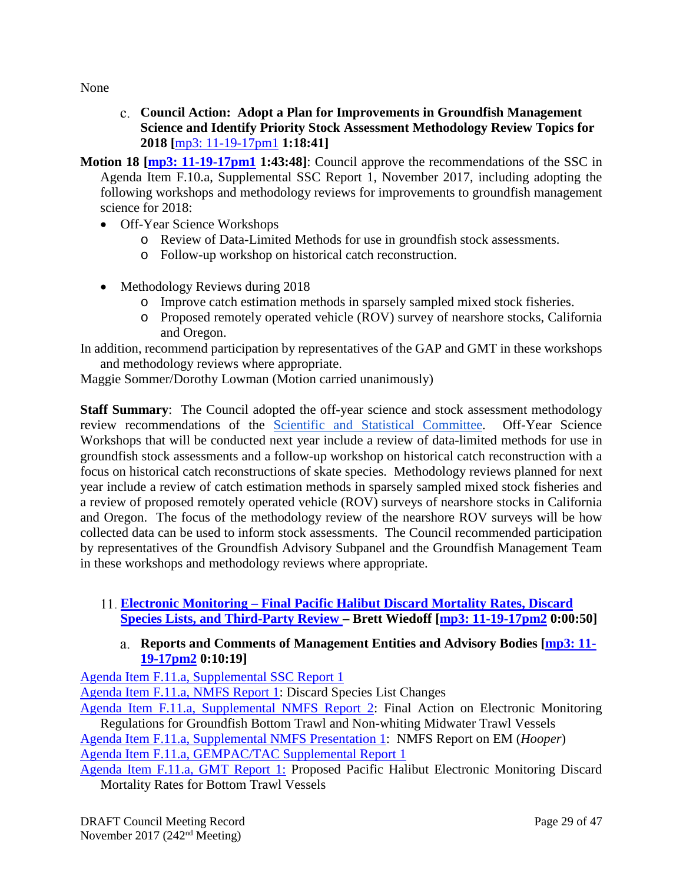None

### c. Council Action: Adopt a Plan for Improvements in Groundfish Management Science and Identify Priority Stock Assessment Methodology Review Topics for 2018 [mp3: 11-19-17pm1 1:18:41]

**Motion 18 [mp3: 11-19-17pm1 1:43:48]**: Council approve the recommendations of the SSC in Agenda Item F.10.a, Supplemental SSC Report 1, November 2017, including adopting the following workshops and methodology reviews for improvements to groundfish management science for 2018:

- Off-Year Science Workshops
  - Review of Data-Limited Methods for use in groundfish stock assessments.
  - Follow-up workshop on historical catch reconstruction.

- Methodology Reviews during 2018
  - Improve catch estimation methods in sparsely sampled mixed stock fisheries.
  - Proposed remotely operated vehicle (ROV) survey of nearshore stocks, California and Oregon.

In addition, recommend participation by representatives of the GAP and GMT in these workshops and methodology reviews where appropriate.

Maggie Sommer/Dorothy Lowman (Motion carried unanimously)

**Staff Summary**: The Council adopted the off-year science and stock assessment methodology review recommendations of the Scientific and Statistical Committee. Off-Year Science Workshops that will be conducted next year include a review of data-limited methods for use in groundfish stock assessments and a follow-up workshop on historical catch reconstruction with a focus on historical catch reconstructions of skate species. Methodology reviews planned for next year include a review of catch estimation methods in sparsely sampled mixed stock fisheries and a review of proposed remotely operated vehicle (ROV) surveys of nearshore stocks in California and Oregon. The focus of the methodology review of the nearshore ROV surveys will be how collected data can be used to inform stock assessments. The Council recommended participation by representatives of the Groundfish Advisory Subpanel and the Groundfish Management Team in these workshops and methodology reviews where appropriate.

## 11. Electronic Monitoring – Final Pacific Halibut Discard Mortality Rates, Discard Species Lists, and Third-Party Review – Brett Wiedoff [mp3: 11-19-17pm2 0:00:50]

### a. Reports and Comments of Management Entities and Advisory Bodies [mp3: 11-19-17pm2 0:10:19]

Agenda Item F.11.a, Supplemental SSC Report 1

Agenda Item F.11.a, NMFS Report 1: Discard Species List Changes

Agenda Item F.11.a, Supplemental NMFS Report 2: Final Action on Electronic Monitoring Regulations for Groundfish Bottom Trawl and Non-whiting Midwater Trawl Vessels

Agenda Item F.11.a, Supplemental NMFS Presentation 1: NMFS Report on EM (*Hooper*)

Agenda Item F.11.a, GEMPAC/TAC Supplemental Report 1

Agenda Item F.11.a, GMT Report 1: Proposed Pacific Halibut Electronic Monitoring Discard Mortality Rates for Bottom Trawl Vessels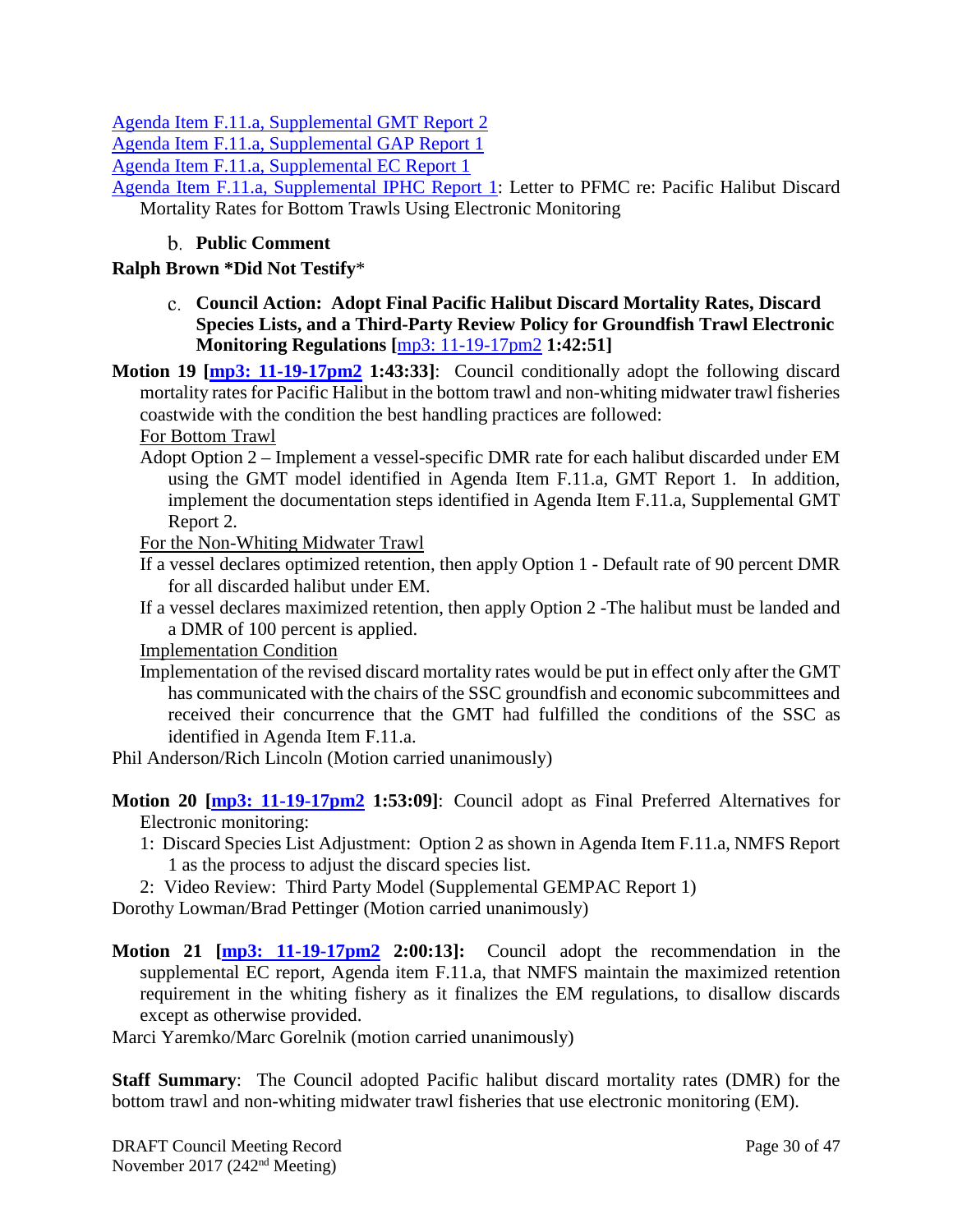[Agenda Item F.11.a, Supplemental GMT Report 2](#)
[Agenda Item F.11.a, Supplemental GAP Report 1](#)
[Agenda Item F.11.a, Supplemental EC Report 1](#)
[Agenda Item F.11.a, Supplemental IPHC Report 1](#): Letter to PFMC re: Pacific Halibut Discard Mortality Rates for Bottom Trawls Using Electronic Monitoring

b. **Public Comment**

**Ralph Brown *Did Not Testify***

c. **Council Action: Adopt Final Pacific Halibut Discard Mortality Rates, Discard Species Lists, and a Third-Party Review Policy for Groundfish Trawl Electronic Monitoring Regulations [**[mp3: 11-19-17pm2](#) **1:42:51]**

**Motion 19 [**[**mp3: 11-19-17pm2**](#) **1:43:33]**: Council conditionally adopt the following discard mortality rates for Pacific Halibut in the bottom trawl and non-whiting midwater trawl fisheries coastwide with the condition the best handling practices are followed:

For Bottom Trawl

Adopt Option 2 – Implement a vessel-specific DMR rate for each halibut discarded under EM using the GMT model identified in Agenda Item F.11.a, GMT Report 1. In addition, implement the documentation steps identified in Agenda Item F.11.a, Supplemental GMT Report 2.

For the Non-Whiting Midwater Trawl

If a vessel declares optimized retention, then apply Option 1 - Default rate of 90 percent DMR for all discarded halibut under EM.

If a vessel declares maximized retention, then apply Option 2 -The halibut must be landed and a DMR of 100 percent is applied.

Implementation Condition

Implementation of the revised discard mortality rates would be put in effect only after the GMT has communicated with the chairs of the SSC groundfish and economic subcommittees and received their concurrence that the GMT had fulfilled the conditions of the SSC as identified in Agenda Item F.11.a.

Phil Anderson/Rich Lincoln (Motion carried unanimously)

**Motion 20 [**[**mp3: 11-19-17pm2**](#) **1:53:09]**: Council adopt as Final Preferred Alternatives for Electronic monitoring:

1: Discard Species List Adjustment: Option 2 as shown in Agenda Item F.11.a, NMFS Report 1 as the process to adjust the discard species list.

2: Video Review: Third Party Model (Supplemental GEMPAC Report 1)

Dorothy Lowman/Brad Pettinger (Motion carried unanimously)

**Motion 21 [**[**mp3: 11-19-17pm2**](#) **2:00:13]:** Council adopt the recommendation in the supplemental EC report, Agenda item F.11.a, that NMFS maintain the maximized retention requirement in the whiting fishery as it finalizes the EM regulations, to disallow discards except as otherwise provided.

Marci Yaremko/Marc Gorelnik (motion carried unanimously)

**Staff Summary**: The Council adopted Pacific halibut discard mortality rates (DMR) for the bottom trawl and non-whiting midwater trawl fisheries that use electronic monitoring (EM).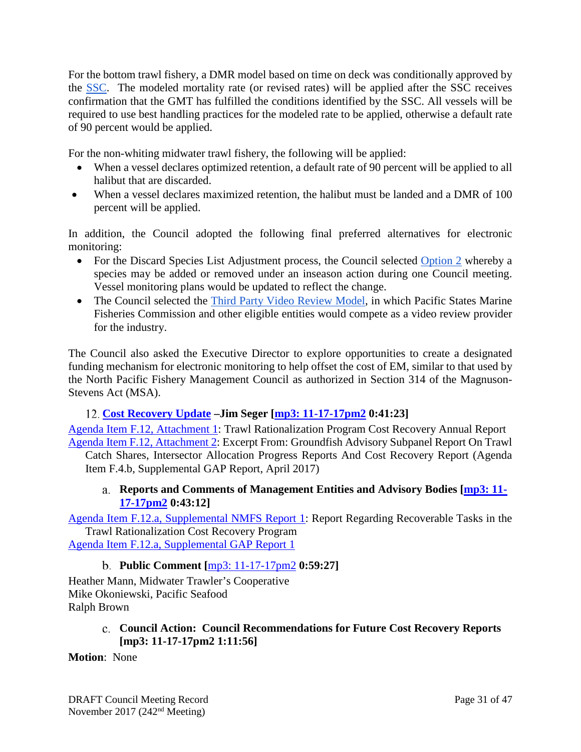For the bottom trawl fishery, a DMR model based on time on deck was conditionally approved by the SSC. The modeled mortality rate (or revised rates) will be applied after the SSC receives confirmation that the GMT has fulfilled the conditions identified by the SSC. All vessels will be required to use best handling practices for the modeled rate to be applied, otherwise a default rate of 90 percent would be applied.

For the non-whiting midwater trawl fishery, the following will be applied:

- When a vessel declares optimized retention, a default rate of 90 percent will be applied to all halibut that are discarded.
- When a vessel declares maximized retention, the halibut must be landed and a DMR of 100 percent will be applied.

In addition, the Council adopted the following final preferred alternatives for electronic monitoring:

- For the Discard Species List Adjustment process, the Council selected Option 2 whereby a species may be added or removed under an inseason action during one Council meeting. Vessel monitoring plans would be updated to reflect the change.
- The Council selected the Third Party Video Review Model, in which Pacific States Marine Fisheries Commission and other eligible entities would compete as a video review provider for the industry.

The Council also asked the Executive Director to explore opportunities to create a designated funding mechanism for electronic monitoring to help offset the cost of EM, similar to that used by the North Pacific Fishery Management Council as authorized in Section 314 of the Magnuson-Stevens Act (MSA).

### 12. Cost Recovery Update –Jim Seger [mp3: 11-17-17pm2 0:41:23]

Agenda Item F.12, Attachment 1: Trawl Rationalization Program Cost Recovery Annual Report
Agenda Item F.12, Attachment 2: Excerpt From: Groundfish Advisory Subpanel Report On Trawl Catch Shares, Intersector Allocation Progress Reports And Cost Recovery Report (Agenda Item F.4.b, Supplemental GAP Report, April 2017)

#### a. Reports and Comments of Management Entities and Advisory Bodies [mp3: 11-17-17pm2 0:43:12]

Agenda Item F.12.a, Supplemental NMFS Report 1: Report Regarding Recoverable Tasks in the Trawl Rationalization Cost Recovery Program
Agenda Item F.12.a, Supplemental GAP Report 1

#### b. Public Comment [mp3: 11-17-17pm2 0:59:27]

Heather Mann, Midwater Trawler's Cooperative
Mike Okoniewski, Pacific Seafood
Ralph Brown

#### c. Council Action: Council Recommendations for Future Cost Recovery Reports [mp3: 11-17-17pm2 1:11:56]

**Motion**: None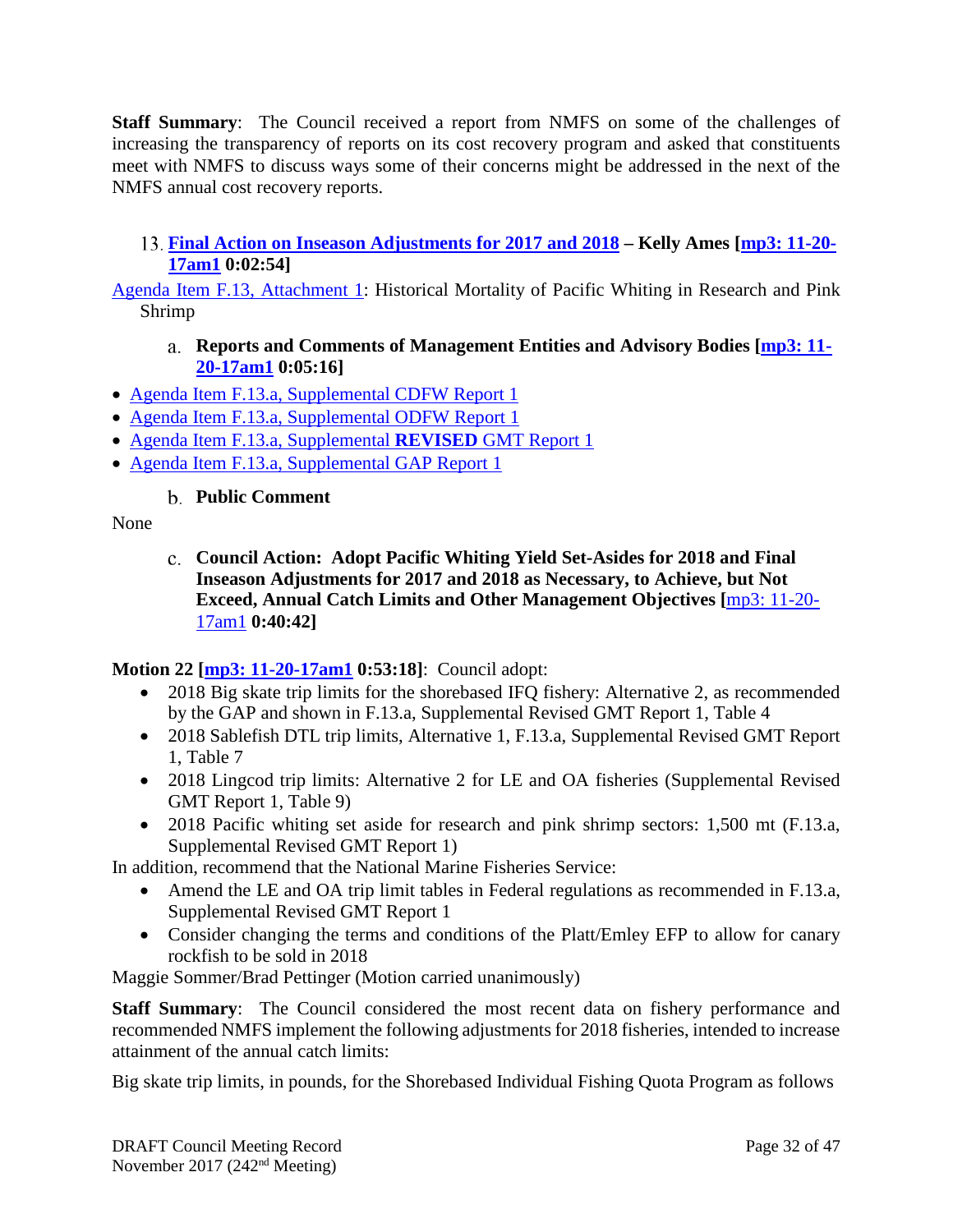**Staff Summary**: The Council received a report from NMFS on some of the challenges of increasing the transparency of reports on its cost recovery program and asked that constituents meet with NMFS to discuss ways some of their concerns might be addressed in the next of the NMFS annual cost recovery reports.

### 13. Final Action on Inseason Adjustments for 2017 and 2018 – Kelly Ames [mp3: 11-20-17am1 0:02:54]

Agenda Item F.13, Attachment 1: Historical Mortality of Pacific Whiting in Research and Pink Shrimp

#### a. Reports and Comments of Management Entities and Advisory Bodies [mp3: 11-20-17am1 0:05:16]

- Agenda Item F.13.a, Supplemental CDFW Report 1
- Agenda Item F.13.a, Supplemental ODFW Report 1
- Agenda Item F.13.a, Supplemental **REVISED** GMT Report 1
- Agenda Item F.13.a, Supplemental GAP Report 1

#### b. Public Comment

None

#### c. Council Action: Adopt Pacific Whiting Yield Set-Asides for 2018 and Final Inseason Adjustments for 2017 and 2018 as Necessary, to Achieve, but Not Exceed, Annual Catch Limits and Other Management Objectives [mp3: 11-20-17am1 0:40:42]

**Motion 22 [mp3: 11-20-17am1 0:53:18]**: Council adopt:

- 2018 Big skate trip limits for the shorebased IFQ fishery: Alternative 2, as recommended by the GAP and shown in F.13.a, Supplemental Revised GMT Report 1, Table 4
- 2018 Sablefish DTL trip limits, Alternative 1, F.13.a, Supplemental Revised GMT Report 1, Table 7
- 2018 Lingcod trip limits: Alternative 2 for LE and OA fisheries (Supplemental Revised GMT Report 1, Table 9)
- 2018 Pacific whiting set aside for research and pink shrimp sectors: 1,500 mt (F.13.a, Supplemental Revised GMT Report 1)

In addition, recommend that the National Marine Fisheries Service:

- Amend the LE and OA trip limit tables in Federal regulations as recommended in F.13.a, Supplemental Revised GMT Report 1
- Consider changing the terms and conditions of the Platt/Emley EFP to allow for canary rockfish to be sold in 2018

Maggie Sommer/Brad Pettinger (Motion carried unanimously)

**Staff Summary**: The Council considered the most recent data on fishery performance and recommended NMFS implement the following adjustments for 2018 fisheries, intended to increase attainment of the annual catch limits:

Big skate trip limits, in pounds, for the Shorebased Individual Fishing Quota Program as follows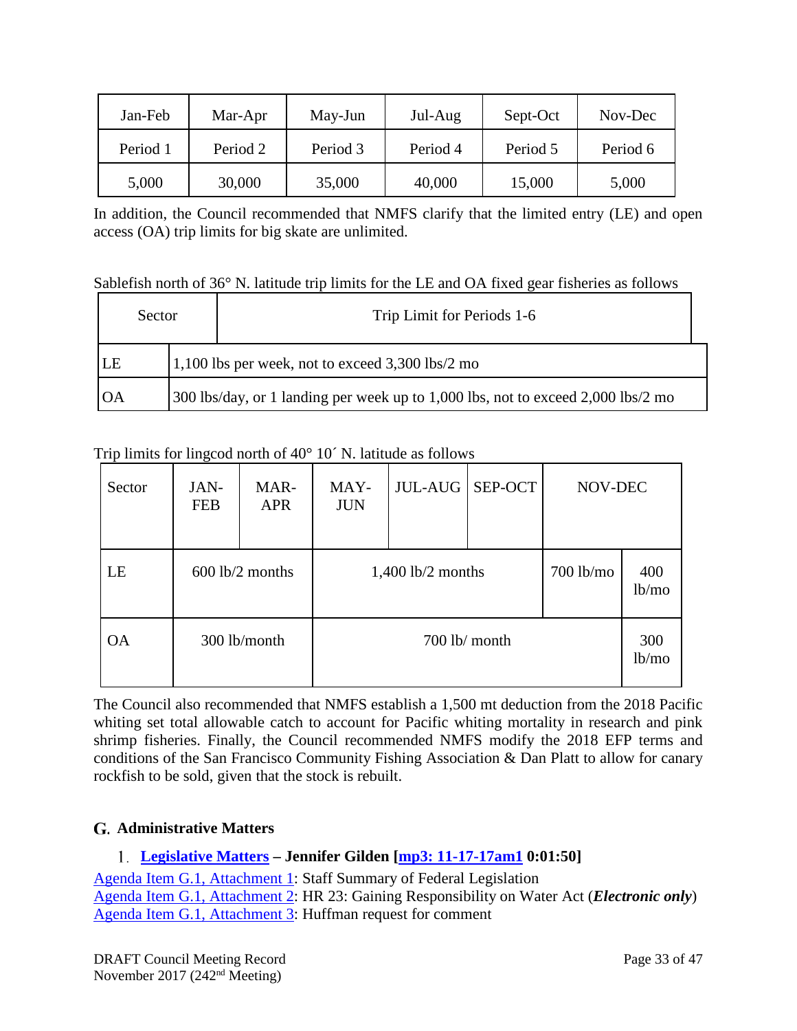| Jan-Feb | Mar-Apr | May-Jun | Jul-Aug | Sept-Oct | Nov-Dec |
|---|---|---|---|---|---|
| Period 1 | Period 2 | Period 3 | Period 4 | Period 5 | Period 6 |
| 5,000 | 30,000 | 35,000 | 40,000 | 15,000 | 5,000 |

In addition, the Council recommended that NMFS clarify that the limited entry (LE) and open access (OA) trip limits for big skate are unlimited.

Sablefish north of 36° N. latitude trip limits for the LE and OA fixed gear fisheries as follows

| Sector | Trip Limit for Periods 1-6 |
|---|---|
| LE | 1,100 lbs per week, not to exceed 3,300 lbs/2 mo |
| OA | 300 lbs/day, or 1 landing per week up to 1,000 lbs, not to exceed 2,000 lbs/2 mo |

Trip limits for lingcod north of 40° 10´ N. latitude as follows

| Sector | JAN-FEB | MAR-APR | MAY-JUN | JUL-AUG | SEP-OCT | NOV-DEC | |
|---|---|---|---|---|---|---|---|
| LE | 600 lb/2 months | | 1,400 lb/2 months | | | 700 lb/mo | 400 lb/mo |
| OA | 300 lb/month | | 700 lb/ month | | | | 300 lb/mo |

The Council also recommended that NMFS establish a 1,500 mt deduction from the 2018 Pacific whiting set total allowable catch to account for Pacific whiting mortality in research and pink shrimp fisheries. Finally, the Council recommended NMFS modify the 2018 EFP terms and conditions of the San Francisco Community Fishing Association & Dan Platt to allow for canary rockfish to be sold, given that the stock is rebuilt.

## G. Administrative Matters

### 1. Legislative Matters – Jennifer Gilden [mp3: 11-17-17am1 0:01:50]

Agenda Item G.1, Attachment 1: Staff Summary of Federal Legislation
Agenda Item G.1, Attachment 2: HR 23: Gaining Responsibility on Water Act (***Electronic only***)
Agenda Item G.1, Attachment 3: Huffman request for comment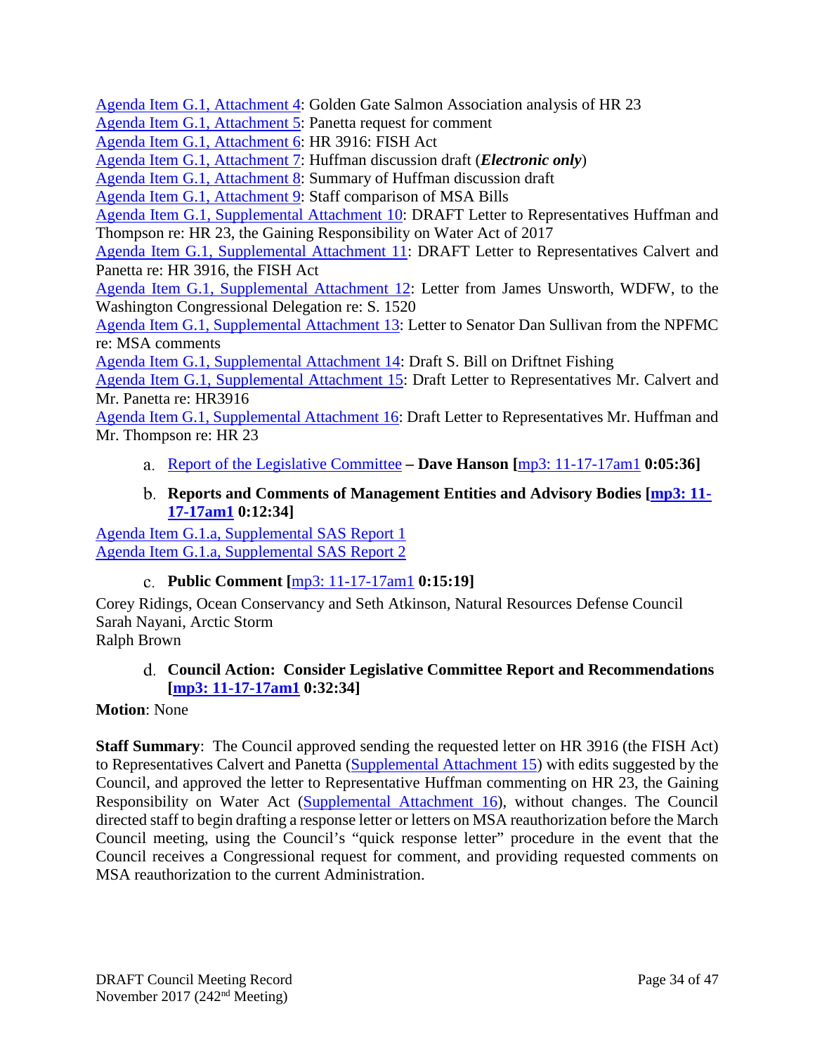Agenda Item G.1, Attachment 4: Golden Gate Salmon Association analysis of HR 23
Agenda Item G.1, Attachment 5: Panetta request for comment
Agenda Item G.1, Attachment 6: HR 3916: FISH Act
Agenda Item G.1, Attachment 7: Huffman discussion draft (***Electronic only***)
Agenda Item G.1, Attachment 8: Summary of Huffman discussion draft
Agenda Item G.1, Attachment 9: Staff comparison of MSA Bills
Agenda Item G.1, Supplemental Attachment 10: DRAFT Letter to Representatives Huffman and Thompson re: HR 23, the Gaining Responsibility on Water Act of 2017
Agenda Item G.1, Supplemental Attachment 11: DRAFT Letter to Representatives Calvert and Panetta re: HR 3916, the FISH Act
Agenda Item G.1, Supplemental Attachment 12: Letter from James Unsworth, WDFW, to the Washington Congressional Delegation re: S. 1520
Agenda Item G.1, Supplemental Attachment 13: Letter to Senator Dan Sullivan from the NPFMC re: MSA comments
Agenda Item G.1, Supplemental Attachment 14: Draft S. Bill on Driftnet Fishing
Agenda Item G.1, Supplemental Attachment 15: Draft Letter to Representatives Mr. Calvert and Mr. Panetta re: HR3916
Agenda Item G.1, Supplemental Attachment 16: Draft Letter to Representatives Mr. Huffman and Mr. Thompson re: HR 23

a. Report of the Legislative Committee **– Dave Hanson [**mp3: 11-17-17am1 **0:05:36]**

b. **Reports and Comments of Management Entities and Advisory Bodies [mp3: 11-17-17am1 0:12:34]**

Agenda Item G.1.a, Supplemental SAS Report 1
Agenda Item G.1.a, Supplemental SAS Report 2

c. **Public Comment [**mp3: 11-17-17am1 **0:15:19]**

Corey Ridings, Ocean Conservancy and Seth Atkinson, Natural Resources Defense Council
Sarah Nayani, Arctic Storm
Ralph Brown

d. **Council Action: Consider Legislative Committee Report and Recommendations [mp3: 11-17-17am1 0:32:34]**

**Motion**: None

**Staff Summary**: The Council approved sending the requested letter on HR 3916 (the FISH Act) to Representatives Calvert and Panetta (Supplemental Attachment 15) with edits suggested by the Council, and approved the letter to Representative Huffman commenting on HR 23, the Gaining Responsibility on Water Act (Supplemental Attachment 16), without changes. The Council directed staff to begin drafting a response letter or letters on MSA reauthorization before the March Council meeting, using the Council's "quick response letter" procedure in the event that the Council receives a Congressional request for comment, and providing requested comments on MSA reauthorization to the current Administration.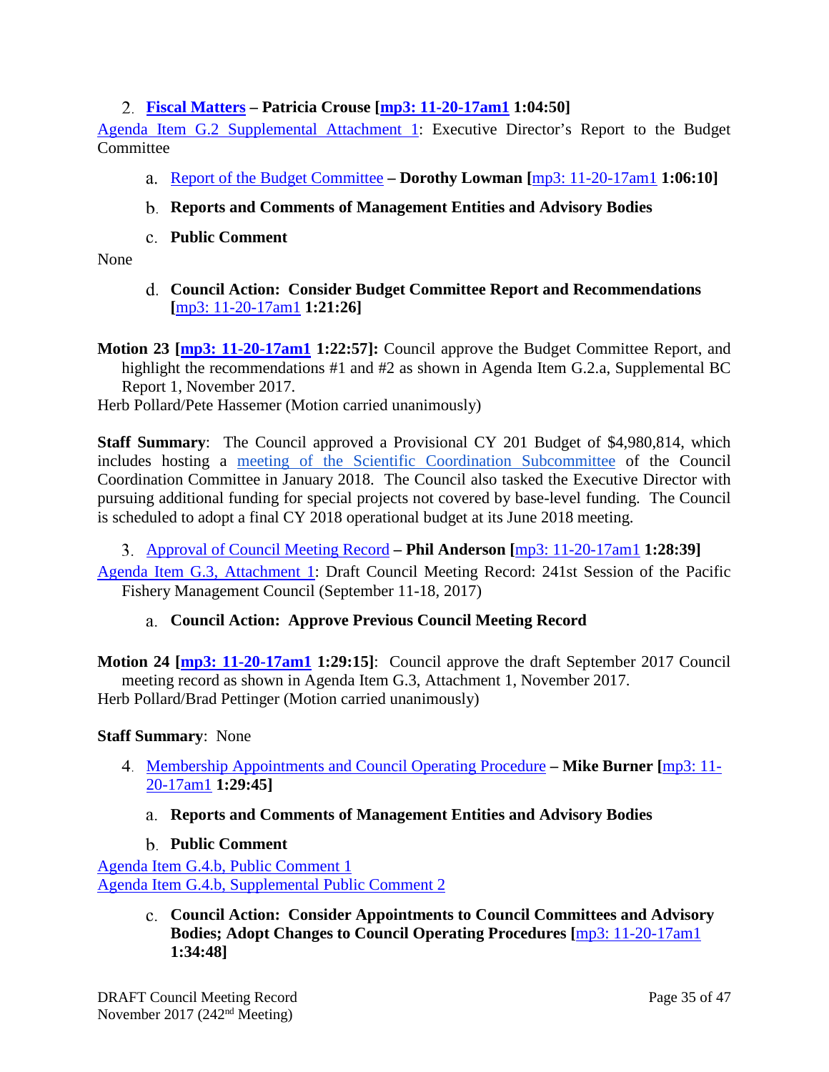### 2. Fiscal Matters – Patricia Crouse [mp3: 11-20-17am1 1:04:50]

Agenda Item G.2 Supplemental Attachment 1: Executive Director's Report to the Budget Committee

#### a. Report of the Budget Committee – Dorothy Lowman [mp3: 11-20-17am1 1:06:10]

#### b. Reports and Comments of Management Entities and Advisory Bodies

#### c. Public Comment

None

#### d. Council Action: Consider Budget Committee Report and Recommendations [mp3: 11-20-17am1 1:21:26]

**Motion 23 [mp3: 11-20-17am1 1:22:57]:** Council approve the Budget Committee Report, and highlight the recommendations #1 and #2 as shown in Agenda Item G.2.a, Supplemental BC Report 1, November 2017.

Herb Pollard/Pete Hassemer (Motion carried unanimously)

**Staff Summary**: The Council approved a Provisional CY 201 Budget of $4,980,814, which includes hosting a meeting of the Scientific Coordination Subcommittee of the Council Coordination Committee in January 2018. The Council also tasked the Executive Director with pursuing additional funding for special projects not covered by base-level funding. The Council is scheduled to adopt a final CY 2018 operational budget at its June 2018 meeting.

### 3. Approval of Council Meeting Record – Phil Anderson [mp3: 11-20-17am1 1:28:39]

Agenda Item G.3, Attachment 1: Draft Council Meeting Record: 241st Session of the Pacific Fishery Management Council (September 11-18, 2017)

#### a. Council Action: Approve Previous Council Meeting Record

**Motion 24 [mp3: 11-20-17am1 1:29:15]**: Council approve the draft September 2017 Council meeting record as shown in Agenda Item G.3, Attachment 1, November 2017.

Herb Pollard/Brad Pettinger (Motion carried unanimously)

**Staff Summary**: None

### 4. Membership Appointments and Council Operating Procedure – Mike Burner [mp3: 11-20-17am1 1:29:45]

#### a. Reports and Comments of Management Entities and Advisory Bodies

#### b. Public Comment

Agenda Item G.4.b, Public Comment 1
Agenda Item G.4.b, Supplemental Public Comment 2

#### c. Council Action: Consider Appointments to Council Committees and Advisory Bodies; Adopt Changes to Council Operating Procedures [mp3: 11-20-17am1 1:34:48]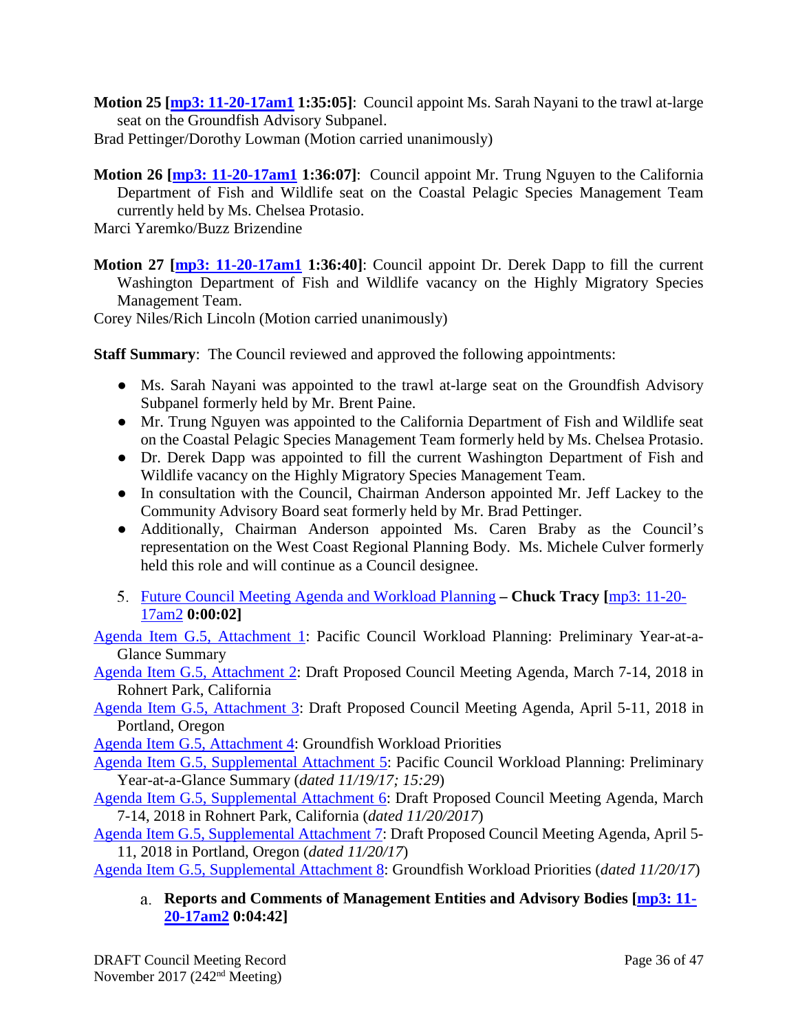**Motion 25 [mp3: 11-20-17am1 1:35:05]**: Council appoint Ms. Sarah Nayani to the trawl at-large seat on the Groundfish Advisory Subpanel.

Brad Pettinger/Dorothy Lowman (Motion carried unanimously)

**Motion 26 [mp3: 11-20-17am1 1:36:07]**: Council appoint Mr. Trung Nguyen to the California Department of Fish and Wildlife seat on the Coastal Pelagic Species Management Team currently held by Ms. Chelsea Protasio.

Marci Yaremko/Buzz Brizendine

**Motion 27 [mp3: 11-20-17am1 1:36:40]**: Council appoint Dr. Derek Dapp to fill the current Washington Department of Fish and Wildlife vacancy on the Highly Migratory Species Management Team.

Corey Niles/Rich Lincoln (Motion carried unanimously)

**Staff Summary**: The Council reviewed and approved the following appointments:

- Ms. Sarah Nayani was appointed to the trawl at-large seat on the Groundfish Advisory Subpanel formerly held by Mr. Brent Paine.
- Mr. Trung Nguyen was appointed to the California Department of Fish and Wildlife seat on the Coastal Pelagic Species Management Team formerly held by Ms. Chelsea Protasio.
- Dr. Derek Dapp was appointed to fill the current Washington Department of Fish and Wildlife vacancy on the Highly Migratory Species Management Team.
- In consultation with the Council, Chairman Anderson appointed Mr. Jeff Lackey to the Community Advisory Board seat formerly held by Mr. Brad Pettinger.
- Additionally, Chairman Anderson appointed Ms. Caren Braby as the Council's representation on the West Coast Regional Planning Body. Ms. Michele Culver formerly held this role and will continue as a Council designee.

5. Future Council Meeting Agenda and Workload Planning **– Chuck Tracy [**mp3: 11-20-17am2 **0:00:02]**

Agenda Item G.5, Attachment 1: Pacific Council Workload Planning: Preliminary Year-at-a-Glance Summary

Agenda Item G.5, Attachment 2: Draft Proposed Council Meeting Agenda, March 7-14, 2018 in Rohnert Park, California

Agenda Item G.5, Attachment 3: Draft Proposed Council Meeting Agenda, April 5-11, 2018 in Portland, Oregon

Agenda Item G.5, Attachment 4: Groundfish Workload Priorities

Agenda Item G.5, Supplemental Attachment 5: Pacific Council Workload Planning: Preliminary Year-at-a-Glance Summary (*dated 11/19/17; 15:29*)

Agenda Item G.5, Supplemental Attachment 6: Draft Proposed Council Meeting Agenda, March 7-14, 2018 in Rohnert Park, California (*dated 11/20/2017*)

Agenda Item G.5, Supplemental Attachment 7: Draft Proposed Council Meeting Agenda, April 5-11, 2018 in Portland, Oregon (*dated 11/20/17*)

Agenda Item G.5, Supplemental Attachment 8: Groundfish Workload Priorities (*dated 11/20/17*)

a. **Reports and Comments of Management Entities and Advisory Bodies [mp3: 11-20-17am2 0:04:42]**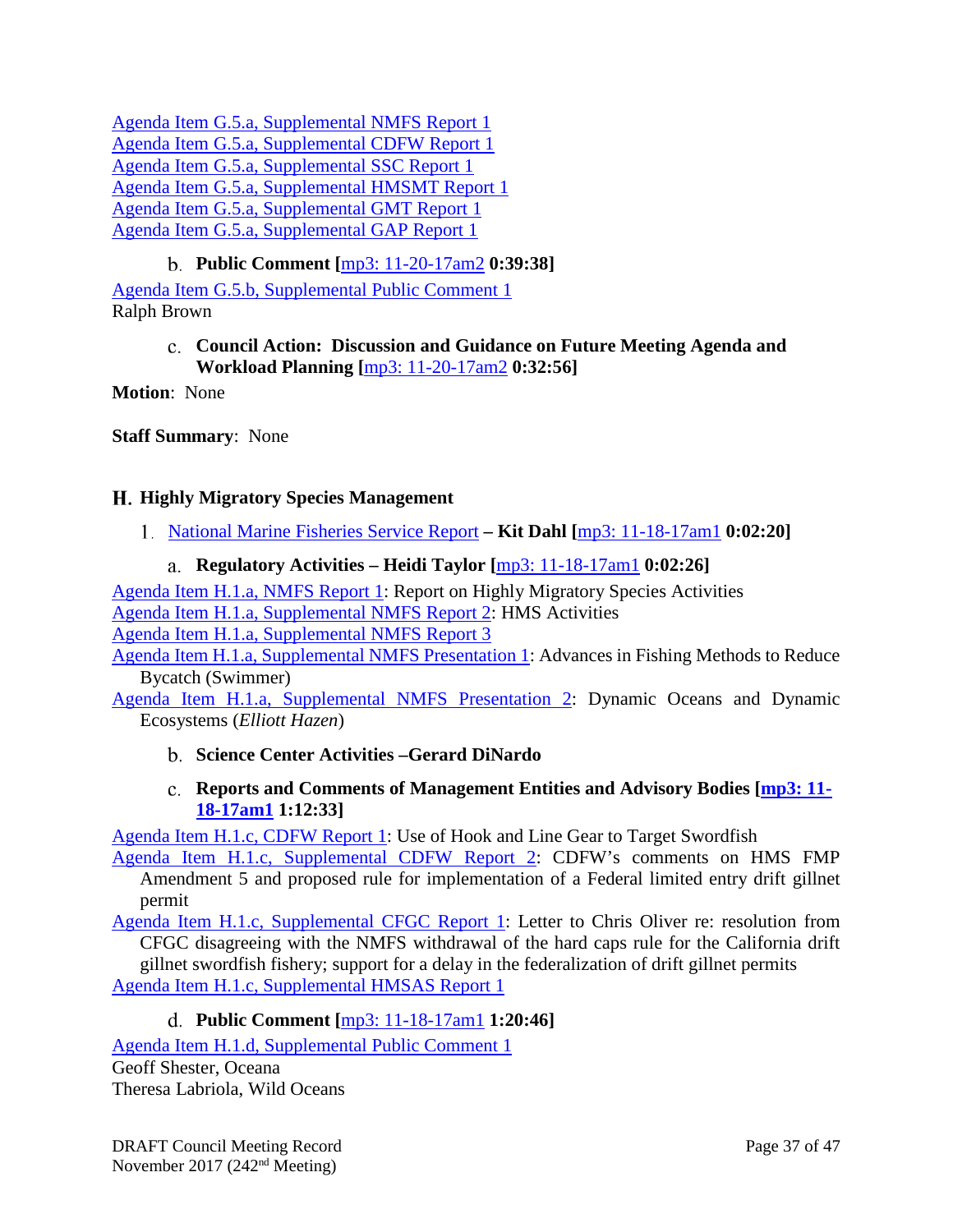Agenda Item G.5.a, Supplemental NMFS Report 1
Agenda Item G.5.a, Supplemental CDFW Report 1
Agenda Item G.5.a, Supplemental SSC Report 1
Agenda Item G.5.a, Supplemental HMSMT Report 1
Agenda Item G.5.a, Supplemental GMT Report 1
Agenda Item G.5.a, Supplemental GAP Report 1

b. **Public Comment [**mp3: 11-20-17am2 **0:39:38]**

Agenda Item G.5.b, Supplemental Public Comment 1
Ralph Brown

c. **Council Action: Discussion and Guidance on Future Meeting Agenda and Workload Planning [**mp3: 11-20-17am2 **0:32:56]**

**Motion**: None

**Staff Summary**: None

## H. Highly Migratory Species Management

1. National Marine Fisheries Service Report **– Kit Dahl [**mp3: 11-18-17am1 **0:02:20]**

a. **Regulatory Activities – Heidi Taylor [**mp3: 11-18-17am1 **0:02:26]**

Agenda Item H.1.a, NMFS Report 1: Report on Highly Migratory Species Activities
Agenda Item H.1.a, Supplemental NMFS Report 2: HMS Activities
Agenda Item H.1.a, Supplemental NMFS Report 3
Agenda Item H.1.a, Supplemental NMFS Presentation 1: Advances in Fishing Methods to Reduce Bycatch (Swimmer)
Agenda Item H.1.a, Supplemental NMFS Presentation 2: Dynamic Oceans and Dynamic Ecosystems (*Elliott Hazen*)

b. **Science Center Activities –Gerard DiNardo**

c. **Reports and Comments of Management Entities and Advisory Bodies [mp3: 11-18-17am1 1:12:33]**

Agenda Item H.1.c, CDFW Report 1: Use of Hook and Line Gear to Target Swordfish
Agenda Item H.1.c, Supplemental CDFW Report 2: CDFW's comments on HMS FMP Amendment 5 and proposed rule for implementation of a Federal limited entry drift gillnet permit
Agenda Item H.1.c, Supplemental CFGC Report 1: Letter to Chris Oliver re: resolution from CFGC disagreeing with the NMFS withdrawal of the hard caps rule for the California drift gillnet swordfish fishery; support for a delay in the federalization of drift gillnet permits
Agenda Item H.1.c, Supplemental HMSAS Report 1

d. **Public Comment [**mp3: 11-18-17am1 **1:20:46]**

Agenda Item H.1.d, Supplemental Public Comment 1
Geoff Shester, Oceana
Theresa Labriola, Wild Oceans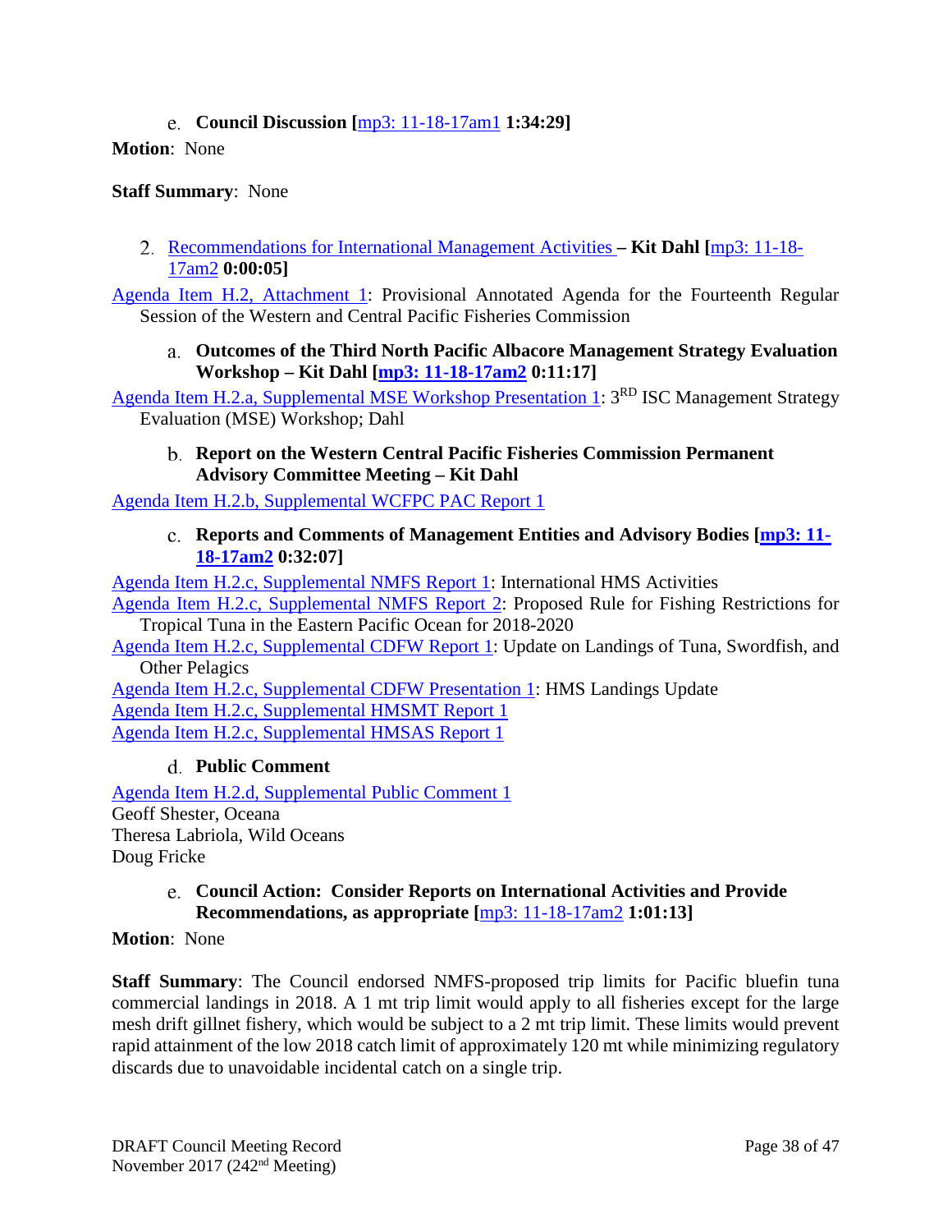e. **Council Discussion [**mp3: 11-18-17am1 **1:34:29]**

**Motion**: None

**Staff Summary**: None

2. Recommendations for International Management Activities **– Kit Dahl [**mp3: 11-18-17am2 **0:00:05]**

Agenda Item H.2, Attachment 1: Provisional Annotated Agenda for the Fourteenth Regular Session of the Western and Central Pacific Fisheries Commission

a. **Outcomes of the Third North Pacific Albacore Management Strategy Evaluation Workshop – Kit Dahl [mp3: 11-18-17am2 0:11:17]**

Agenda Item H.2.a, Supplemental MSE Workshop Presentation 1: 3RD ISC Management Strategy Evaluation (MSE) Workshop; Dahl

b. **Report on the Western Central Pacific Fisheries Commission Permanent Advisory Committee Meeting – Kit Dahl**

Agenda Item H.2.b, Supplemental WCFPC PAC Report 1

c. **Reports and Comments of Management Entities and Advisory Bodies [mp3: 11-18-17am2 0:32:07]**

Agenda Item H.2.c, Supplemental NMFS Report 1: International HMS Activities
Agenda Item H.2.c, Supplemental NMFS Report 2: Proposed Rule for Fishing Restrictions for Tropical Tuna in the Eastern Pacific Ocean for 2018-2020
Agenda Item H.2.c, Supplemental CDFW Report 1: Update on Landings of Tuna, Swordfish, and Other Pelagics
Agenda Item H.2.c, Supplemental CDFW Presentation 1: HMS Landings Update
Agenda Item H.2.c, Supplemental HMSMT Report 1
Agenda Item H.2.c, Supplemental HMSAS Report 1

d. **Public Comment**

Agenda Item H.2.d, Supplemental Public Comment 1
Geoff Shester, Oceana
Theresa Labriola, Wild Oceans
Doug Fricke

e. **Council Action: Consider Reports on International Activities and Provide Recommendations, as appropriate [**mp3: 11-18-17am2 **1:01:13]**

**Motion**: None

**Staff Summary**: The Council endorsed NMFS-proposed trip limits for Pacific bluefin tuna commercial landings in 2018. A 1 mt trip limit would apply to all fisheries except for the large mesh drift gillnet fishery, which would be subject to a 2 mt trip limit. These limits would prevent rapid attainment of the low 2018 catch limit of approximately 120 mt while minimizing regulatory discards due to unavoidable incidental catch on a single trip.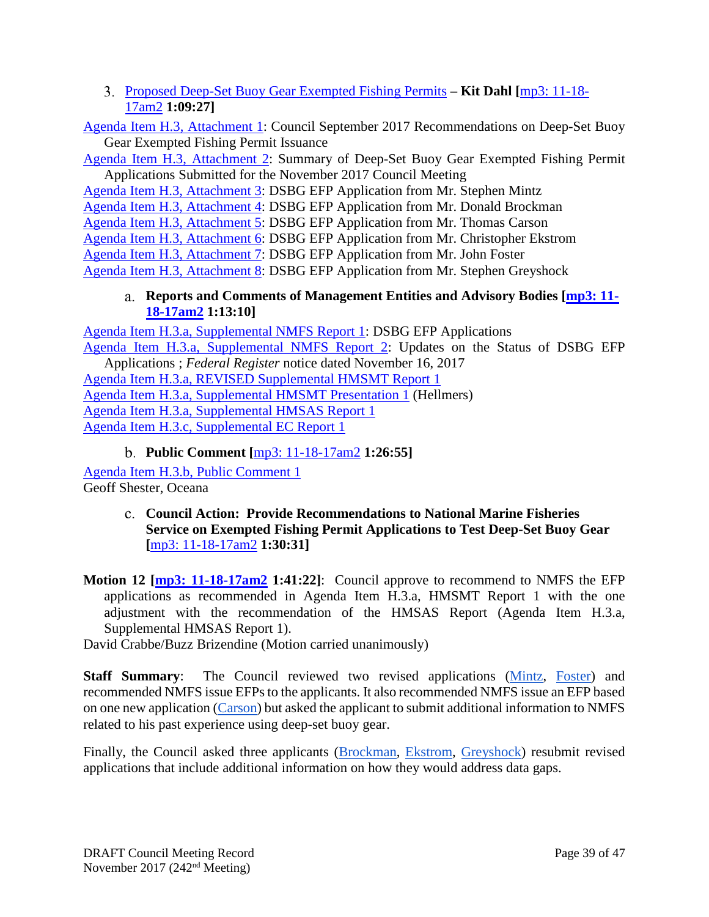3. Proposed Deep-Set Buoy Gear Exempted Fishing Permits **– Kit Dahl [**mp3: 11-18-17am2 **1:09:27]**

Agenda Item H.3, Attachment 1: Council September 2017 Recommendations on Deep-Set Buoy Gear Exempted Fishing Permit Issuance

Agenda Item H.3, Attachment 2: Summary of Deep-Set Buoy Gear Exempted Fishing Permit Applications Submitted for the November 2017 Council Meeting

Agenda Item H.3, Attachment 3: DSBG EFP Application from Mr. Stephen Mintz

Agenda Item H.3, Attachment 4: DSBG EFP Application from Mr. Donald Brockman

Agenda Item H.3, Attachment 5: DSBG EFP Application from Mr. Thomas Carson

Agenda Item H.3, Attachment 6: DSBG EFP Application from Mr. Christopher Ekstrom

Agenda Item H.3, Attachment 7: DSBG EFP Application from Mr. John Foster

Agenda Item H.3, Attachment 8: DSBG EFP Application from Mr. Stephen Greyshock

a. **Reports and Comments of Management Entities and Advisory Bodies [mp3: 11-18-17am2 1:13:10]**

Agenda Item H.3.a, Supplemental NMFS Report 1: DSBG EFP Applications

Agenda Item H.3.a, Supplemental NMFS Report 2: Updates on the Status of DSBG EFP Applications ; *Federal Register* notice dated November 16, 2017

Agenda Item H.3.a, REVISED Supplemental HMSMT Report 1

Agenda Item H.3.a, Supplemental HMSMT Presentation 1 (Hellmers)

Agenda Item H.3.a, Supplemental HMSAS Report 1

Agenda Item H.3.c, Supplemental EC Report 1

b. **Public Comment [**mp3: 11-18-17am2 **1:26:55]**

Agenda Item H.3.b, Public Comment 1

Geoff Shester, Oceana

c. **Council Action: Provide Recommendations to National Marine Fisheries Service on Exempted Fishing Permit Applications to Test Deep-Set Buoy Gear [**mp3: 11-18-17am2 **1:30:31]**

**Motion 12 [mp3: 11-18-17am2 1:41:22]**: Council approve to recommend to NMFS the EFP applications as recommended in Agenda Item H.3.a, HMSMT Report 1 with the one adjustment with the recommendation of the HMSAS Report (Agenda Item H.3.a, Supplemental HMSAS Report 1).

David Crabbe/Buzz Brizendine (Motion carried unanimously)

**Staff Summary**: The Council reviewed two revised applications (Mintz, Foster) and recommended NMFS issue EFPs to the applicants. It also recommended NMFS issue an EFP based on one new application (Carson) but asked the applicant to submit additional information to NMFS related to his past experience using deep-set buoy gear.

Finally, the Council asked three applicants (Brockman, Ekstrom, Greyshock) resubmit revised applications that include additional information on how they would address data gaps.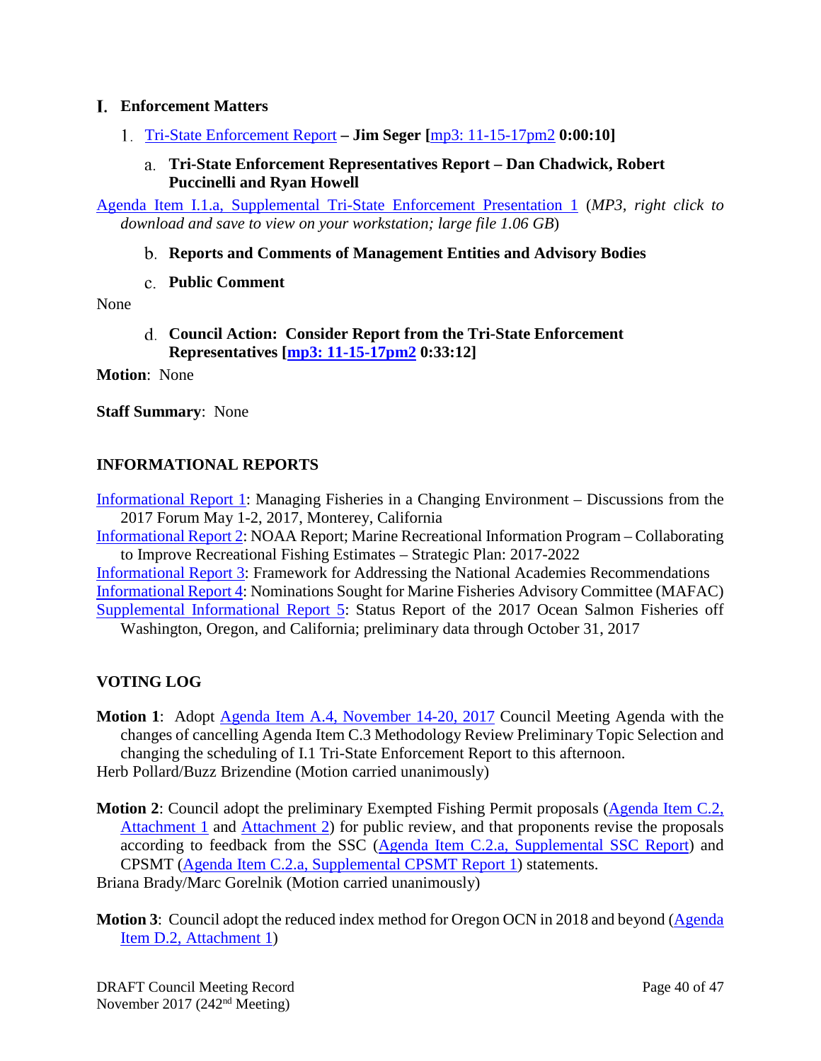## I. Enforcement Matters

1. Tri-State Enforcement Report **– Jim Seger [mp3: 11-15-17pm2 0:00:10]**

   a. **Tri-State Enforcement Representatives Report – Dan Chadwick, Robert Puccinelli and Ryan Howell**

Agenda Item I.1.a, Supplemental Tri-State Enforcement Presentation 1 (*MP3, right click to download and save to view on your workstation; large file 1.06 GB*)

   b. **Reports and Comments of Management Entities and Advisory Bodies**

   c. **Public Comment**

None

   d. **Council Action: Consider Report from the Tri-State Enforcement Representatives [mp3: 11-15-17pm2 0:33:12]**

**Motion**: None

**Staff Summary**: None

## INFORMATIONAL REPORTS

Informational Report 1: Managing Fisheries in a Changing Environment – Discussions from the 2017 Forum May 1-2, 2017, Monterey, California

Informational Report 2: NOAA Report; Marine Recreational Information Program – Collaborating to Improve Recreational Fishing Estimates – Strategic Plan: 2017-2022

Informational Report 3: Framework for Addressing the National Academies Recommendations

Informational Report 4: Nominations Sought for Marine Fisheries Advisory Committee (MAFAC)

Supplemental Informational Report 5: Status Report of the 2017 Ocean Salmon Fisheries off Washington, Oregon, and California; preliminary data through October 31, 2017

## VOTING LOG

**Motion 1**: Adopt Agenda Item A.4, November 14-20, 2017 Council Meeting Agenda with the changes of cancelling Agenda Item C.3 Methodology Review Preliminary Topic Selection and changing the scheduling of I.1 Tri-State Enforcement Report to this afternoon.

Herb Pollard/Buzz Brizendine (Motion carried unanimously)

**Motion 2**: Council adopt the preliminary Exempted Fishing Permit proposals (Agenda Item C.2, Attachment 1 and Attachment 2) for public review, and that proponents revise the proposals according to feedback from the SSC (Agenda Item C.2.a, Supplemental SSC Report) and CPSMT (Agenda Item C.2.a, Supplemental CPSMT Report 1) statements.

Briana Brady/Marc Gorelnik (Motion carried unanimously)

**Motion 3**: Council adopt the reduced index method for Oregon OCN in 2018 and beyond (Agenda Item D.2, Attachment 1)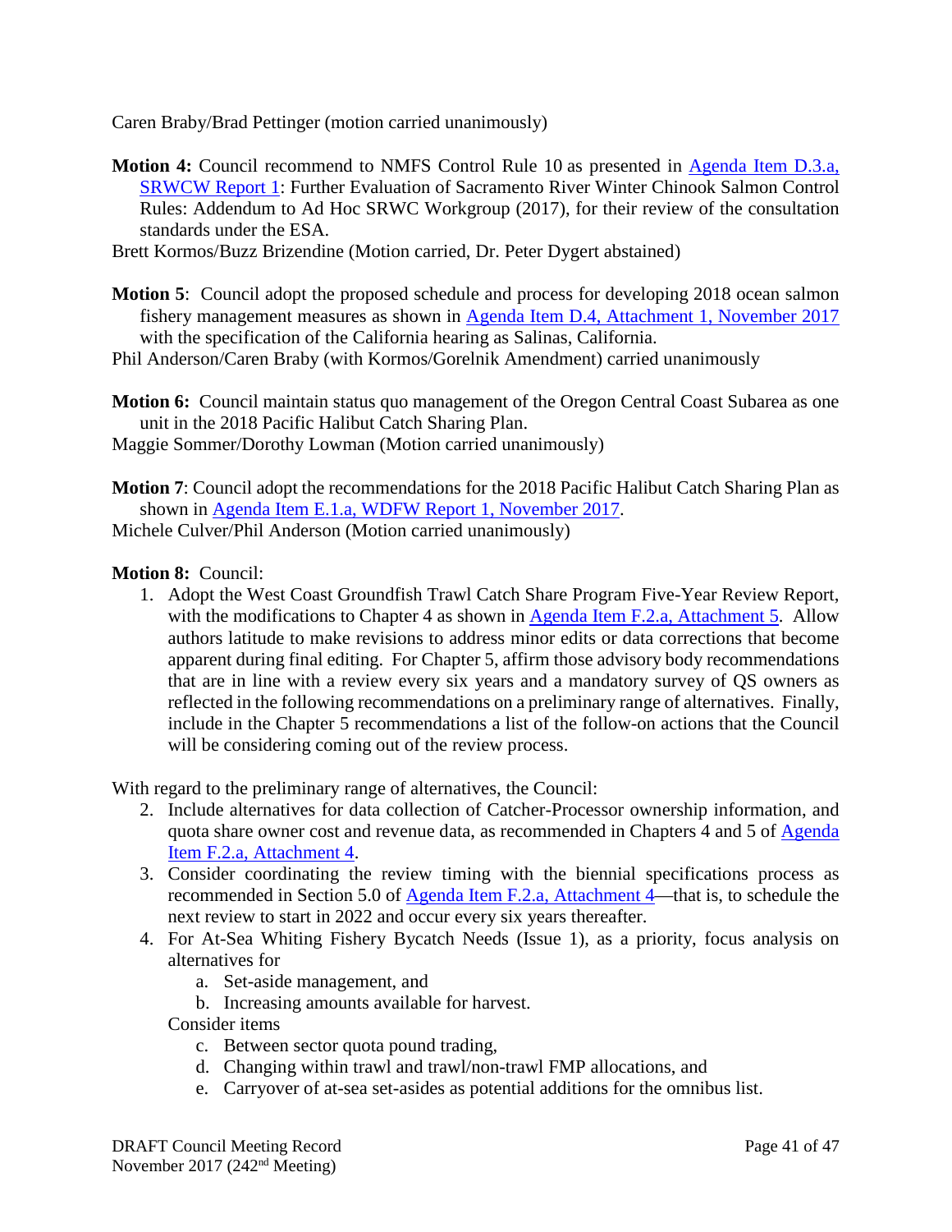Caren Braby/Brad Pettinger (motion carried unanimously)

**Motion 4:** Council recommend to NMFS Control Rule 10 as presented in Agenda Item D.3.a, SRWCW Report 1: Further Evaluation of Sacramento River Winter Chinook Salmon Control Rules: Addendum to Ad Hoc SRWC Workgroup (2017), for their review of the consultation standards under the ESA.

Brett Kormos/Buzz Brizendine (Motion carried, Dr. Peter Dygert abstained)

**Motion 5**: Council adopt the proposed schedule and process for developing 2018 ocean salmon fishery management measures as shown in Agenda Item D.4, Attachment 1, November 2017 with the specification of the California hearing as Salinas, California.

Phil Anderson/Caren Braby (with Kormos/Gorelnik Amendment) carried unanimously

**Motion 6:** Council maintain status quo management of the Oregon Central Coast Subarea as one unit in the 2018 Pacific Halibut Catch Sharing Plan.

Maggie Sommer/Dorothy Lowman (Motion carried unanimously)

**Motion 7**: Council adopt the recommendations for the 2018 Pacific Halibut Catch Sharing Plan as shown in Agenda Item E.1.a, WDFW Report 1, November 2017.

Michele Culver/Phil Anderson (Motion carried unanimously)

**Motion 8:** Council:

1. Adopt the West Coast Groundfish Trawl Catch Share Program Five-Year Review Report, with the modifications to Chapter 4 as shown in Agenda Item F.2.a, Attachment 5. Allow authors latitude to make revisions to address minor edits or data corrections that become apparent during final editing. For Chapter 5, affirm those advisory body recommendations that are in line with a review every six years and a mandatory survey of QS owners as reflected in the following recommendations on a preliminary range of alternatives. Finally, include in the Chapter 5 recommendations a list of the follow-on actions that the Council will be considering coming out of the review process.

With regard to the preliminary range of alternatives, the Council:

2. Include alternatives for data collection of Catcher-Processor ownership information, and quota share owner cost and revenue data, as recommended in Chapters 4 and 5 of Agenda Item F.2.a, Attachment 4.
3. Consider coordinating the review timing with the biennial specifications process as recommended in Section 5.0 of Agenda Item F.2.a, Attachment 4—that is, to schedule the next review to start in 2022 and occur every six years thereafter.
4. For At-Sea Whiting Fishery Bycatch Needs (Issue 1), as a priority, focus analysis on alternatives for
   a. Set-aside management, and
   b. Increasing amounts available for harvest.

   Consider items

   c. Between sector quota pound trading,
   d. Changing within trawl and trawl/non-trawl FMP allocations, and
   e. Carryover of at-sea set-asides as potential additions for the omnibus list.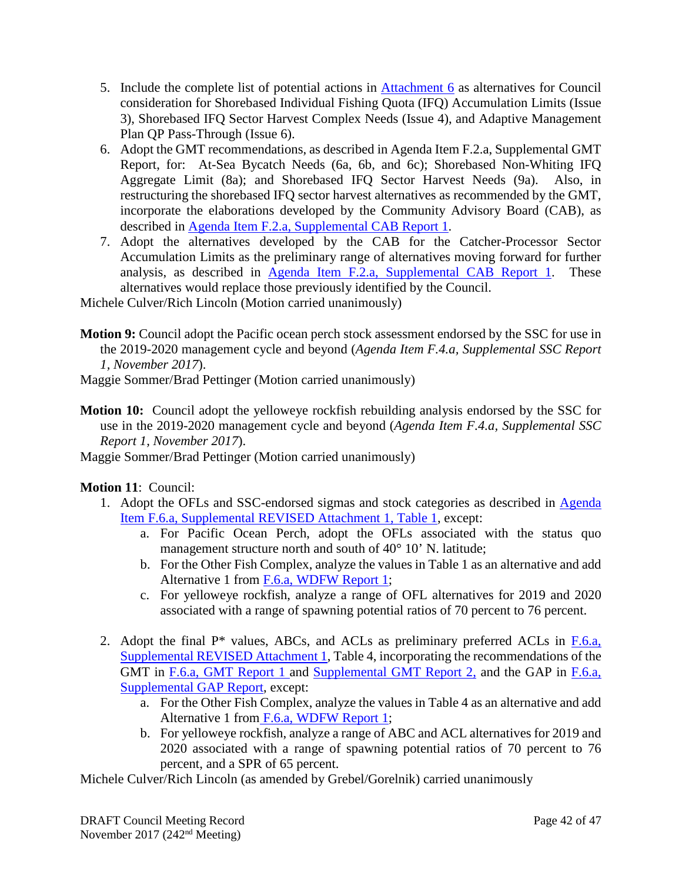5. Include the complete list of potential actions in Attachment 6 as alternatives for Council consideration for Shorebased Individual Fishing Quota (IFQ) Accumulation Limits (Issue 3), Shorebased IFQ Sector Harvest Complex Needs (Issue 4), and Adaptive Management Plan QP Pass-Through (Issue 6).
6. Adopt the GMT recommendations, as described in Agenda Item F.2.a, Supplemental GMT Report, for: At-Sea Bycatch Needs (6a, 6b, and 6c); Shorebased Non-Whiting IFQ Aggregate Limit (8a); and Shorebased IFQ Sector Harvest Needs (9a). Also, in restructuring the shorebased IFQ sector harvest alternatives as recommended by the GMT, incorporate the elaborations developed by the Community Advisory Board (CAB), as described in Agenda Item F.2.a, Supplemental CAB Report 1.
7. Adopt the alternatives developed by the CAB for the Catcher-Processor Sector Accumulation Limits as the preliminary range of alternatives moving forward for further analysis, as described in Agenda Item F.2.a, Supplemental CAB Report 1. These alternatives would replace those previously identified by the Council.

Michele Culver/Rich Lincoln (Motion carried unanimously)

**Motion 9:** Council adopt the Pacific ocean perch stock assessment endorsed by the SSC for use in the 2019-2020 management cycle and beyond (*Agenda Item F.4.a, Supplemental SSC Report 1, November 2017*).

Maggie Sommer/Brad Pettinger (Motion carried unanimously)

**Motion 10:** Council adopt the yelloweye rockfish rebuilding analysis endorsed by the SSC for use in the 2019-2020 management cycle and beyond (*Agenda Item F.4.a, Supplemental SSC Report 1, November 2017*).

Maggie Sommer/Brad Pettinger (Motion carried unanimously)

**Motion 11**: Council:

1. Adopt the OFLs and SSC-endorsed sigmas and stock categories as described in Agenda Item F.6.a, Supplemental REVISED Attachment 1, Table 1, except:
   a. For Pacific Ocean Perch, adopt the OFLs associated with the status quo management structure north and south of 40° 10' N. latitude;
   b. For the Other Fish Complex, analyze the values in Table 1 as an alternative and add Alternative 1 from F.6.a, WDFW Report 1;
   c. For yelloweye rockfish, analyze a range of OFL alternatives for 2019 and 2020 associated with a range of spawning potential ratios of 70 percent to 76 percent.

2. Adopt the final P* values, ABCs, and ACLs as preliminary preferred ACLs in F.6.a, Supplemental REVISED Attachment 1, Table 4, incorporating the recommendations of the GMT in F.6.a, GMT Report 1 and Supplemental GMT Report 2, and the GAP in F.6.a, Supplemental GAP Report, except:
   a. For the Other Fish Complex, analyze the values in Table 4 as an alternative and add Alternative 1 from F.6.a, WDFW Report 1;
   b. For yelloweye rockfish, analyze a range of ABC and ACL alternatives for 2019 and 2020 associated with a range of spawning potential ratios of 70 percent to 76 percent, and a SPR of 65 percent.

Michele Culver/Rich Lincoln (as amended by Grebel/Gorelnik) carried unanimously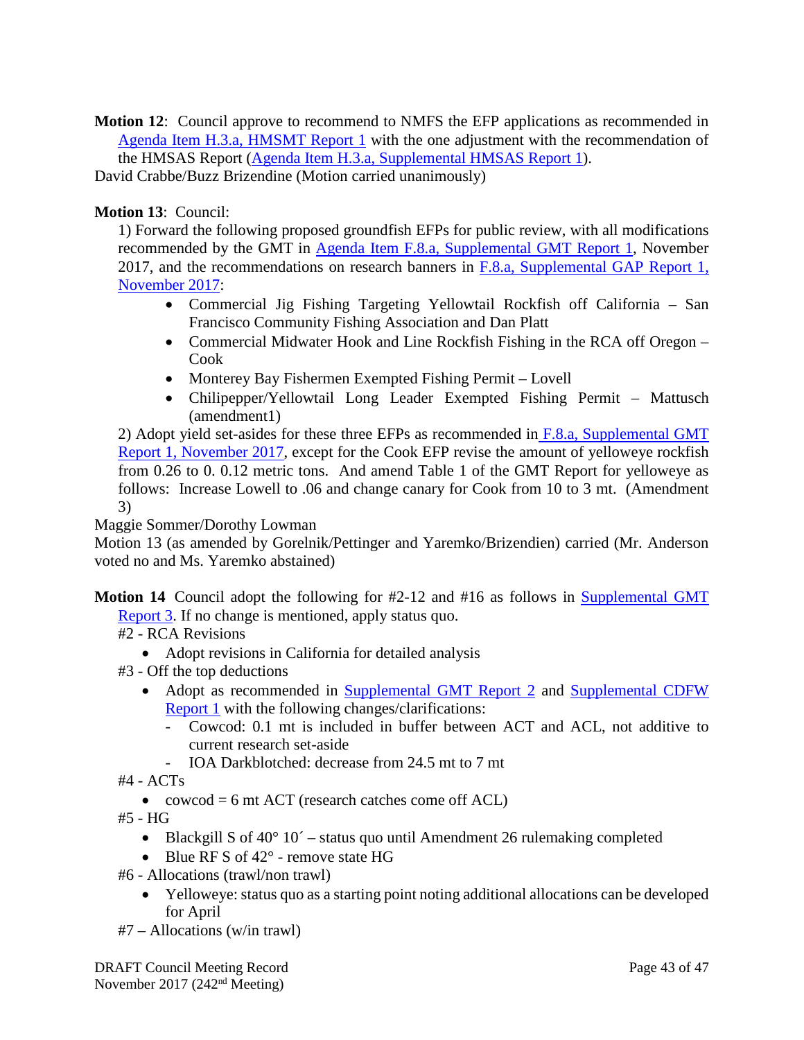**Motion 12**: Council approve to recommend to NMFS the EFP applications as recommended in Agenda Item H.3.a, HMSMT Report 1 with the one adjustment with the recommendation of the HMSAS Report (Agenda Item H.3.a, Supplemental HMSAS Report 1).

David Crabbe/Buzz Brizendine (Motion carried unanimously)

**Motion 13**: Council:

1) Forward the following proposed groundfish EFPs for public review, with all modifications recommended by the GMT in Agenda Item F.8.a, Supplemental GMT Report 1, November 2017, and the recommendations on research banners in F.8.a, Supplemental GAP Report 1, November 2017:

- Commercial Jig Fishing Targeting Yellowtail Rockfish off California – San Francisco Community Fishing Association and Dan Platt
- Commercial Midwater Hook and Line Rockfish Fishing in the RCA off Oregon – Cook
- Monterey Bay Fishermen Exempted Fishing Permit – Lovell
- Chilipepper/Yellowtail Long Leader Exempted Fishing Permit – Mattusch (amendment1)

2) Adopt yield set-asides for these three EFPs as recommended in F.8.a, Supplemental GMT Report 1, November 2017, except for the Cook EFP revise the amount of yelloweye rockfish from 0.26 to 0. 0.12 metric tons. And amend Table 1 of the GMT Report for yelloweye as follows: Increase Lowell to .06 and change canary for Cook from 10 to 3 mt. (Amendment 3)

Maggie Sommer/Dorothy Lowman

Motion 13 (as amended by Gorelnik/Pettinger and Yaremko/Brizendien) carried (Mr. Anderson voted no and Ms. Yaremko abstained)

**Motion 14** Council adopt the following for #2-12 and #16 as follows in Supplemental GMT Report 3. If no change is mentioned, apply status quo.

#2 - RCA Revisions

- Adopt revisions in California for detailed analysis

#3 - Off the top deductions

- Adopt as recommended in Supplemental GMT Report 2 and Supplemental CDFW Report 1 with the following changes/clarifications:
  - Cowcod: 0.1 mt is included in buffer between ACT and ACL, not additive to current research set-aside
  - IOA Darkblotched: decrease from 24.5 mt to 7 mt

#4 - ACTs

- cowcod = 6 mt ACT (research catches come off ACL)

#5 - HG

- Blackgill S of 40° 10´ – status quo until Amendment 26 rulemaking completed
- Blue RF S of 42° - remove state HG

#6 - Allocations (trawl/non trawl)

- Yelloweye: status quo as a starting point noting additional allocations can be developed for April

#7 – Allocations (w/in trawl)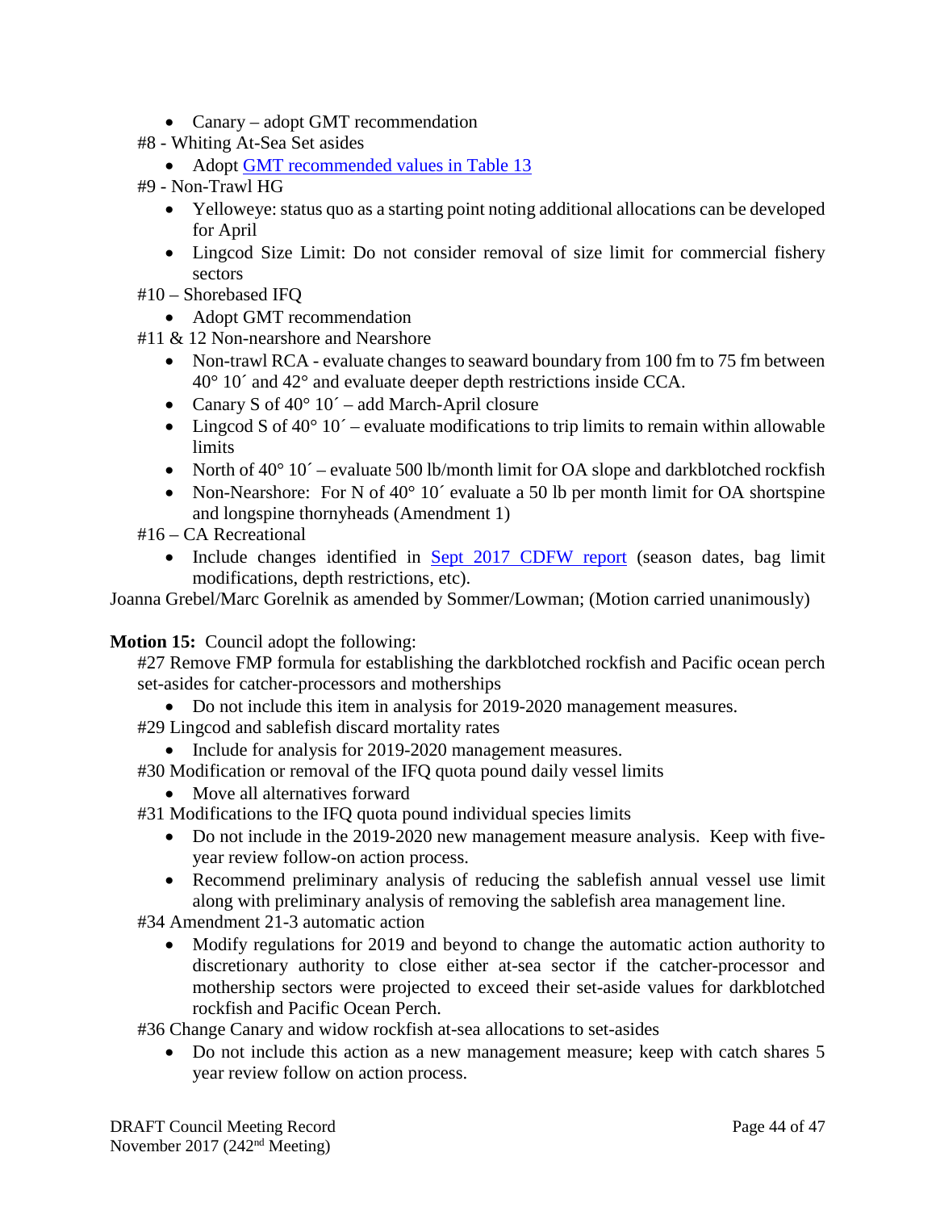- Canary – adopt GMT recommendation

#8 - Whiting At-Sea Set asides

- Adopt [GMT recommended values in Table 13](#)

#9 - Non-Trawl HG

- Yelloweye: status quo as a starting point noting additional allocations can be developed for April
- Lingcod Size Limit: Do not consider removal of size limit for commercial fishery sectors

#10 – Shorebased IFQ

- Adopt GMT recommendation

#11 & 12 Non-nearshore and Nearshore

- Non-trawl RCA - evaluate changes to seaward boundary from 100 fm to 75 fm between 40° 10´ and 42° and evaluate deeper depth restrictions inside CCA.
- Canary S of 40° 10´ – add March-April closure
- Lingcod S of 40° 10´ – evaluate modifications to trip limits to remain within allowable limits
- North of 40° 10´ – evaluate 500 lb/month limit for OA slope and darkblotched rockfish
- Non-Nearshore: For N of 40° 10´ evaluate a 50 lb per month limit for OA shortspine and longspine thornyheads (Amendment 1)

#16 – CA Recreational

- Include changes identified in [Sept 2017 CDFW report](#) (season dates, bag limit modifications, depth restrictions, etc).

Joanna Grebel/Marc Gorelnik as amended by Sommer/Lowman; (Motion carried unanimously)

**Motion 15:** Council adopt the following:

#27 Remove FMP formula for establishing the darkblotched rockfish and Pacific ocean perch set-asides for catcher-processors and motherships

- Do not include this item in analysis for 2019-2020 management measures.

#29 Lingcod and sablefish discard mortality rates

- Include for analysis for 2019-2020 management measures.

#30 Modification or removal of the IFQ quota pound daily vessel limits

- Move all alternatives forward

#31 Modifications to the IFQ quota pound individual species limits

- Do not include in the 2019-2020 new management measure analysis. Keep with five-year review follow-on action process.
- Recommend preliminary analysis of reducing the sablefish annual vessel use limit along with preliminary analysis of removing the sablefish area management line.

#34 Amendment 21-3 automatic action

- Modify regulations for 2019 and beyond to change the automatic action authority to discretionary authority to close either at-sea sector if the catcher-processor and mothership sectors were projected to exceed their set-aside values for darkblotched rockfish and Pacific Ocean Perch.

#36 Change Canary and widow rockfish at-sea allocations to set-asides

- Do not include this action as a new management measure; keep with catch shares 5 year review follow on action process.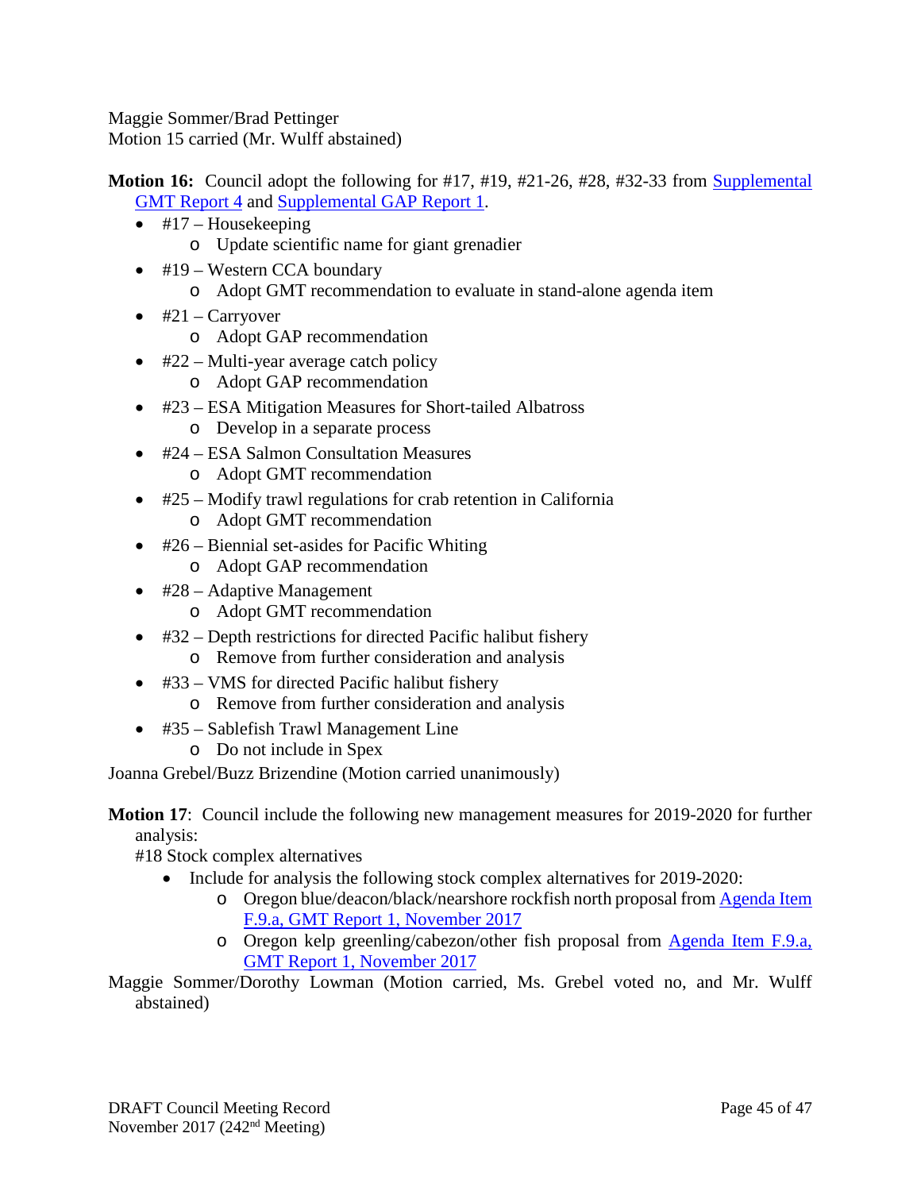Maggie Sommer/Brad Pettinger
Motion 15 carried (Mr. Wulff abstained)

**Motion 16:** Council adopt the following for #17, #19, #21-26, #28, #32-33 from Supplemental GMT Report 4 and Supplemental GAP Report 1.

- #17 – Housekeeping
    - Update scientific name for giant grenadier
- #19 – Western CCA boundary
    - Adopt GMT recommendation to evaluate in stand-alone agenda item
- #21 – Carryover
    - Adopt GAP recommendation
- #22 – Multi-year average catch policy
    - Adopt GAP recommendation
- #23 – ESA Mitigation Measures for Short-tailed Albatross
    - Develop in a separate process
- #24 – ESA Salmon Consultation Measures
    - Adopt GMT recommendation
- #25 – Modify trawl regulations for crab retention in California
    - Adopt GMT recommendation
- #26 – Biennial set-asides for Pacific Whiting
    - Adopt GAP recommendation
- #28 – Adaptive Management
    - Adopt GMT recommendation
- #32 – Depth restrictions for directed Pacific halibut fishery
    - Remove from further consideration and analysis
- #33 – VMS for directed Pacific halibut fishery
    - Remove from further consideration and analysis
- #35 – Sablefish Trawl Management Line
    - Do not include in Spex

Joanna Grebel/Buzz Brizendine (Motion carried unanimously)

**Motion 17**: Council include the following new management measures for 2019-2020 for further analysis:

#18 Stock complex alternatives

- Include for analysis the following stock complex alternatives for 2019-2020:
    - Oregon blue/deacon/black/nearshore rockfish north proposal from Agenda Item F.9.a, GMT Report 1, November 2017
    - Oregon kelp greenling/cabezon/other fish proposal from Agenda Item F.9.a, GMT Report 1, November 2017

Maggie Sommer/Dorothy Lowman (Motion carried, Ms. Grebel voted no, and Mr. Wulff abstained)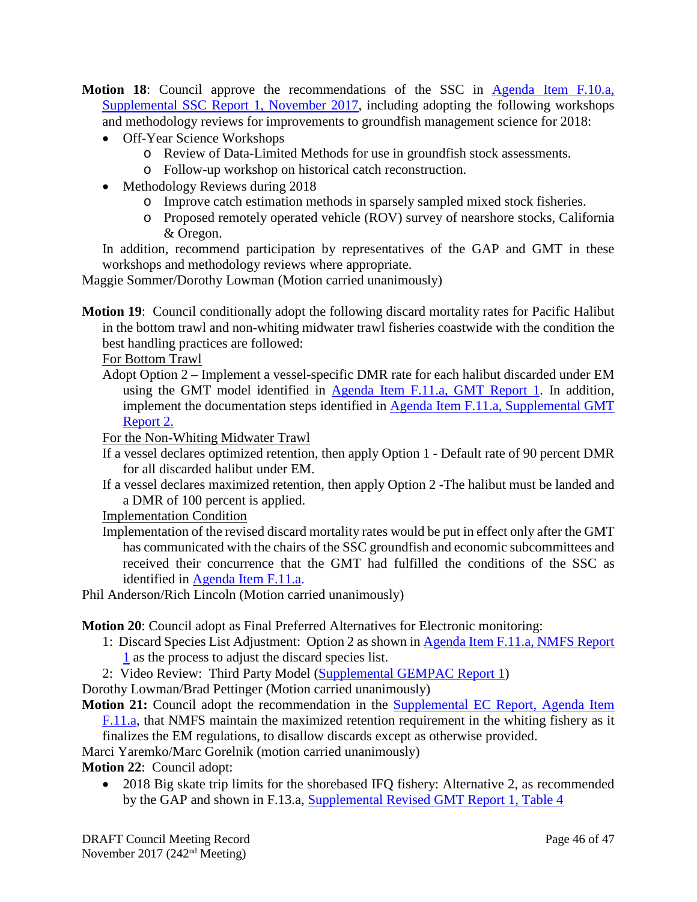**Motion 18**: Council approve the recommendations of the SSC in Agenda Item F.10.a, Supplemental SSC Report 1, November 2017, including adopting the following workshops and methodology reviews for improvements to groundfish management science for 2018:

- Off-Year Science Workshops
  - Review of Data-Limited Methods for use in groundfish stock assessments.
  - Follow-up workshop on historical catch reconstruction.
- Methodology Reviews during 2018
  - Improve catch estimation methods in sparsely sampled mixed stock fisheries.
  - Proposed remotely operated vehicle (ROV) survey of nearshore stocks, California & Oregon.

In addition, recommend participation by representatives of the GAP and GMT in these workshops and methodology reviews where appropriate.

Maggie Sommer/Dorothy Lowman (Motion carried unanimously)

**Motion 19**: Council conditionally adopt the following discard mortality rates for Pacific Halibut in the bottom trawl and non-whiting midwater trawl fisheries coastwide with the condition the best handling practices are followed:

For Bottom Trawl

Adopt Option 2 – Implement a vessel-specific DMR rate for each halibut discarded under EM using the GMT model identified in Agenda Item F.11.a, GMT Report 1. In addition, implement the documentation steps identified in Agenda Item F.11.a, Supplemental GMT Report 2.

For the Non-Whiting Midwater Trawl

If a vessel declares optimized retention, then apply Option 1 - Default rate of 90 percent DMR for all discarded halibut under EM.

If a vessel declares maximized retention, then apply Option 2 -The halibut must be landed and a DMR of 100 percent is applied.

Implementation Condition

Implementation of the revised discard mortality rates would be put in effect only after the GMT has communicated with the chairs of the SSC groundfish and economic subcommittees and received their concurrence that the GMT had fulfilled the conditions of the SSC as identified in Agenda Item F.11.a.

Phil Anderson/Rich Lincoln (Motion carried unanimously)

**Motion 20**: Council adopt as Final Preferred Alternatives for Electronic monitoring:

1: Discard Species List Adjustment: Option 2 as shown in Agenda Item F.11.a, NMFS Report 1 as the process to adjust the discard species list.

2: Video Review: Third Party Model (Supplemental GEMPAC Report 1)

Dorothy Lowman/Brad Pettinger (Motion carried unanimously)

**Motion 21:** Council adopt the recommendation in the Supplemental EC Report, Agenda Item F.11.a, that NMFS maintain the maximized retention requirement in the whiting fishery as it finalizes the EM regulations, to disallow discards except as otherwise provided.

Marci Yaremko/Marc Gorelnik (motion carried unanimously)

**Motion 22**: Council adopt:

- 2018 Big skate trip limits for the shorebased IFQ fishery: Alternative 2, as recommended by the GAP and shown in F.13.a, Supplemental Revised GMT Report 1, Table 4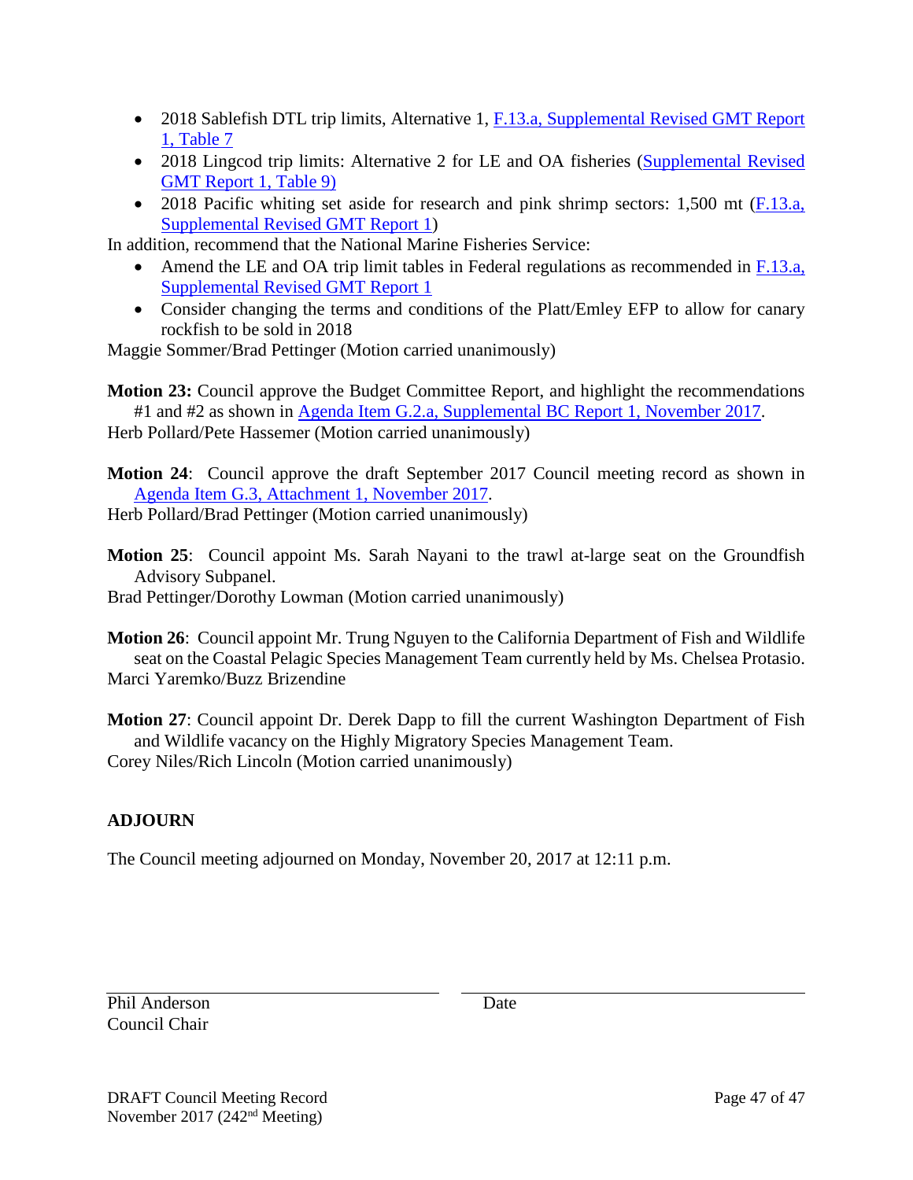- 2018 Sablefish DTL trip limits, Alternative 1, [F.13.a, Supplemental Revised GMT Report 1, Table 7]
- 2018 Lingcod trip limits: Alternative 2 for LE and OA fisheries ([Supplemental Revised GMT Report 1, Table 9)]
- 2018 Pacific whiting set aside for research and pink shrimp sectors: 1,500 mt ([F.13.a, Supplemental Revised GMT Report 1])

In addition, recommend that the National Marine Fisheries Service:

- Amend the LE and OA trip limit tables in Federal regulations as recommended in [F.13.a, Supplemental Revised GMT Report 1]
- Consider changing the terms and conditions of the Platt/Emley EFP to allow for canary rockfish to be sold in 2018

Maggie Sommer/Brad Pettinger (Motion carried unanimously)

**Motion 23:** Council approve the Budget Committee Report, and highlight the recommendations #1 and #2 as shown in [Agenda Item G.2.a, Supplemental BC Report 1, November 2017].
Herb Pollard/Pete Hassemer (Motion carried unanimously)

**Motion 24**: Council approve the draft September 2017 Council meeting record as shown in [Agenda Item G.3, Attachment 1, November 2017].
Herb Pollard/Brad Pettinger (Motion carried unanimously)

**Motion 25**: Council appoint Ms. Sarah Nayani to the trawl at-large seat on the Groundfish Advisory Subpanel.
Brad Pettinger/Dorothy Lowman (Motion carried unanimously)

**Motion 26**: Council appoint Mr. Trung Nguyen to the California Department of Fish and Wildlife seat on the Coastal Pelagic Species Management Team currently held by Ms. Chelsea Protasio.
Marci Yaremko/Buzz Brizendine

**Motion 27**: Council appoint Dr. Derek Dapp to fill the current Washington Department of Fish and Wildlife vacancy on the Highly Migratory Species Management Team.
Corey Niles/Rich Lincoln (Motion carried unanimously)

## ADJOURN

The Council meeting adjourned on Monday, November 20, 2017 at 12:11 p.m.

| | |
|---|---|
| Phil Anderson<br>Council Chair | Date |